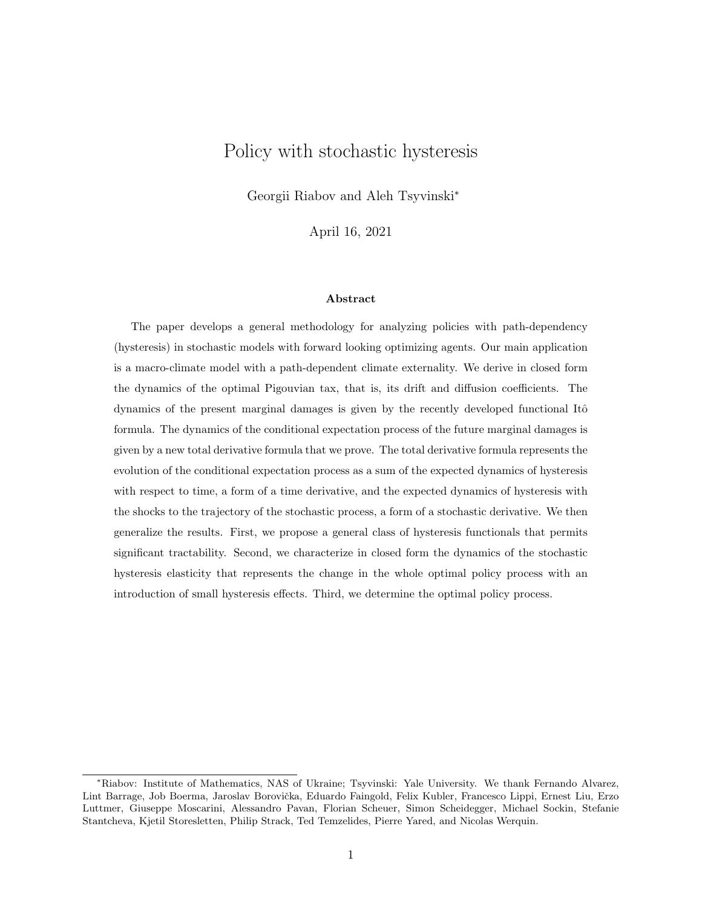# Policy with stochastic hysteresis

Georgii Riabov and Aleh Tsyvinski*

April 16, 2021

### Abstract

The paper develops a general methodology for analyzing policies with path-dependency (hysteresis) in stochastic models with forward looking optimizing agents. Our main application is a macro-climate model with a path-dependent climate externality. We derive in closed form the dynamics of the optimal Pigouvian tax, that is, its drift and diffusion coefficients. The dynamics of the present marginal damages is given by the recently developed functional Itô formula. The dynamics of the conditional expectation process of the future marginal damages is given by a new total derivative formula that we prove. The total derivative formula represents the evolution of the conditional expectation process as a sum of the expected dynamics of hysteresis with respect to time, a form of a time derivative, and the expected dynamics of hysteresis with the shocks to the trajectory of the stochastic process, a form of a stochastic derivative. We then generalize the results. First, we propose a general class of hysteresis functionals that permits significant tractability. Second, we characterize in closed form the dynamics of the stochastic hysteresis elasticity that represents the change in the whole optimal policy process with an introduction of small hysteresis effects. Third, we determine the optimal policy process.

---

*Riabov: Institute of Mathematics, NAS of Ukraine; Tsyvinski: Yale University. We thank Fernando Alvarez, Lint Barrage, Job Boerma, Jaroslav Borovička, Eduardo Faingold, Felix Kubler, Francesco Lippi, Ernest Liu, Erzo Luttmer, Giuseppe Moscarini, Alessandro Pavan, Florian Scheuer, Simon Scheidegger, Michael Sockin, Stefanie Stantcheva, Kjetil Storesletten, Philip Strack, Ted Temzelides, Pierre Yared, and Nicolas Werquin.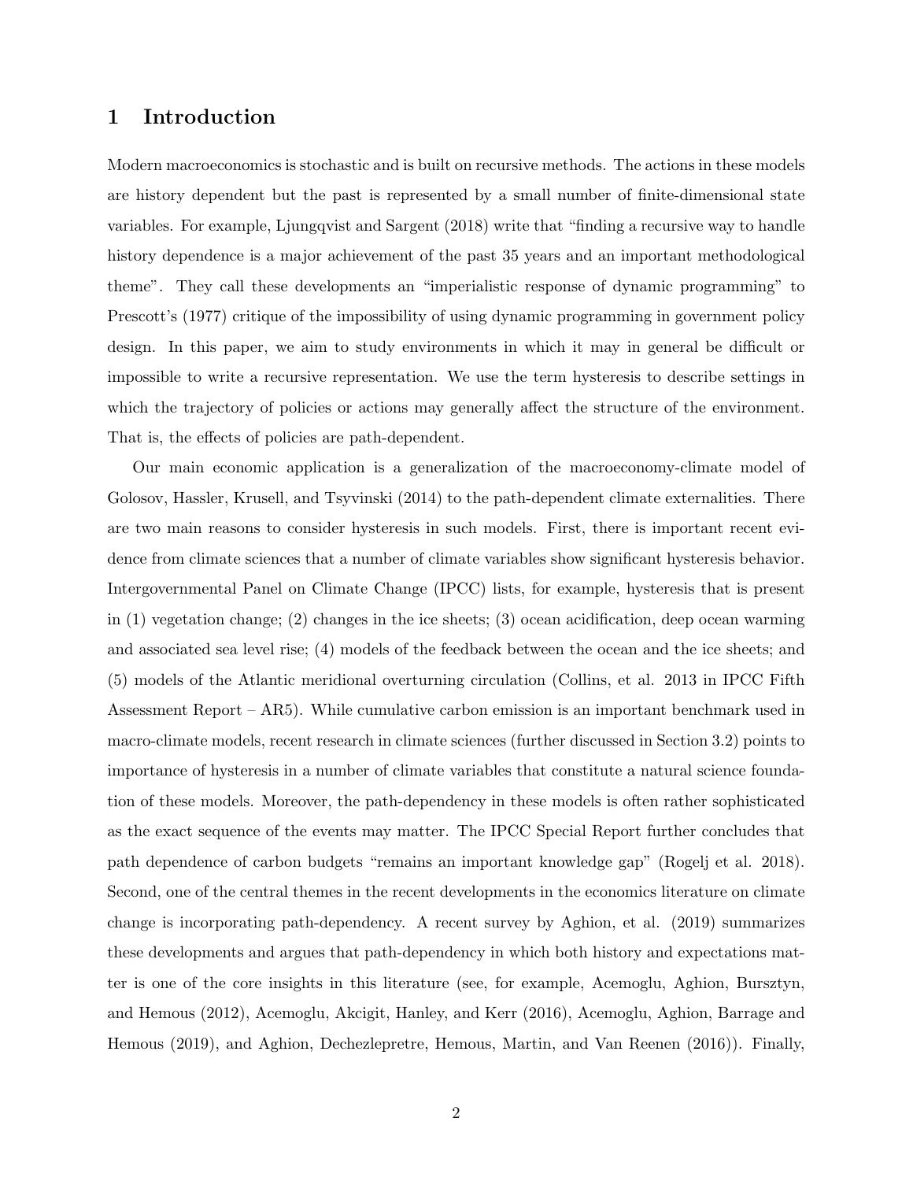## 1 Introduction

Modern macroeconomics is stochastic and is built on recursive methods. The actions in these models are history dependent but the past is represented by a small number of finite-dimensional state variables. For example, Ljungqvist and Sargent (2018) write that "finding a recursive way to handle history dependence is a major achievement of the past 35 years and an important methodological theme". They call these developments an "imperialistic response of dynamic programming" to Prescott's (1977) critique of the impossibility of using dynamic programming in government policy design. In this paper, we aim to study environments in which it may in general be difficult or impossible to write a recursive representation. We use the term hysteresis to describe settings in which the trajectory of policies or actions may generally affect the structure of the environment. That is, the effects of policies are path-dependent.

Our main economic application is a generalization of the macroeconomy-climate model of Golosov, Hassler, Krusell, and Tsyvinski (2014) to the path-dependent climate externalities. There are two main reasons to consider hysteresis in such models. First, there is important recent evidence from climate sciences that a number of climate variables show significant hysteresis behavior. Intergovernmental Panel on Climate Change (IPCC) lists, for example, hysteresis that is present in (1) vegetation change; (2) changes in the ice sheets; (3) ocean acidification, deep ocean warming and associated sea level rise; (4) models of the feedback between the ocean and the ice sheets; and (5) models of the Atlantic meridional overturning circulation (Collins, et al. 2013 in IPCC Fifth Assessment Report – AR5). While cumulative carbon emission is an important benchmark used in macro-climate models, recent research in climate sciences (further discussed in Section 3.2) points to importance of hysteresis in a number of climate variables that constitute a natural science foundation of these models. Moreover, the path-dependency in these models is often rather sophisticated as the exact sequence of the events may matter. The IPCC Special Report further concludes that path dependence of carbon budgets "remains an important knowledge gap" (Rogelj et al. 2018). Second, one of the central themes in the recent developments in the economics literature on climate change is incorporating path-dependency. A recent survey by Aghion, et al. (2019) summarizes these developments and argues that path-dependency in which both history and expectations matter is one of the core insights in this literature (see, for example, Acemoglu, Aghion, Bursztyn, and Hemous (2012), Acemoglu, Akcigit, Hanley, and Kerr (2016), Acemoglu, Aghion, Barrage and Hemous (2019), and Aghion, Dechezlepretre, Hemous, Martin, and Van Reenen (2016)). Finally,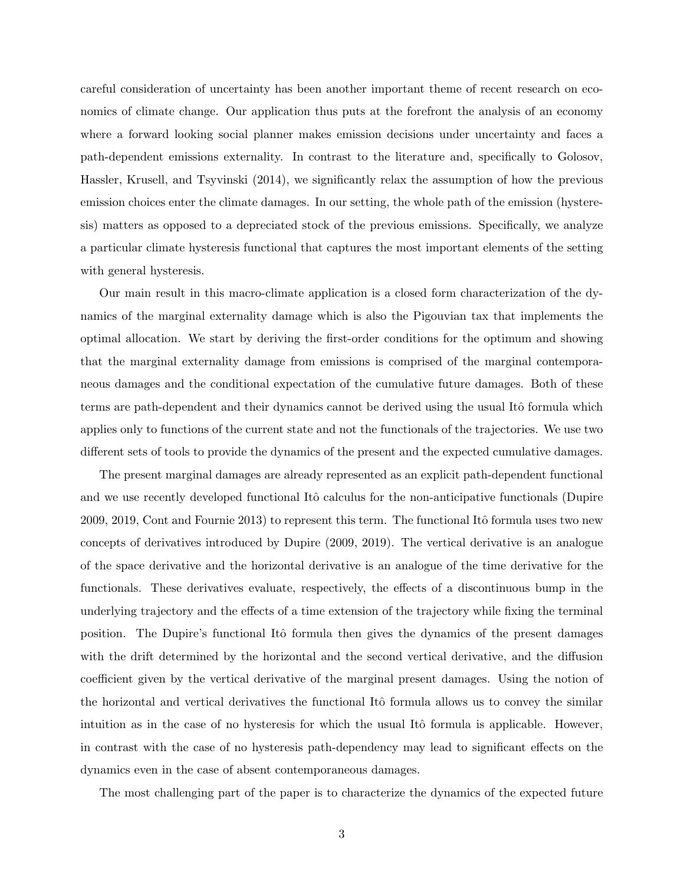careful consideration of uncertainty has been another important theme of recent research on economics of climate change. Our application thus puts at the forefront the analysis of an economy where a forward looking social planner makes emission decisions under uncertainty and faces a path-dependent emissions externality. In contrast to the literature and, specifically to Golosov, Hassler, Krusell, and Tsyvinski (2014), we significantly relax the assumption of how the previous emission choices enter the climate damages. In our setting, the whole path of the emission (hysteresis) matters as opposed to a depreciated stock of the previous emissions. Specifically, we analyze a particular climate hysteresis functional that captures the most important elements of the setting with general hysteresis.

Our main result in this macro-climate application is a closed form characterization of the dynamics of the marginal externality damage which is also the Pigouvian tax that implements the optimal allocation. We start by deriving the first-order conditions for the optimum and showing that the marginal externality damage from emissions is comprised of the marginal contemporaneous damages and the conditional expectation of the cumulative future damages. Both of these terms are path-dependent and their dynamics cannot be derived using the usual Itô formula which applies only to functions of the current state and not the functionals of the trajectories. We use two different sets of tools to provide the dynamics of the present and the expected cumulative damages.

The present marginal damages are already represented as an explicit path-dependent functional and we use recently developed functional Itô calculus for the non-anticipative functionals (Dupire 2009, 2019, Cont and Fournie 2013) to represent this term. The functional Itô formula uses two new concepts of derivatives introduced by Dupire (2009, 2019). The vertical derivative is an analogue of the space derivative and the horizontal derivative is an analogue of the time derivative for the functionals. These derivatives evaluate, respectively, the effects of a discontinuous bump in the underlying trajectory and the effects of a time extension of the trajectory while fixing the terminal position. The Dupire's functional Itô formula then gives the dynamics of the present damages with the drift determined by the horizontal and the second vertical derivative, and the diffusion coefficient given by the vertical derivative of the marginal present damages. Using the notion of the horizontal and vertical derivatives the functional Itô formula allows us to convey the similar intuition as in the case of no hysteresis for which the usual Itô formula is applicable. However, in contrast with the case of no hysteresis path-dependency may lead to significant effects on the dynamics even in the case of absent contemporaneous damages.

The most challenging part of the paper is to characterize the dynamics of the expected future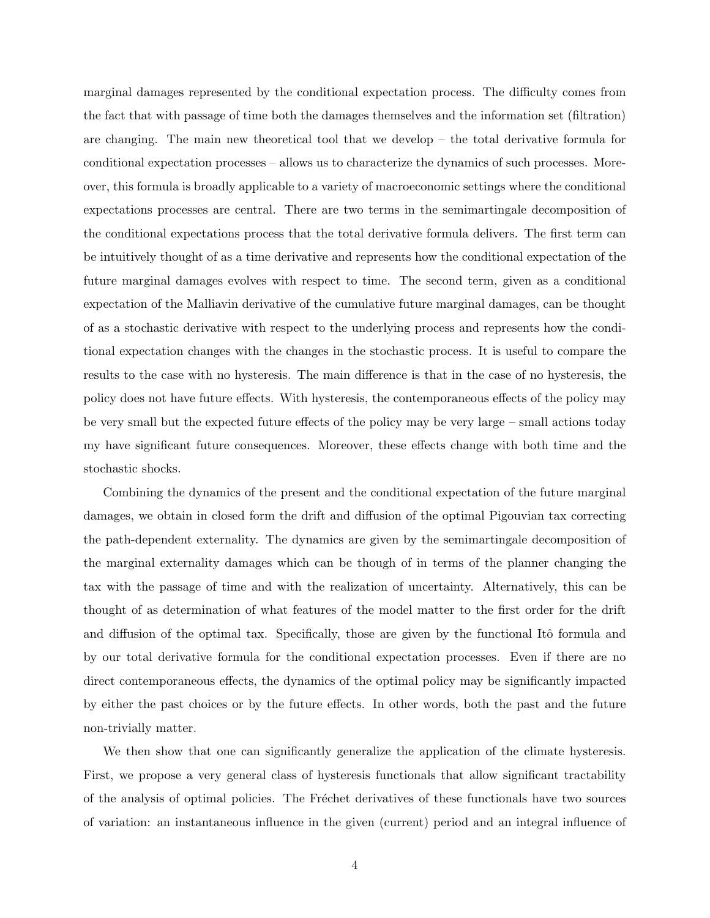marginal damages represented by the conditional expectation process. The difficulty comes from the fact that with passage of time both the damages themselves and the information set (filtration) are changing. The main new theoretical tool that we develop – the total derivative formula for conditional expectation processes – allows us to characterize the dynamics of such processes. Moreover, this formula is broadly applicable to a variety of macroeconomic settings where the conditional expectations processes are central. There are two terms in the semimartingale decomposition of the conditional expectations process that the total derivative formula delivers. The first term can be intuitively thought of as a time derivative and represents how the conditional expectation of the future marginal damages evolves with respect to time. The second term, given as a conditional expectation of the Malliavin derivative of the cumulative future marginal damages, can be thought of as a stochastic derivative with respect to the underlying process and represents how the conditional expectation changes with the changes in the stochastic process. It is useful to compare the results to the case with no hysteresis. The main difference is that in the case of no hysteresis, the policy does not have future effects. With hysteresis, the contemporaneous effects of the policy may be very small but the expected future effects of the policy may be very large – small actions today my have significant future consequences. Moreover, these effects change with both time and the stochastic shocks.

Combining the dynamics of the present and the conditional expectation of the future marginal damages, we obtain in closed form the drift and diffusion of the optimal Pigouvian tax correcting the path-dependent externality. The dynamics are given by the semimartingale decomposition of the marginal externality damages which can be though of in terms of the planner changing the tax with the passage of time and with the realization of uncertainty. Alternatively, this can be thought of as determination of what features of the model matter to the first order for the drift and diffusion of the optimal tax. Specifically, those are given by the functional Itô formula and by our total derivative formula for the conditional expectation processes. Even if there are no direct contemporaneous effects, the dynamics of the optimal policy may be significantly impacted by either the past choices or by the future effects. In other words, both the past and the future non-trivially matter.

We then show that one can significantly generalize the application of the climate hysteresis. First, we propose a very general class of hysteresis functionals that allow significant tractability of the analysis of optimal policies. The Fréchet derivatives of these functionals have two sources of variation: an instantaneous influence in the given (current) period and an integral influence of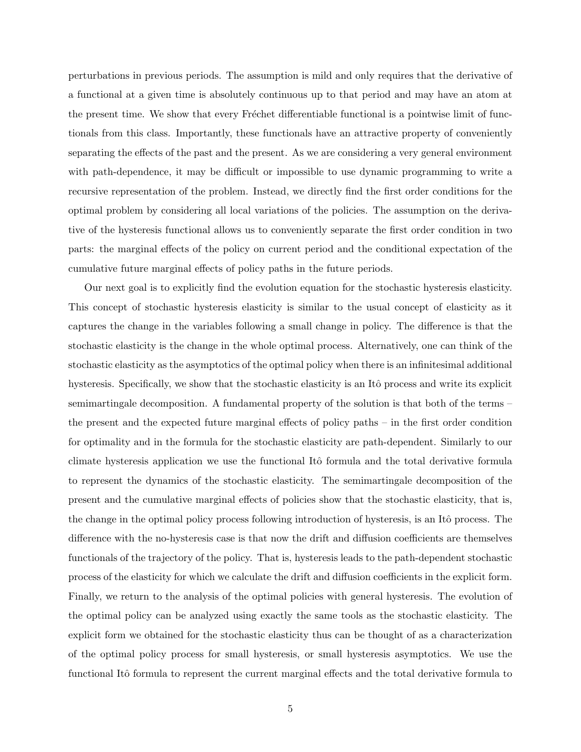perturbations in previous periods. The assumption is mild and only requires that the derivative of a functional at a given time is absolutely continuous up to that period and may have an atom at the present time. We show that every Fréchet differentiable functional is a pointwise limit of functionals from this class. Importantly, these functionals have an attractive property of conveniently separating the effects of the past and the present. As we are considering a very general environment with path-dependence, it may be difficult or impossible to use dynamic programming to write a recursive representation of the problem. Instead, we directly find the first order conditions for the optimal problem by considering all local variations of the policies. The assumption on the derivative of the hysteresis functional allows us to conveniently separate the first order condition in two parts: the marginal effects of the policy on current period and the conditional expectation of the cumulative future marginal effects of policy paths in the future periods.

Our next goal is to explicitly find the evolution equation for the stochastic hysteresis elasticity. This concept of stochastic hysteresis elasticity is similar to the usual concept of elasticity as it captures the change in the variables following a small change in policy. The difference is that the stochastic elasticity is the change in the whole optimal process. Alternatively, one can think of the stochastic elasticity as the asymptotics of the optimal policy when there is an infinitesimal additional hysteresis. Specifically, we show that the stochastic elasticity is an Itô process and write its explicit semimartingale decomposition. A fundamental property of the solution is that both of the terms – the present and the expected future marginal effects of policy paths – in the first order condition for optimality and in the formula for the stochastic elasticity are path-dependent. Similarly to our climate hysteresis application we use the functional Itô formula and the total derivative formula to represent the dynamics of the stochastic elasticity. The semimartingale decomposition of the present and the cumulative marginal effects of policies show that the stochastic elasticity, that is, the change in the optimal policy process following introduction of hysteresis, is an Itô process. The difference with the no-hysteresis case is that now the drift and diffusion coefficients are themselves functionals of the trajectory of the policy. That is, hysteresis leads to the path-dependent stochastic process of the elasticity for which we calculate the drift and diffusion coefficients in the explicit form. Finally, we return to the analysis of the optimal policies with general hysteresis. The evolution of the optimal policy can be analyzed using exactly the same tools as the stochastic elasticity. The explicit form we obtained for the stochastic elasticity thus can be thought of as a characterization of the optimal policy process for small hysteresis, or small hysteresis asymptotics. We use the functional Itô formula to represent the current marginal effects and the total derivative formula to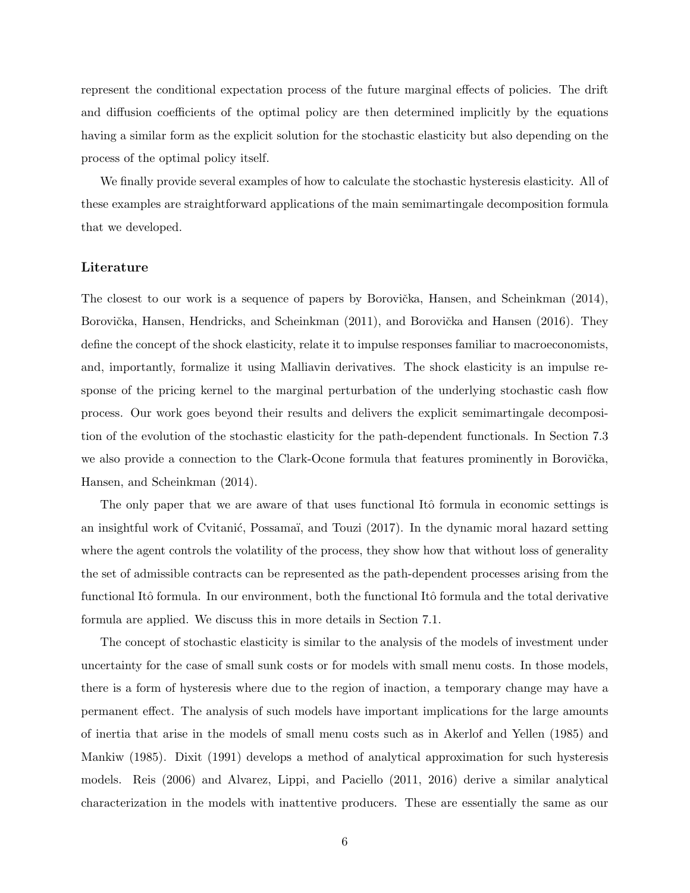represent the conditional expectation process of the future marginal effects of policies. The drift and diffusion coefficients of the optimal policy are then determined implicitly by the equations having a similar form as the explicit solution for the stochastic elasticity but also depending on the process of the optimal policy itself.

We finally provide several examples of how to calculate the stochastic hysteresis elasticity. All of these examples are straightforward applications of the main semimartingale decomposition formula that we developed.

### Literature

The closest to our work is a sequence of papers by Borovička, Hansen, and Scheinkman (2014), Borovička, Hansen, Hendricks, and Scheinkman (2011), and Borovička and Hansen (2016). They define the concept of the shock elasticity, relate it to impulse responses familiar to macroeconomists, and, importantly, formalize it using Malliavin derivatives. The shock elasticity is an impulse response of the pricing kernel to the marginal perturbation of the underlying stochastic cash flow process. Our work goes beyond their results and delivers the explicit semimartingale decomposition of the evolution of the stochastic elasticity for the path-dependent functionals. In Section 7.3 we also provide a connection to the Clark-Ocone formula that features prominently in Borovička, Hansen, and Scheinkman (2014).

The only paper that we are aware of that uses functional Itô formula in economic settings is an insightful work of Cvitanić, Possamaï, and Touzi (2017). In the dynamic moral hazard setting where the agent controls the volatility of the process, they show how that without loss of generality the set of admissible contracts can be represented as the path-dependent processes arising from the functional Itô formula. In our environment, both the functional Itô formula and the total derivative formula are applied. We discuss this in more details in Section 7.1.

The concept of stochastic elasticity is similar to the analysis of the models of investment under uncertainty for the case of small sunk costs or for models with small menu costs. In those models, there is a form of hysteresis where due to the region of inaction, a temporary change may have a permanent effect. The analysis of such models have important implications for the large amounts of inertia that arise in the models of small menu costs such as in Akerlof and Yellen (1985) and Mankiw (1985). Dixit (1991) develops a method of analytical approximation for such hysteresis models. Reis (2006) and Alvarez, Lippi, and Paciello (2011, 2016) derive a similar analytical characterization in the models with inattentive producers. These are essentially the same as our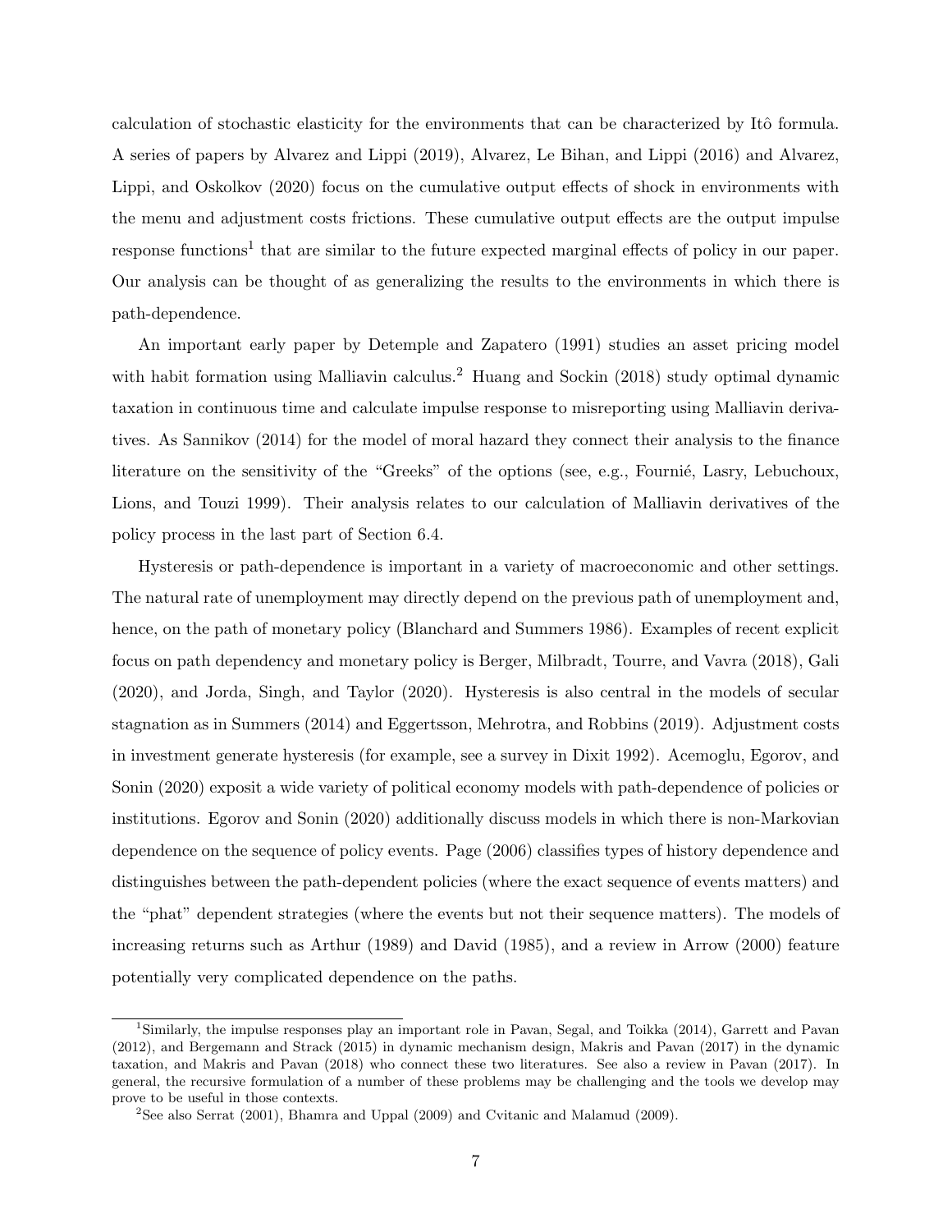calculation of stochastic elasticity for the environments that can be characterized by Itô formula. A series of papers by Alvarez and Lippi (2019), Alvarez, Le Bihan, and Lippi (2016) and Alvarez, Lippi, and Oskolkov (2020) focus on the cumulative output effects of shock in environments with the menu and adjustment costs frictions. These cumulative output effects are the output impulse response functions[1] that are similar to the future expected marginal effects of policy in our paper. Our analysis can be thought of as generalizing the results to the environments in which there is path-dependence.

An important early paper by Detemple and Zapatero (1991) studies an asset pricing model with habit formation using Malliavin calculus.[2] Huang and Sockin (2018) study optimal dynamic taxation in continuous time and calculate impulse response to misreporting using Malliavin derivatives. As Sannikov (2014) for the model of moral hazard they connect their analysis to the finance literature on the sensitivity of the "Greeks" of the options (see, e.g., Fournié, Lasry, Lebuchoux, Lions, and Touzi 1999). Their analysis relates to our calculation of Malliavin derivatives of the policy process in the last part of Section 6.4.

Hysteresis or path-dependence is important in a variety of macroeconomic and other settings. The natural rate of unemployment may directly depend on the previous path of unemployment and, hence, on the path of monetary policy (Blanchard and Summers 1986). Examples of recent explicit focus on path dependency and monetary policy is Berger, Milbradt, Tourre, and Vavra (2018), Gali (2020), and Jorda, Singh, and Taylor (2020). Hysteresis is also central in the models of secular stagnation as in Summers (2014) and Eggertsson, Mehrotra, and Robbins (2019). Adjustment costs in investment generate hysteresis (for example, see a survey in Dixit 1992). Acemoglu, Egorov, and Sonin (2020) exposit a wide variety of political economy models with path-dependence of policies or institutions. Egorov and Sonin (2020) additionally discuss models in which there is non-Markovian dependence on the sequence of policy events. Page (2006) classifies types of history dependence and distinguishes between the path-dependent policies (where the exact sequence of events matters) and the "phat" dependent strategies (where the events but not their sequence matters). The models of increasing returns such as Arthur (1989) and David (1985), and a review in Arrow (2000) feature potentially very complicated dependence on the paths.

[1] Similarly, the impulse responses play an important role in Pavan, Segal, and Toikka (2014), Garrett and Pavan (2012), and Bergemann and Strack (2015) in dynamic mechanism design, Makris and Pavan (2017) in the dynamic taxation, and Makris and Pavan (2018) who connect these two literatures. See also a review in Pavan (2017). In general, the recursive formulation of a number of these problems may be challenging and the tools we develop may prove to be useful in those contexts.

[2] See also Serrat (2001), Bhamra and Uppal (2009) and Cvitanic and Malamud (2009).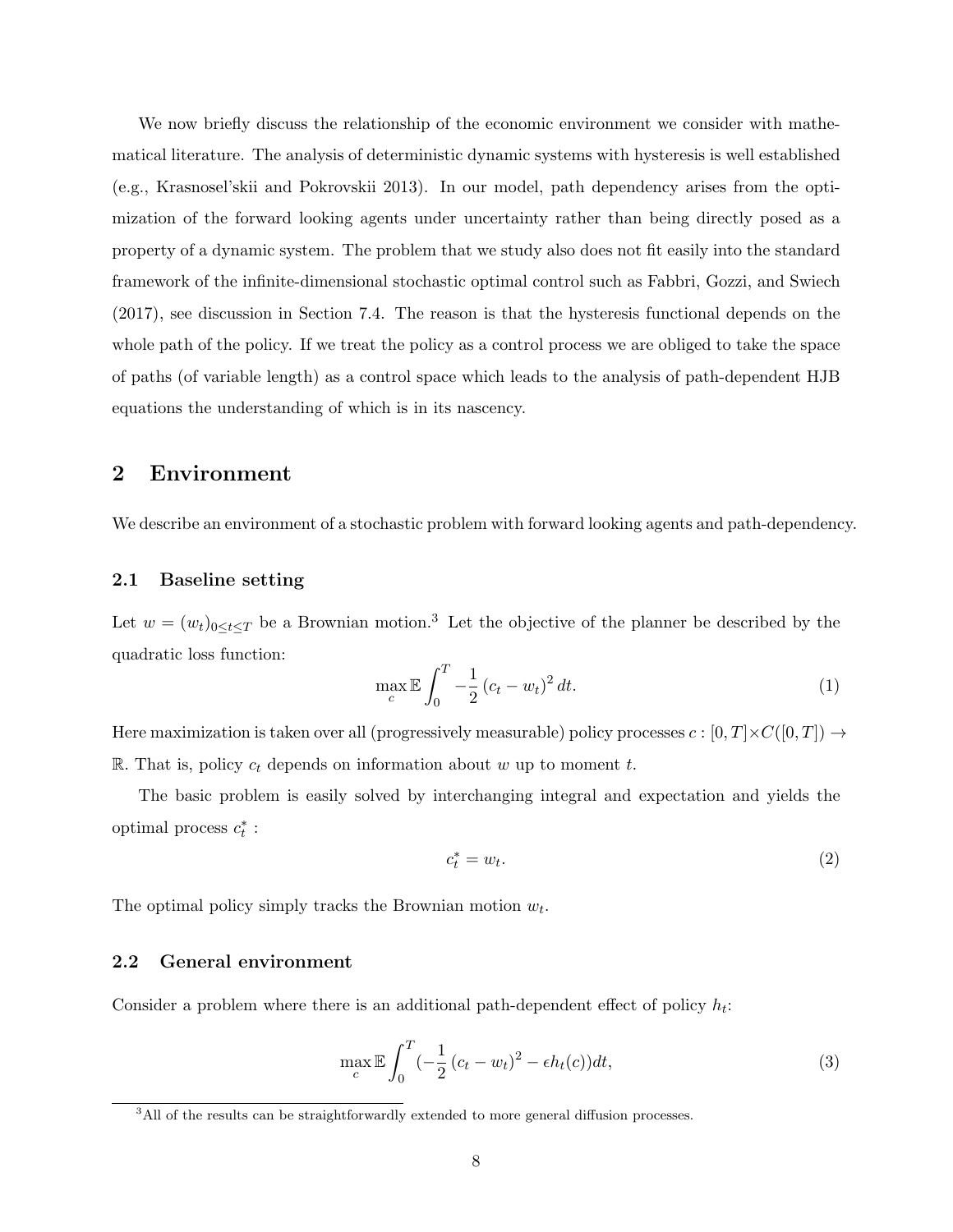We now briefly discuss the relationship of the economic environment we consider with mathematical literature. The analysis of deterministic dynamic systems with hysteresis is well established (e.g., Krasnosel'skii and Pokrovskii 2013). In our model, path dependency arises from the optimization of the forward looking agents under uncertainty rather than being directly posed as a property of a dynamic system. The problem that we study also does not fit easily into the standard framework of the infinite-dimensional stochastic optimal control such as Fabbri, Gozzi, and Swiech (2017), see discussion in Section 7.4. The reason is that the hysteresis functional depends on the whole path of the policy. If we treat the policy as a control process we are obliged to take the space of paths (of variable length) as a control space which leads to the analysis of path-dependent HJB equations the understanding of which is in its nascency.

## 2 Environment

We describe an environment of a stochastic problem with forward looking agents and path-dependency.

### 2.1 Baseline setting

Let $w = (w_t)_{0 \leq t \leq T}$ be a Brownian motion.[3] Let the objective of the planner be described by the quadratic loss function:

$$\max_{c} \mathbb{E} \int_0^T -\frac{1}{2} (c_t - w_t)^2 \, dt. \tag{1}$$

Here maximization is taken over all (progressively measurable) policy processes $c : [0, T] \times C([0, T]) \to \mathbb{R}$. That is, policy $c_t$ depends on information about $w$ up to moment $t$.

The basic problem is easily solved by interchanging integral and expectation and yields the optimal process $c_t^*$ :

$$c_t^* = w_t. \tag{2}$$

The optimal policy simply tracks the Brownian motion $w_t$.

### 2.2 General environment

Consider a problem where there is an additional path-dependent effect of policy $h_t$:

$$\max_{c} \mathbb{E} \int_0^T (-\frac{1}{2} (c_t - w_t)^2 - \epsilon h_t(c)) dt, \tag{3}$$

[3] All of the results can be straightforwardly extended to more general diffusion processes.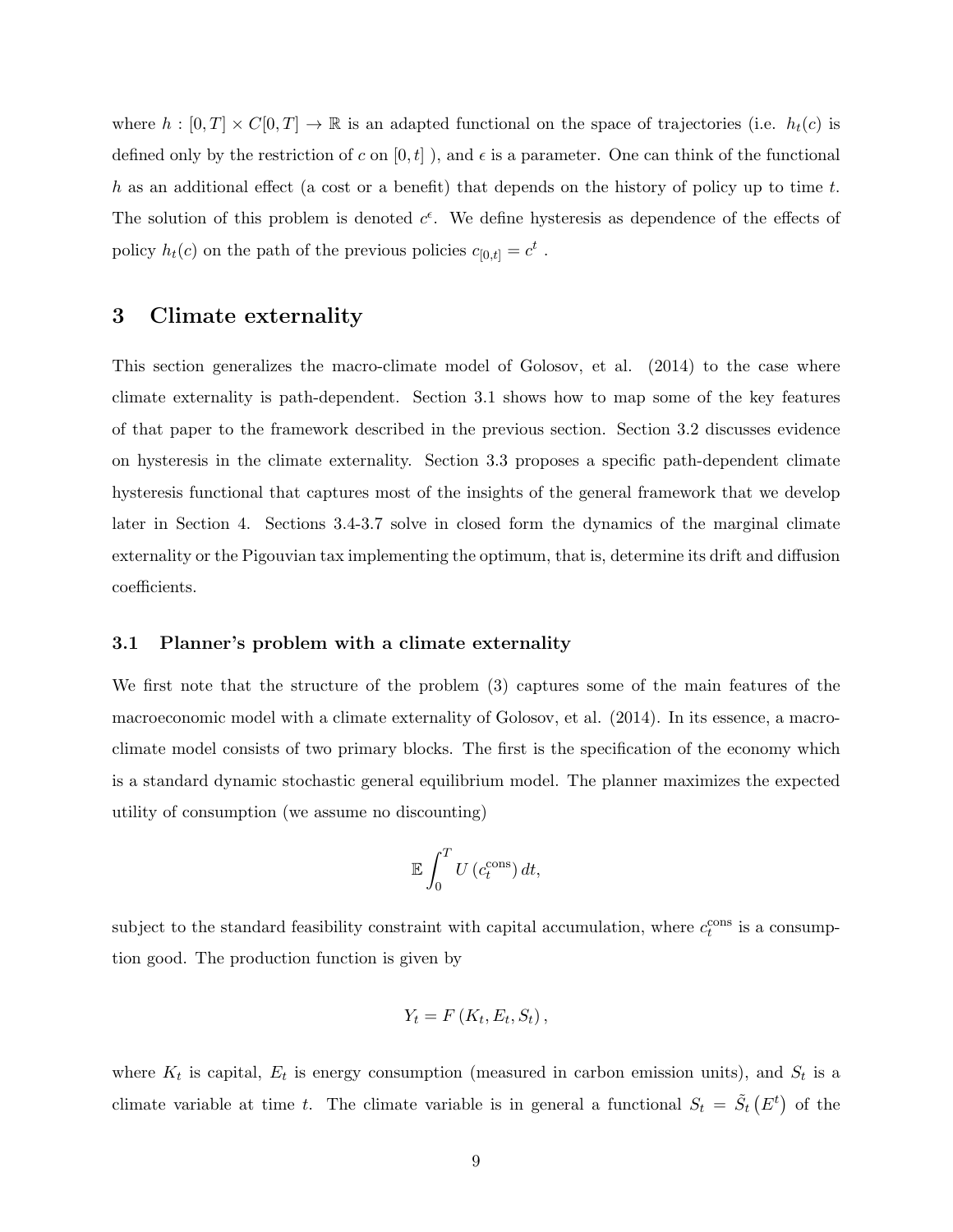where $h : [0,T] \times C[0,T] \to \mathbb{R}$ is an adapted functional on the space of trajectories (i.e. $h_t(c)$ is defined only by the restriction of $c$ on $[0,t]$ ), and $\epsilon$ is a parameter. One can think of the functional $h$ as an additional effect (a cost or a benefit) that depends on the history of policy up to time $t$. The solution of this problem is denoted $c^\epsilon$. We define hysteresis as dependence of the effects of policy $h_t(c)$ on the path of the previous policies $c_{[0,t]} = c^t$ .

# 3 Climate externality

This section generalizes the macro-climate model of Golosov, et al. (2014) to the case where climate externality is path-dependent. Section 3.1 shows how to map some of the key features of that paper to the framework described in the previous section. Section 3.2 discusses evidence on hysteresis in the climate externality. Section 3.3 proposes a specific path-dependent climate hysteresis functional that captures most of the insights of the general framework that we develop later in Section 4. Sections 3.4-3.7 solve in closed form the dynamics of the marginal climate externality or the Pigouvian tax implementing the optimum, that is, determine its drift and diffusion coefficients.

## 3.1 Planner's problem with a climate externality

We first note that the structure of the problem (3) captures some of the main features of the macroeconomic model with a climate externality of Golosov, et al. (2014). In its essence, a macro-climate model consists of two primary blocks. The first is the specification of the economy which is a standard dynamic stochastic general equilibrium model. The planner maximizes the expected utility of consumption (we assume no discounting)

$$\mathbb{E}\int_0^T U\left(c_t^{\text{cons}}\right) dt,$$

subject to the standard feasibility constraint with capital accumulation, where $c_t^{\text{cons}}$ is a consumption good. The production function is given by

$$Y_t = F\left(K_t, E_t, S_t\right),$$

where $K_t$ is capital, $E_t$ is energy consumption (measured in carbon emission units), and $S_t$ is a climate variable at time $t$. The climate variable is in general a functional $S_t = \tilde{S}_t\left(E^t\right)$ of the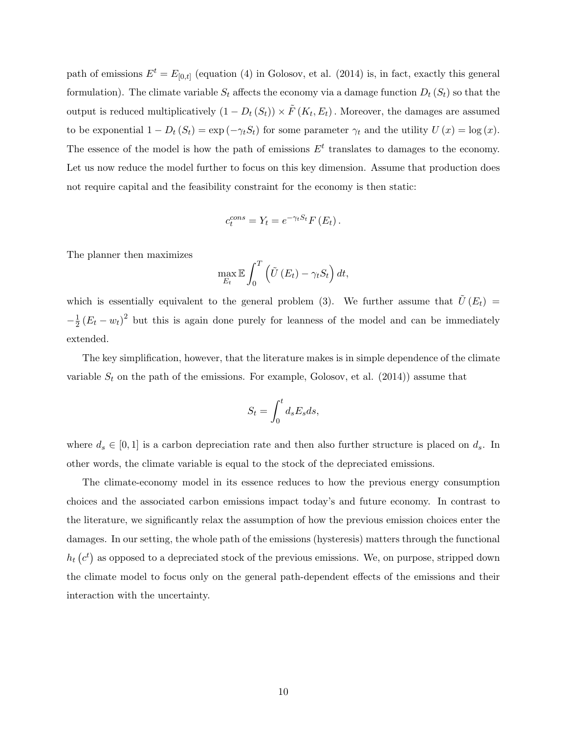path of emissions $E^t = E_{[0,t]}$ (equation (4) in Golosov, et al. (2014) is, in fact, exactly this general formulation). The climate variable $S_t$ affects the economy via a damage function $D_t(S_t)$ so that the output is reduced multiplicatively $(1 - D_t(S_t)) \times \tilde{F}(K_t, E_t)$. Moreover, the damages are assumed to be exponential $1 - D_t(S_t) = \exp(-\gamma_t S_t)$ for some parameter $\gamma_t$ and the utility $U(x) = \log(x)$. The essence of the model is how the path of emissions $E^t$ translates to damages to the economy. Let us now reduce the model further to focus on this key dimension. Assume that production does not require capital and the feasibility constraint for the economy is then static:

$$c_t^{cons} = Y_t = e^{-\gamma_t S_t} F(E_t).$$

The planner then maximizes

$$\max_{E_t} \mathbb{E} \int_0^T \left( \tilde{U}(E_t) - \gamma_t S_t \right) dt,$$

which is essentially equivalent to the general problem (3). We further assume that $\tilde{U}(E_t) = -\frac{1}{2}(E_t - w_t)^2$ but this is again done purely for leanness of the model and can be immediately extended.

The key simplification, however, that the literature makes is in simple dependence of the climate variable $S_t$ on the path of the emissions. For example, Golosov, et al. (2014)) assume that

$$S_t = \int_0^t d_s E_s ds,$$

where $d_s \in [0, 1]$ is a carbon depreciation rate and then also further structure is placed on $d_s$. In other words, the climate variable is equal to the stock of the depreciated emissions.

The climate-economy model in its essence reduces to how the previous energy consumption choices and the associated carbon emissions impact today's and future economy. In contrast to the literature, we significantly relax the assumption of how the previous emission choices enter the damages. In our setting, the whole path of the emissions (hysteresis) matters through the functional $h_t(c^t)$ as opposed to a depreciated stock of the previous emissions. We, on purpose, stripped down the climate model to focus only on the general path-dependent effects of the emissions and their interaction with the uncertainty.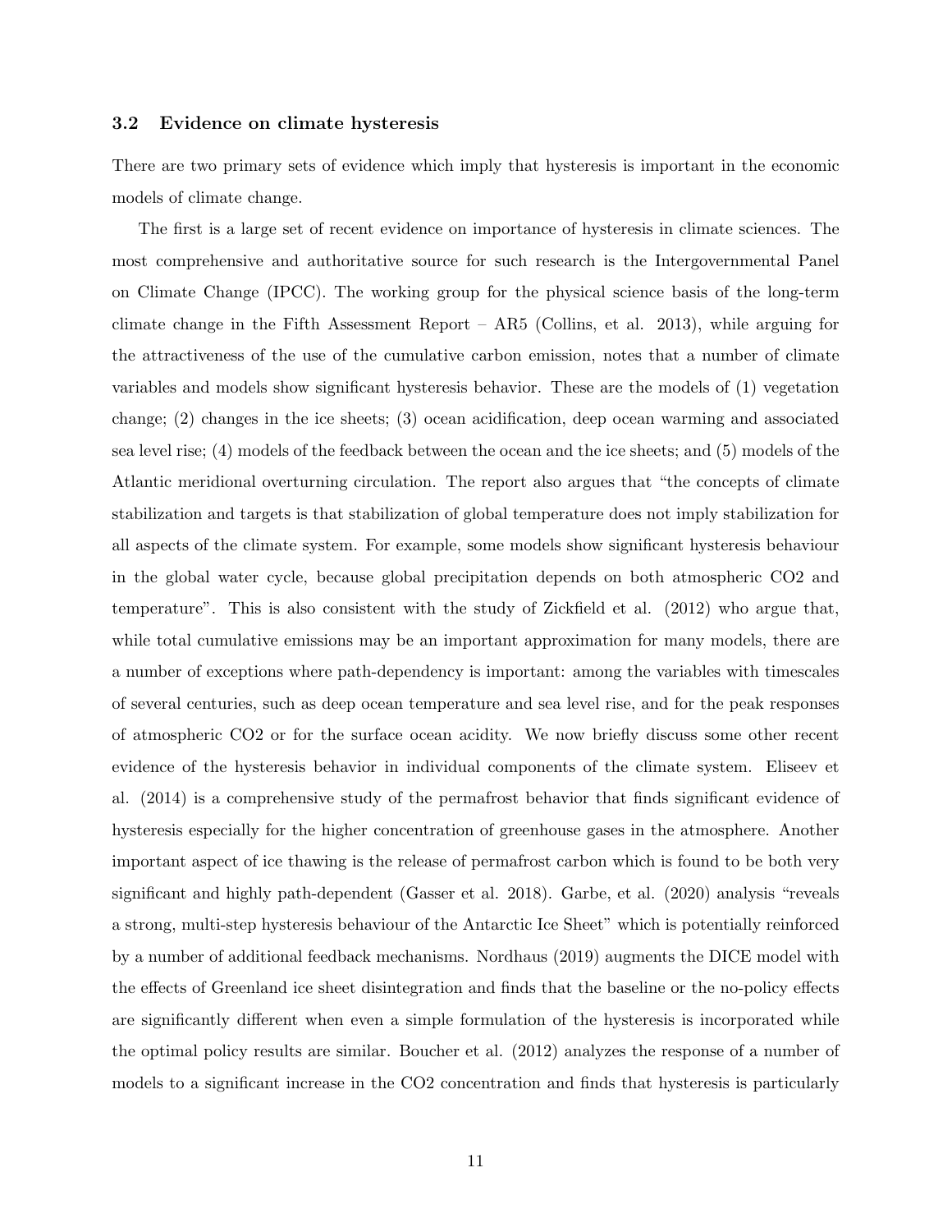### 3.2 Evidence on climate hysteresis

There are two primary sets of evidence which imply that hysteresis is important in the economic models of climate change.

The first is a large set of recent evidence on importance of hysteresis in climate sciences. The most comprehensive and authoritative source for such research is the Intergovernmental Panel on Climate Change (IPCC). The working group for the physical science basis of the long-term climate change in the Fifth Assessment Report – AR5 (Collins, et al. 2013), while arguing for the attractiveness of the use of the cumulative carbon emission, notes that a number of climate variables and models show significant hysteresis behavior. These are the models of (1) vegetation change; (2) changes in the ice sheets; (3) ocean acidification, deep ocean warming and associated sea level rise; (4) models of the feedback between the ocean and the ice sheets; and (5) models of the Atlantic meridional overturning circulation. The report also argues that "the concepts of climate stabilization and targets is that stabilization of global temperature does not imply stabilization for all aspects of the climate system. For example, some models show significant hysteresis behaviour in the global water cycle, because global precipitation depends on both atmospheric CO2 and temperature". This is also consistent with the study of Zickfield et al. (2012) who argue that, while total cumulative emissions may be an important approximation for many models, there are a number of exceptions where path-dependency is important: among the variables with timescales of several centuries, such as deep ocean temperature and sea level rise, and for the peak responses of atmospheric CO2 or for the surface ocean acidity. We now briefly discuss some other recent evidence of the hysteresis behavior in individual components of the climate system. Eliseev et al. (2014) is a comprehensive study of the permafrost behavior that finds significant evidence of hysteresis especially for the higher concentration of greenhouse gases in the atmosphere. Another important aspect of ice thawing is the release of permafrost carbon which is found to be both very significant and highly path-dependent (Gasser et al. 2018). Garbe, et al. (2020) analysis "reveals a strong, multi-step hysteresis behaviour of the Antarctic Ice Sheet" which is potentially reinforced by a number of additional feedback mechanisms. Nordhaus (2019) augments the DICE model with the effects of Greenland ice sheet disintegration and finds that the baseline or the no-policy effects are significantly different when even a simple formulation of the hysteresis is incorporated while the optimal policy results are similar. Boucher et al. (2012) analyzes the response of a number of models to a significant increase in the CO2 concentration and finds that hysteresis is particularly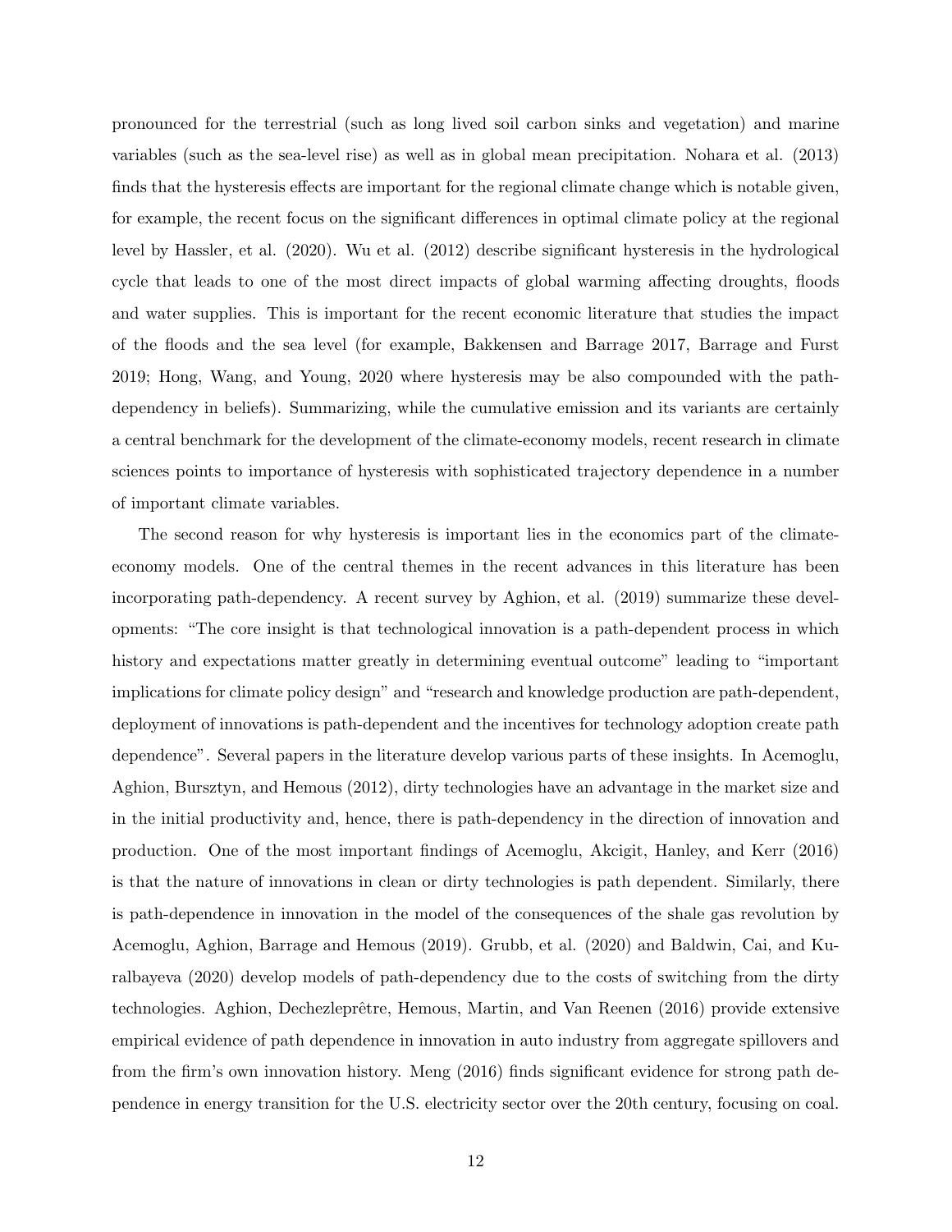pronounced for the terrestrial (such as long lived soil carbon sinks and vegetation) and marine variables (such as the sea-level rise) as well as in global mean precipitation. Nohara et al. (2013) finds that the hysteresis effects are important for the regional climate change which is notable given, for example, the recent focus on the significant differences in optimal climate policy at the regional level by Hassler, et al. (2020). Wu et al. (2012) describe significant hysteresis in the hydrological cycle that leads to one of the most direct impacts of global warming affecting droughts, floods and water supplies. This is important for the recent economic literature that studies the impact of the floods and the sea level (for example, Bakkensen and Barrage 2017, Barrage and Furst 2019; Hong, Wang, and Young, 2020 where hysteresis may be also compounded with the path-dependency in beliefs). Summarizing, while the cumulative emission and its variants are certainly a central benchmark for the development of the climate-economy models, recent research in climate sciences points to importance of hysteresis with sophisticated trajectory dependence in a number of important climate variables.

The second reason for why hysteresis is important lies in the economics part of the climate-economy models. One of the central themes in the recent advances in this literature has been incorporating path-dependency. A recent survey by Aghion, et al. (2019) summarize these developments: "The core insight is that technological innovation is a path-dependent process in which history and expectations matter greatly in determining eventual outcome" leading to "important implications for climate policy design" and "research and knowledge production are path-dependent, deployment of innovations is path-dependent and the incentives for technology adoption create path dependence". Several papers in the literature develop various parts of these insights. In Acemoglu, Aghion, Bursztyn, and Hemous (2012), dirty technologies have an advantage in the market size and in the initial productivity and, hence, there is path-dependency in the direction of innovation and production. One of the most important findings of Acemoglu, Akcigit, Hanley, and Kerr (2016) is that the nature of innovations in clean or dirty technologies is path dependent. Similarly, there is path-dependence in innovation in the model of the consequences of the shale gas revolution by Acemoglu, Aghion, Barrage and Hemous (2019). Grubb, et al. (2020) and Baldwin, Cai, and Kuralbayeva (2020) develop models of path-dependency due to the costs of switching from the dirty technologies. Aghion, Dechezleprêtre, Hemous, Martin, and Van Reenen (2016) provide extensive empirical evidence of path dependence in innovation in auto industry from aggregate spillovers and from the firm's own innovation history. Meng (2016) finds significant evidence for strong path dependence in energy transition for the U.S. electricity sector over the 20th century, focusing on coal.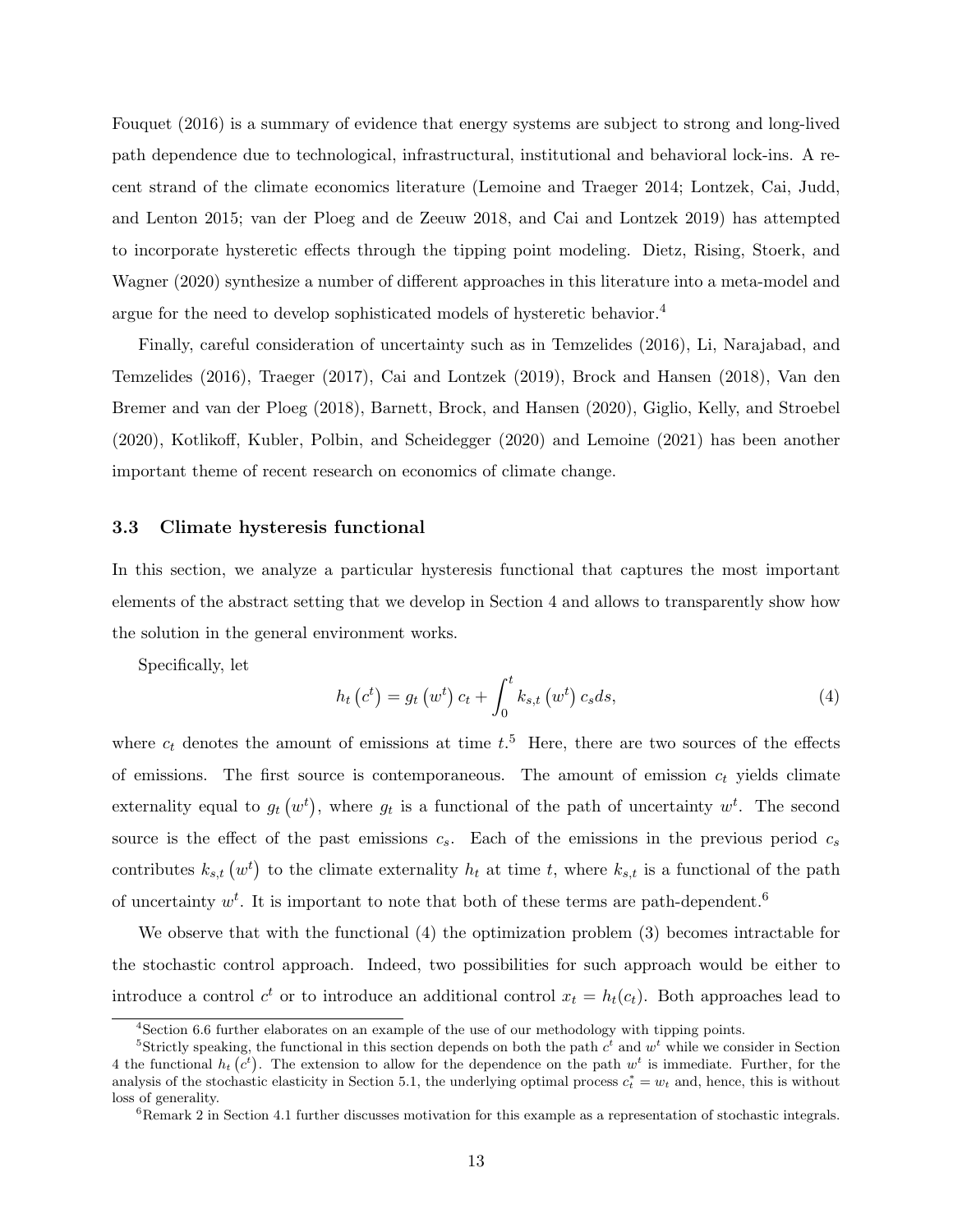Fouquet (2016) is a summary of evidence that energy systems are subject to strong and long-lived path dependence due to technological, infrastructural, institutional and behavioral lock-ins. A recent strand of the climate economics literature (Lemoine and Traeger 2014; Lontzek, Cai, Judd, and Lenton 2015; van der Ploeg and de Zeeuw 2018, and Cai and Lontzek 2019) has attempted to incorporate hysteretic effects through the tipping point modeling. Dietz, Rising, Stoerk, and Wagner (2020) synthesize a number of different approaches in this literature into a meta-model and argue for the need to develop sophisticated models of hysteretic behavior.[4]

Finally, careful consideration of uncertainty such as in Temzelides (2016), Li, Narajabad, and Temzelides (2016), Traeger (2017), Cai and Lontzek (2019), Brock and Hansen (2018), Van den Bremer and van der Ploeg (2018), Barnett, Brock, and Hansen (2020), Giglio, Kelly, and Stroebel (2020), Kotlikoff, Kubler, Polbin, and Scheidegger (2020) and Lemoine (2021) has been another important theme of recent research on economics of climate change.

### 3.3 Climate hysteresis functional

In this section, we analyze a particular hysteresis functional that captures the most important elements of the abstract setting that we develop in Section 4 and allows to transparently show how the solution in the general environment works.

Specifically, let

$$h_t\left(c^t\right) = g_t\left(w^t\right) c_t + \int_0^t k_{s,t}\left(w^t\right) c_s ds, \tag{4}$$

where $c_t$ denotes the amount of emissions at time $t$.[5] Here, there are two sources of the effects of emissions. The first source is contemporaneous. The amount of emission $c_t$ yields climate externality equal to $g_t\left(w^t\right)$, where $g_t$ is a functional of the path of uncertainty $w^t$. The second source is the effect of the past emissions $c_s$. Each of the emissions in the previous period $c_s$ contributes $k_{s,t}\left(w^t\right)$ to the climate externality $h_t$ at time $t$, where $k_{s,t}$ is a functional of the path of uncertainty $w^t$. It is important to note that both of these terms are path-dependent.[6]

We observe that with the functional (4) the optimization problem (3) becomes intractable for the stochastic control approach. Indeed, two possibilities for such approach would be either to introduce a control $c^t$ or to introduce an additional control $x_t = h_t(c_t)$. Both approaches lead to

---

[4] Section 6.6 further elaborates on an example of the use of our methodology with tipping points.

[5] Strictly speaking, the functional in this section depends on both the path $c^t$ and $w^t$ while we consider in Section 4 the functional $h_t\left(c^t\right)$. The extension to allow for the dependence on the path $w^t$ is immediate. Further, for the analysis of the stochastic elasticity in Section 5.1, the underlying optimal process $c_t^* = w_t$ and, hence, this is without loss of generality.

[6] Remark 2 in Section 4.1 further discusses motivation for this example as a representation of stochastic integrals.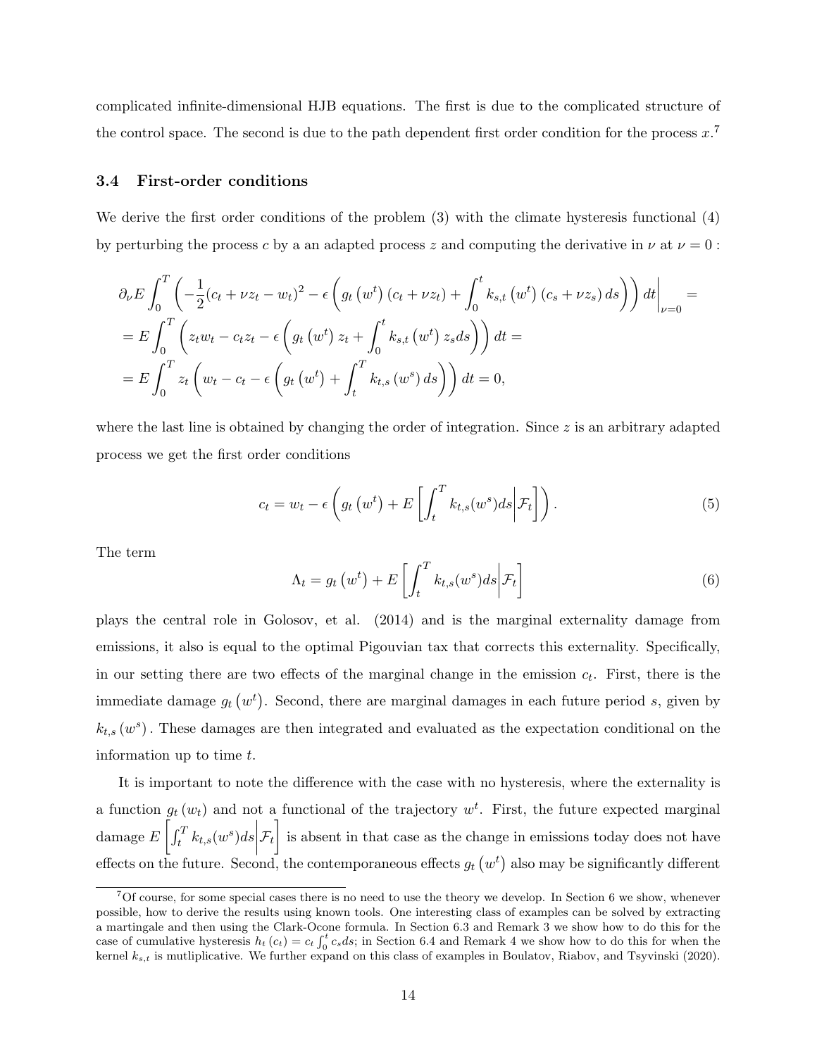complicated infinite-dimensional HJB equations. The first is due to the complicated structure of the control space. The second is due to the path dependent first order condition for the process $x$.[7]

### 3.4 First-order conditions

We derive the first order conditions of the problem (3) with the climate hysteresis functional (4) by perturbing the process $c$ by a an adapted process $z$ and computing the derivative in $\nu$ at $\nu = 0$ :

$$
\begin{aligned}
&\partial_\nu E \int_0^T \left( -\frac{1}{2}(c_t + \nu z_t - w_t)^2 - \epsilon \left( g_t\left(w^t\right)(c_t + \nu z_t) + \int_0^t k_{s,t}\left(w^t\right)(c_s + \nu z_s)\, ds \right) \right) dt \Big|_{\nu=0} = \\
&= E \int_0^T \left( z_t w_t - c_t z_t - \epsilon \left( g_t\left(w^t\right) z_t + \int_0^t k_{s,t}\left(w^t\right) z_s ds \right) \right) dt = \\
&= E \int_0^T z_t \left( w_t - c_t - \epsilon \left( g_t\left(w^t\right) + \int_t^T k_{t,s}\left(w^s\right) ds \right) \right) dt = 0,
\end{aligned}
$$

where the last line is obtained by changing the order of integration. Since $z$ is an arbitrary adapted process we get the first order conditions

$$
c_t = w_t - \epsilon \left( g_t\left(w^t\right) + E\left[ \int_t^T k_{t,s}(w^s) ds \middle| \mathcal{F}_t \right] \right). \tag{5}
$$

The term

$$
\Lambda_t = g_t\left(w^t\right) + E\left[ \int_t^T k_{t,s}(w^s) ds \middle| \mathcal{F}_t \right] \tag{6}
$$

plays the central role in Golosov, et al. (2014) and is the marginal externality damage from emissions, it also is equal to the optimal Pigouvian tax that corrects this externality. Specifically, in our setting there are two effects of the marginal change in the emission $c_t$. First, there is the immediate damage $g_t\left(w^t\right)$. Second, there are marginal damages in each future period $s$, given by $k_{t,s}\left(w^s\right)$. These damages are then integrated and evaluated as the expectation conditional on the information up to time $t$.

It is important to note the difference with the case with no hysteresis, where the externality is a function $g_t\left(w_t\right)$ and not a functional of the trajectory $w^t$. First, the future expected marginal damage $E\left[ \int_t^T k_{t,s}(w^s) ds \middle| \mathcal{F}_t \right]$ is absent in that case as the change in emissions today does not have effects on the future. Second, the contemporaneous effects $g_t\left(w^t\right)$ also may be significantly different

[7] Of course, for some special cases there is no need to use the theory we develop. In Section 6 we show, whenever possible, how to derive the results using known tools. One interesting class of examples can be solved by extracting a martingale and then using the Clark-Ocone formula. In Section 6.3 and Remark 3 we show how to do this for the case of cumulative hysteresis $h_t\left(c_t\right) = c_t \int_0^t c_s ds$; in Section 6.4 and Remark 4 we show how to do this for when the kernel $k_{s,t}$ is mutliplicative. We further expand on this class of examples in Boulatov, Riabov, and Tsyvinski (2020).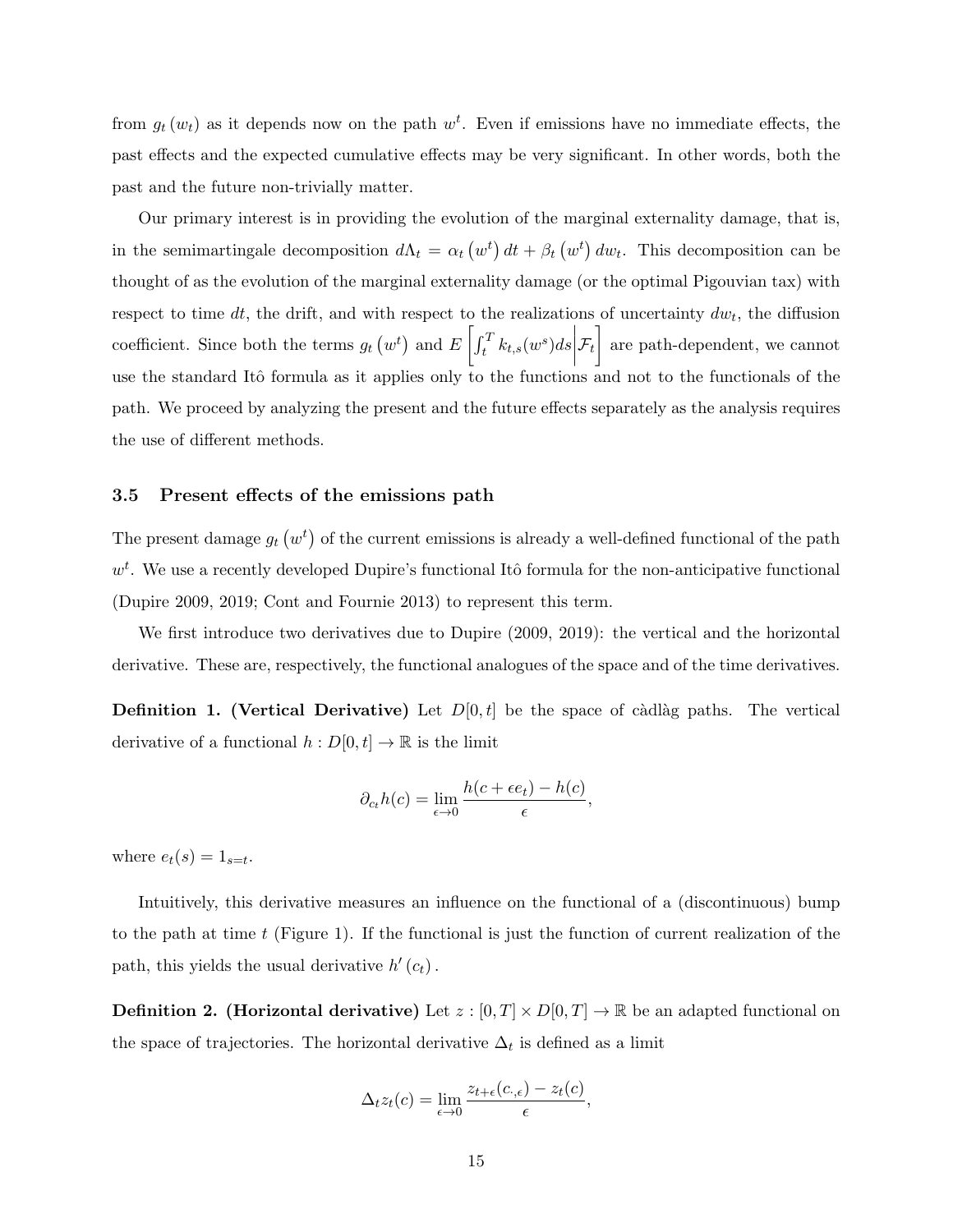from $g_t(w_t)$ as it depends now on the path $w^t$. Even if emissions have no immediate effects, the past effects and the expected cumulative effects may be very significant. In other words, both the past and the future non-trivially matter.

Our primary interest is in providing the evolution of the marginal externality damage, that is, in the semimartingale decomposition $d\Lambda_t = \alpha_t(w^t)\,dt + \beta_t(w^t)\,dw_t$. This decomposition can be thought of as the evolution of the marginal externality damage (or the optimal Pigouvian tax) with respect to time $dt$, the drift, and with respect to the realizations of uncertainty $dw_t$, the diffusion coefficient. Since both the terms $g_t(w^t)$ and $E\left[\int_t^T k_{t,s}(w^s)ds \middle| \mathcal{F}_t\right]$ are path-dependent, we cannot use the standard Itô formula as it applies only to the functions and not to the functionals of the path. We proceed by analyzing the present and the future effects separately as the analysis requires the use of different methods.

### 3.5 Present effects of the emissions path

The present damage $g_t(w^t)$ of the current emissions is already a well-defined functional of the path $w^t$. We use a recently developed Dupire's functional Itô formula for the non-anticipative functional (Dupire 2009, 2019; Cont and Fournie 2013) to represent this term.

We first introduce two derivatives due to Dupire (2009, 2019): the vertical and the horizontal derivative. These are, respectively, the functional analogues of the space and of the time derivatives.

**Definition 1. (Vertical Derivative)** Let $D[0,t]$ be the space of càdlàg paths. The vertical derivative of a functional $h : D[0,t] \to \mathbb{R}$ is the limit

$$\partial_{c_t} h(c) = \lim_{\epsilon \to 0} \frac{h(c + \epsilon e_t) - h(c)}{\epsilon},$$

where $e_t(s) = 1_{s=t}$.

Intuitively, this derivative measures an influence on the functional of a (discontinuous) bump to the path at time $t$ (Figure 1). If the functional is just the function of current realization of the path, this yields the usual derivative $h'(c_t)$.

**Definition 2. (Horizontal derivative)** Let $z : [0,T] \times D[0,T] \to \mathbb{R}$ be an adapted functional on the space of trajectories. The horizontal derivative $\Delta_t$ is defined as a limit

$$\Delta_t z_t(c) = \lim_{\epsilon \to 0} \frac{z_{t+\epsilon}(c_{\cdot,\epsilon}) - z_t(c)}{\epsilon},$$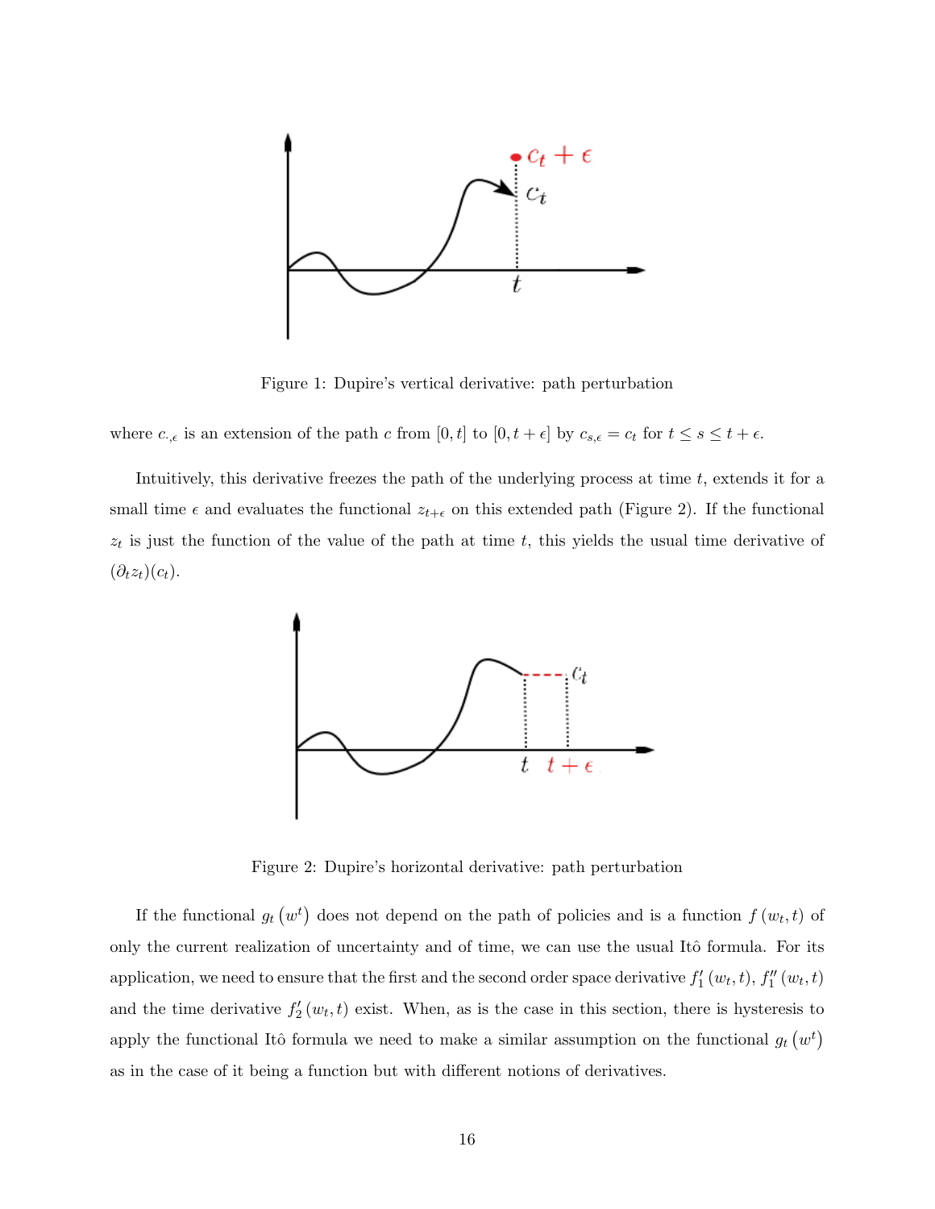Figure 1: Dupire's vertical derivative: path perturbation

where $c_{\cdot,\epsilon}$ is an extension of the path $c$ from $[0, t]$ to $[0, t+\epsilon]$ by $c_{s,\epsilon} = c_t$ for $t \leq s \leq t + \epsilon$.

Intuitively, this derivative freezes the path of the underlying process at time $t$, extends it for a small time $\epsilon$ and evaluates the functional $z_{t+\epsilon}$ on this extended path (Figure 2). If the functional $z_t$ is just the function of the value of the path at time $t$, this yields the usual time derivative of $(\partial_t z_t)(c_t)$.

Figure 2: Dupire's horizontal derivative: path perturbation

If the functional $g_t\left(w^t\right)$ does not depend on the path of policies and is a function $f\left(w_t, t\right)$ of only the current realization of uncertainty and of time, we can use the usual Itô formula. For its application, we need to ensure that the first and the second order space derivative $f_1'\left(w_t, t\right)$, $f_1''\left(w_t, t\right)$ and the time derivative $f_2'\left(w_t, t\right)$ exist. When, as is the case in this section, there is hysteresis to apply the functional Itô formula we need to make a similar assumption on the functional $g_t\left(w^t\right)$ as in the case of it being a function but with different notions of derivatives.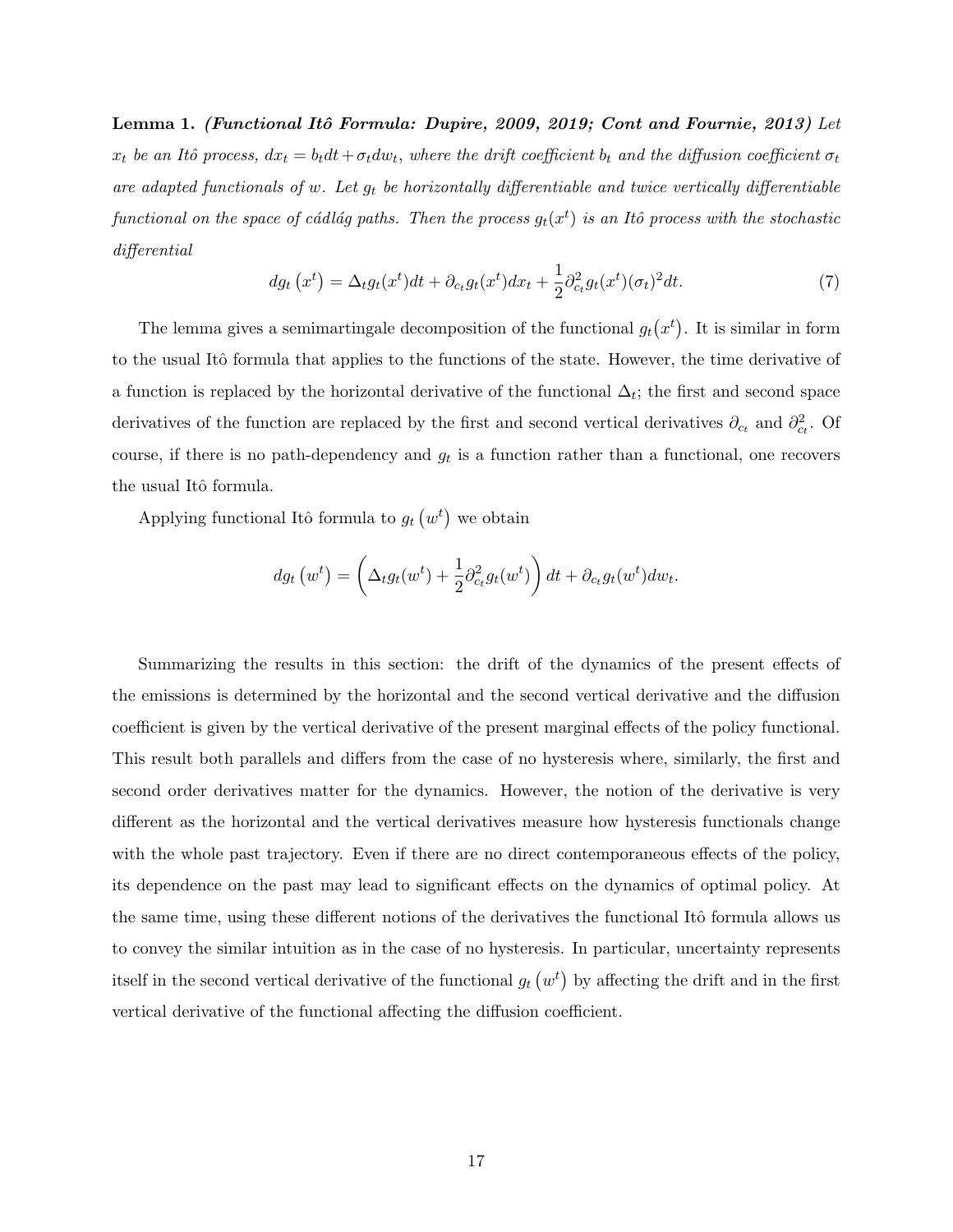**Lemma 1.** ***(Functional Itô Formula: Dupire, 2009, 2019; Cont and Fournie, 2013)*** *Let $x_t$ be an Itô process, $dx_t = b_t dt + \sigma_t dw_t$, where the drift coefficient $b_t$ and the diffusion coefficient $\sigma_t$ are adapted functionals of $w$. Let $g_t$ be horizontally differentiable and twice vertically differentiable functional on the space of cádlág paths. Then the process $g_t(x^t)$ is an Itô process with the stochastic differential*

$$dg_t\left(x^t\right) = \Delta_t g_t(x^t)dt + \partial_{c_t} g_t(x^t)dx_t + \frac{1}{2}\partial_{c_t}^2 g_t(x^t)(\sigma_t)^2 dt. \tag{7}$$

The lemma gives a semimartingale decomposition of the functional $g_t(x^t)$. It is similar in form to the usual Itô formula that applies to the functions of the state. However, the time derivative of a function is replaced by the horizontal derivative of the functional $\Delta_t$; the first and second space derivatives of the function are replaced by the first and second vertical derivatives $\partial_{c_t}$ and $\partial_{c_t}^2$. Of course, if there is no path-dependency and $g_t$ is a function rather than a functional, one recovers the usual Itô formula.

Applying functional Itô formula to $g_t\left(w^t\right)$ we obtain

$$dg_t\left(w^t\right) = \left(\Delta_t g_t(w^t) + \frac{1}{2}\partial_{c_t}^2 g_t(w^t)\right)dt + \partial_{c_t} g_t(w^t)dw_t.$$

Summarizing the results in this section: the drift of the dynamics of the present effects of the emissions is determined by the horizontal and the second vertical derivative and the diffusion coefficient is given by the vertical derivative of the present marginal effects of the policy functional. This result both parallels and differs from the case of no hysteresis where, similarly, the first and second order derivatives matter for the dynamics. However, the notion of the derivative is very different as the horizontal and the vertical derivatives measure how hysteresis functionals change with the whole past trajectory. Even if there are no direct contemporaneous effects of the policy, its dependence on the past may lead to significant effects on the dynamics of optimal policy. At the same time, using these different notions of the derivatives the functional Itô formula allows us to convey the similar intuition as in the case of no hysteresis. In particular, uncertainty represents itself in the second vertical derivative of the functional $g_t\left(w^t\right)$ by affecting the drift and in the first vertical derivative of the functional affecting the diffusion coefficient.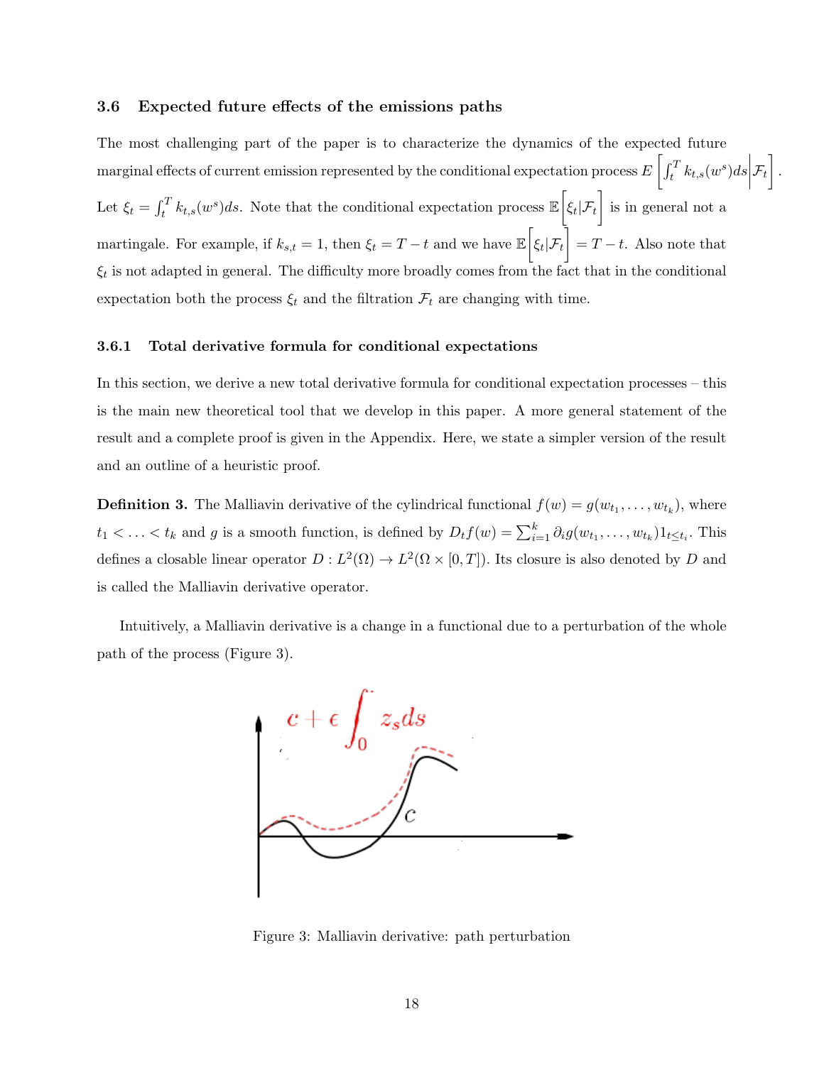### 3.6 Expected future effects of the emissions paths

The most challenging part of the paper is to characterize the dynamics of the expected future marginal effects of current emission represented by the conditional expectation process $E\left[\int_t^T k_{t,s}(w^s)ds \middle| \mathcal{F}_t\right]$. Let $\xi_t = \int_t^T k_{t,s}(w^s)ds$. Note that the conditional expectation process $\mathbb{E}\left[\xi_t|\mathcal{F}_t\right]$ is in general not a martingale. For example, if $k_{s,t} = 1$, then $\xi_t = T - t$ and we have $\mathbb{E}\left[\xi_t|\mathcal{F}_t\right] = T - t$. Also note that $\xi_t$ is not adapted in general. The difficulty more broadly comes from the fact that in the conditional expectation both the process $\xi_t$ and the filtration $\mathcal{F}_t$ are changing with time.

#### 3.6.1 Total derivative formula for conditional expectations

In this section, we derive a new total derivative formula for conditional expectation processes – this is the main new theoretical tool that we develop in this paper. A more general statement of the result and a complete proof is given in the Appendix. Here, we state a simpler version of the result and an outline of a heuristic proof.

**Definition 3.** The Malliavin derivative of the cylindrical functional $f(w) = g(w_{t_1}, \ldots, w_{t_k})$, where $t_1 < \ldots < t_k$ and $g$ is a smooth function, is defined by $D_t f(w) = \sum_{i=1}^k \partial_i g(w_{t_1}, \ldots, w_{t_k}) 1_{t \leq t_i}$. This defines a closable linear operator $D : L^2(\Omega) \to L^2(\Omega \times [0,T])$. Its closure is also denoted by $D$ and is called the Malliavin derivative operator.

Intuitively, a Malliavin derivative is a change in a functional due to a perturbation of the whole path of the process (Figure 3).

Figure 3: Malliavin derivative: path perturbation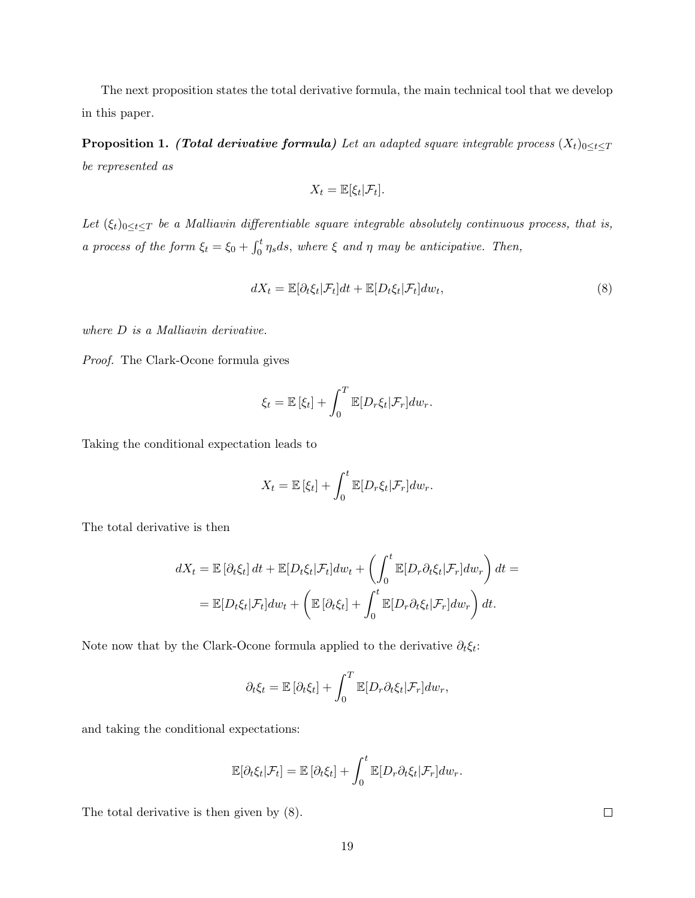The next proposition states the total derivative formula, the main technical tool that we develop in this paper.

**Proposition 1.** ***(Total derivative formula)*** *Let an adapted square integrable process $(X_t)_{0 \le t \le T}$ be represented as*

$$X_t = \mathbb{E}[\xi_t | \mathcal{F}_t].$$

*Let $(\xi_t)_{0 \le t \le T}$ be a Malliavin differentiable square integrable absolutely continuous process, that is, a process of the form $\xi_t = \xi_0 + \int_0^t \eta_s ds$, where $\xi$ and $\eta$ may be anticipative. Then,*

$$dX_t = \mathbb{E}[\partial_t \xi_t | \mathcal{F}_t] dt + \mathbb{E}[D_t \xi_t | \mathcal{F}_t] dw_t, \tag{8}$$

*where $D$ is a Malliavin derivative.*

*Proof.* The Clark-Ocone formula gives

$$\xi_t = \mathbb{E}\left[\xi_t\right] + \int_0^T \mathbb{E}[D_r \xi_t | \mathcal{F}_r] dw_r.$$

Taking the conditional expectation leads to

$$X_t = \mathbb{E}\left[\xi_t\right] + \int_0^t \mathbb{E}[D_r \xi_t | \mathcal{F}_r] dw_r.$$

The total derivative is then

$$\begin{aligned} dX_t = \mathbb{E}\left[\partial_t \xi_t\right] dt + \mathbb{E}[D_t \xi_t | \mathcal{F}_t] dw_t + \left( \int_0^t \mathbb{E}[D_r \partial_t \xi_t | \mathcal{F}_r] dw_r \right) dt = \\ = \mathbb{E}[D_t \xi_t | \mathcal{F}_t] dw_t + \left( \mathbb{E}\left[\partial_t \xi_t\right] + \int_0^t \mathbb{E}[D_r \partial_t \xi_t | \mathcal{F}_r] dw_r \right) dt. \end{aligned}$$

Note now that by the Clark-Ocone formula applied to the derivative $\partial_t \xi_t$:

$$\partial_t \xi_t = \mathbb{E}\left[\partial_t \xi_t\right] + \int_0^T \mathbb{E}[D_r \partial_t \xi_t | \mathcal{F}_r] dw_r,$$

and taking the conditional expectations:

$$\mathbb{E}[\partial_t \xi_t | \mathcal{F}_t] = \mathbb{E}\left[\partial_t \xi_t\right] + \int_0^t \mathbb{E}[D_r \partial_t \xi_t | \mathcal{F}_r] dw_r.$$

The total derivative is then given by (8). $\square$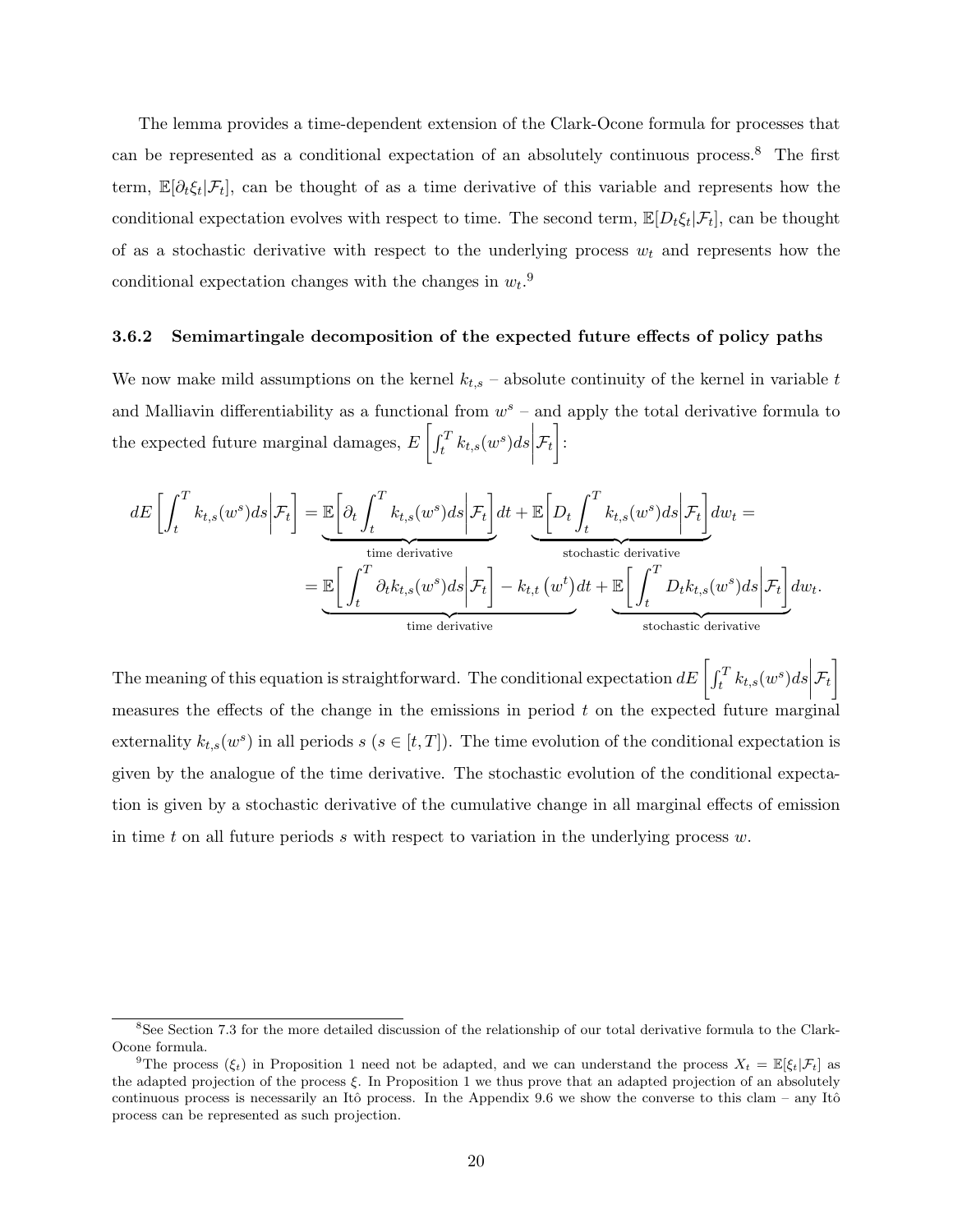The lemma provides a time-dependent extension of the Clark-Ocone formula for processes that can be represented as a conditional expectation of an absolutely continuous process.[8] The first term, $\mathbb{E}[\partial_t \xi_t|\mathcal{F}_t]$, can be thought of as a time derivative of this variable and represents how the conditional expectation evolves with respect to time. The second term, $\mathbb{E}[D_t \xi_t|\mathcal{F}_t]$, can be thought of as a stochastic derivative with respect to the underlying process $w_t$ and represents how the conditional expectation changes with the changes in $w_t$.[9]

### 3.6.2 Semimartingale decomposition of the expected future effects of policy paths

We now make mild assumptions on the kernel $k_{t,s}$ – absolute continuity of the kernel in variable $t$ and Malliavin differentiability as a functional from $w^s$ – and apply the total derivative formula to the expected future marginal damages, $E\left[\int_t^T k_{t,s}(w^s)ds \middle| \mathcal{F}_t\right]$:

$$
\begin{aligned}
dE\left[\int_t^T k_{t,s}(w^s)ds \middle| \mathcal{F}_t\right] &= \underbrace{\mathbb{E}\left[\partial_t \int_t^T k_{t,s}(w^s)ds \middle| \mathcal{F}_t\right]}_{\text{time derivative}} dt + \underbrace{\mathbb{E}\left[D_t \int_t^T k_{t,s}(w^s)ds \middle| \mathcal{F}_t\right]}_{\text{stochastic derivative}} dw_t = \\
&= \underbrace{\mathbb{E}\left[\int_t^T \partial_t k_{t,s}(w^s)ds \middle| \mathcal{F}_t\right] - k_{t,t}\left(w^t\right)}_{\text{time derivative}} dt + \underbrace{\mathbb{E}\left[\int_t^T D_t k_{t,s}(w^s)ds \middle| \mathcal{F}_t\right]}_{\text{stochastic derivative}} dw_t.
\end{aligned}
$$

The meaning of this equation is straightforward. The conditional expectation $dE\left[\int_t^T k_{t,s}(w^s)ds \middle| \mathcal{F}_t\right]$ measures the effects of the change in the emissions in period $t$ on the expected future marginal externality $k_{t,s}(w^s)$ in all periods $s$ ($s \in [t,T]$). The time evolution of the conditional expectation is given by the analogue of the time derivative. The stochastic evolution of the conditional expectation is given by a stochastic derivative of the cumulative change in all marginal effects of emission in time $t$ on all future periods $s$ with respect to variation in the underlying process $w$.

---

[8] See Section 7.3 for the more detailed discussion of the relationship of our total derivative formula to the Clark-Ocone formula.

[9] The process $(\xi_t)$ in Proposition 1 need not be adapted, and we can understand the process $X_t = \mathbb{E}[\xi_t|\mathcal{F}_t]$ as the adapted projection of the process $\xi$. In Proposition 1 we thus prove that an adapted projection of an absolutely continuous process is necessarily an Itô process. In the Appendix 9.6 we show the converse to this clam – any Itô process can be represented as such projection.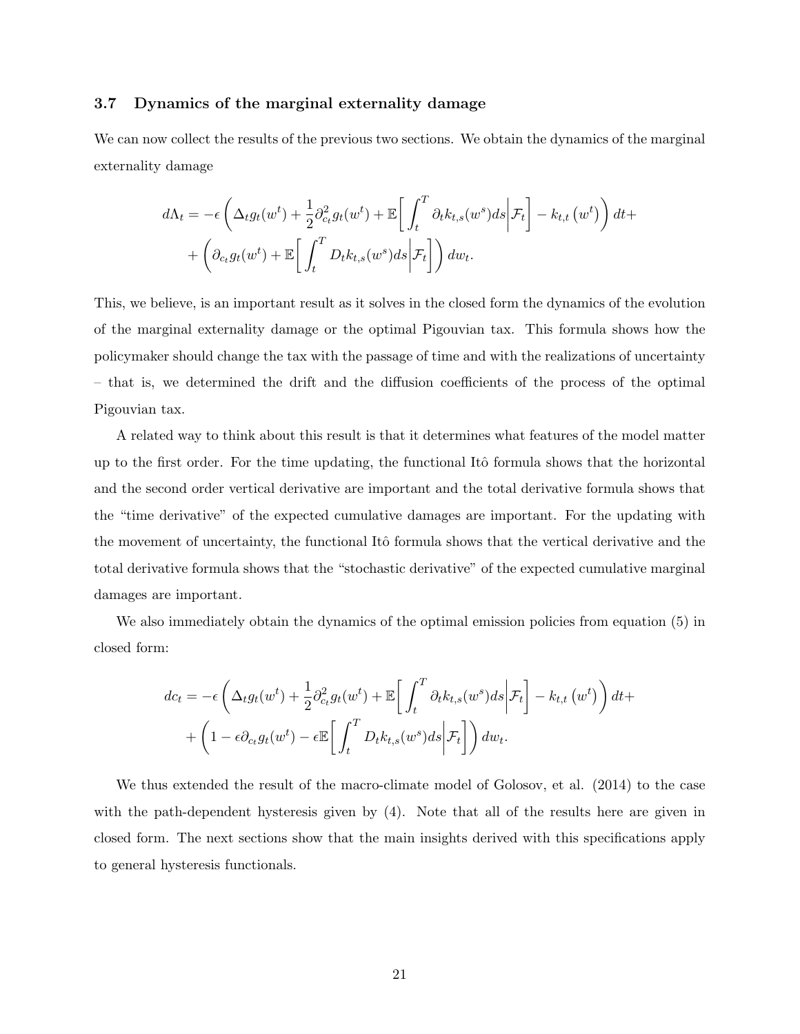### 3.7 Dynamics of the marginal externality damage

We can now collect the results of the previous two sections. We obtain the dynamics of the marginal externality damage

$$
\begin{aligned}
d\Lambda_t = &-\epsilon \left( \Delta_t g_t(w^t) + \frac{1}{2}\partial_{c_t}^2 g_t(w^t) + \mathbb{E}\left[ \int_t^T \partial_t k_{t,s}(w^s) ds \middle| \mathcal{F}_t \right] - k_{t,t}\left(w^t\right) \right) dt + \\
&+ \left( \partial_{c_t} g_t(w^t) + \mathbb{E}\left[ \int_t^T D_t k_{t,s}(w^s) ds \middle| \mathcal{F}_t \right] \right) dw_t.
\end{aligned}
$$

This, we believe, is an important result as it solves in the closed form the dynamics of the evolution of the marginal externality damage or the optimal Pigouvian tax. This formula shows how the policymaker should change the tax with the passage of time and with the realizations of uncertainty – that is, we determined the drift and the diffusion coefficients of the process of the optimal Pigouvian tax.

A related way to think about this result is that it determines what features of the model matter up to the first order. For the time updating, the functional Itô formula shows that the horizontal and the second order vertical derivative are important and the total derivative formula shows that the "time derivative" of the expected cumulative damages are important. For the updating with the movement of uncertainty, the functional Itô formula shows that the vertical derivative and the total derivative formula shows that the "stochastic derivative" of the expected cumulative marginal damages are important.

We also immediately obtain the dynamics of the optimal emission policies from equation (5) in closed form:

$$
\begin{aligned}
dc_t = &-\epsilon \left( \Delta_t g_t(w^t) + \frac{1}{2}\partial_{c_t}^2 g_t(w^t) + \mathbb{E}\left[ \int_t^T \partial_t k_{t,s}(w^s) ds \middle| \mathcal{F}_t \right] - k_{t,t}\left(w^t\right) \right) dt + \\
&+ \left( 1 - \epsilon \partial_{c_t} g_t(w^t) - \epsilon \mathbb{E}\left[ \int_t^T D_t k_{t,s}(w^s) ds \middle| \mathcal{F}_t \right] \right) dw_t.
\end{aligned}
$$

We thus extended the result of the macro-climate model of Golosov, et al. (2014) to the case with the path-dependent hysteresis given by (4). Note that all of the results here are given in closed form. The next sections show that the main insights derived with this specifications apply to general hysteresis functionals.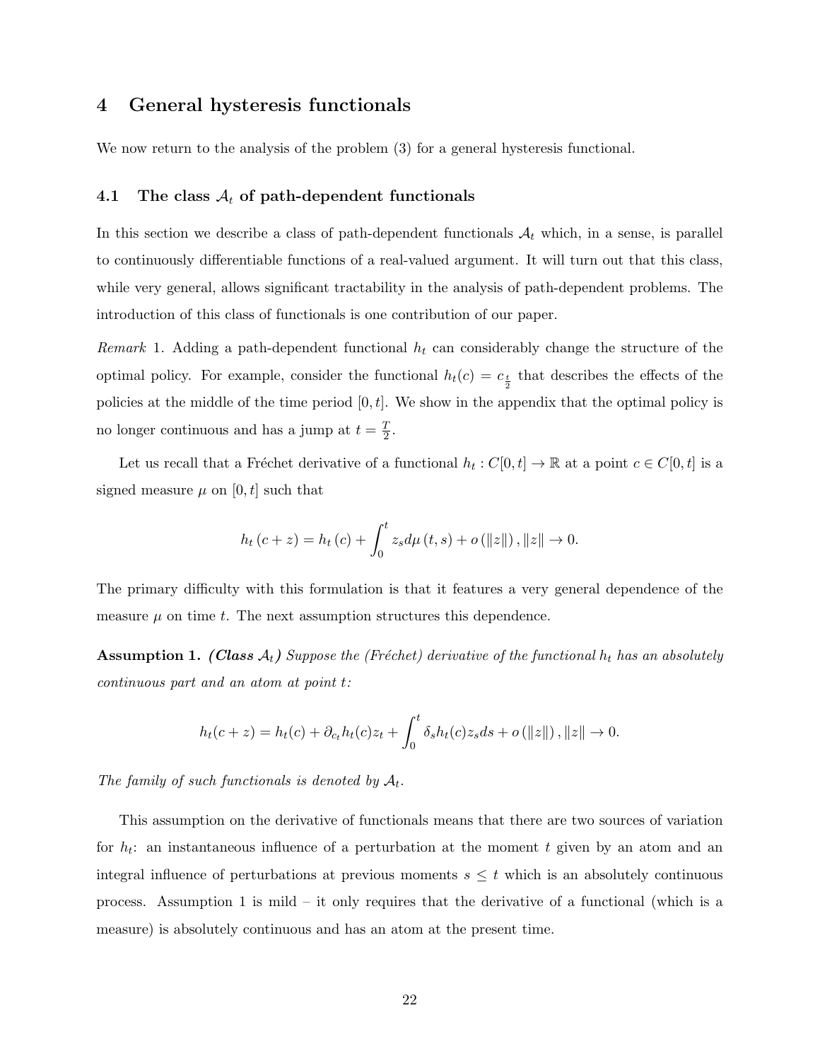# 4 General hysteresis functionals

We now return to the analysis of the problem (3) for a general hysteresis functional.

## 4.1 The class $\mathcal{A}_t$ of path-dependent functionals

In this section we describe a class of path-dependent functionals $\mathcal{A}_t$ which, in a sense, is parallel to continuously differentiable functions of a real-valued argument. It will turn out that this class, while very general, allows significant tractability in the analysis of path-dependent problems. The introduction of this class of functionals is one contribution of our paper.

*Remark* 1. Adding a path-dependent functional $h_t$ can considerably change the structure of the optimal policy. For example, consider the functional $h_t(c) = c_{\frac{t}{2}}$ that describes the effects of the policies at the middle of the time period $[0, t]$. We show in the appendix that the optimal policy is no longer continuous and has a jump at $t = \frac{T}{2}$.

Let us recall that a Fréchet derivative of a functional $h_t : C[0, t] \to \mathbb{R}$ at a point $c \in C[0, t]$ is a signed measure $\mu$ on $[0, t]$ such that

$$h_t\left(c + z\right) = h_t\left(c\right) + \int_0^t z_s d\mu\left(t, s\right) + o\left(\|z\|\right), \|z\| \to 0.$$

The primary difficulty with this formulation is that it features a very general dependence of the measure $\mu$ on time $t$. The next assumption structures this dependence.

**Assumption 1.** ***(Class*** $\mathcal{A}_t$***)*** *Suppose the (Fréchet) derivative of the functional* $h_t$ *has an absolutely continuous part and an atom at point* $t$*:*

$$h_t(c + z) = h_t(c) + \partial_{c_t} h_t(c) z_t + \int_0^t \delta_s h_t(c) z_s ds + o\left(\|z\|\right), \|z\| \to 0.$$

*The family of such functionals is denoted by* $\mathcal{A}_t$*.*

This assumption on the derivative of functionals means that there are two sources of variation for $h_t$: an instantaneous influence of a perturbation at the moment $t$ given by an atom and an integral influence of perturbations at previous moments $s \le t$ which is an absolutely continuous process. Assumption 1 is mild – it only requires that the derivative of a functional (which is a measure) is absolutely continuous and has an atom at the present time.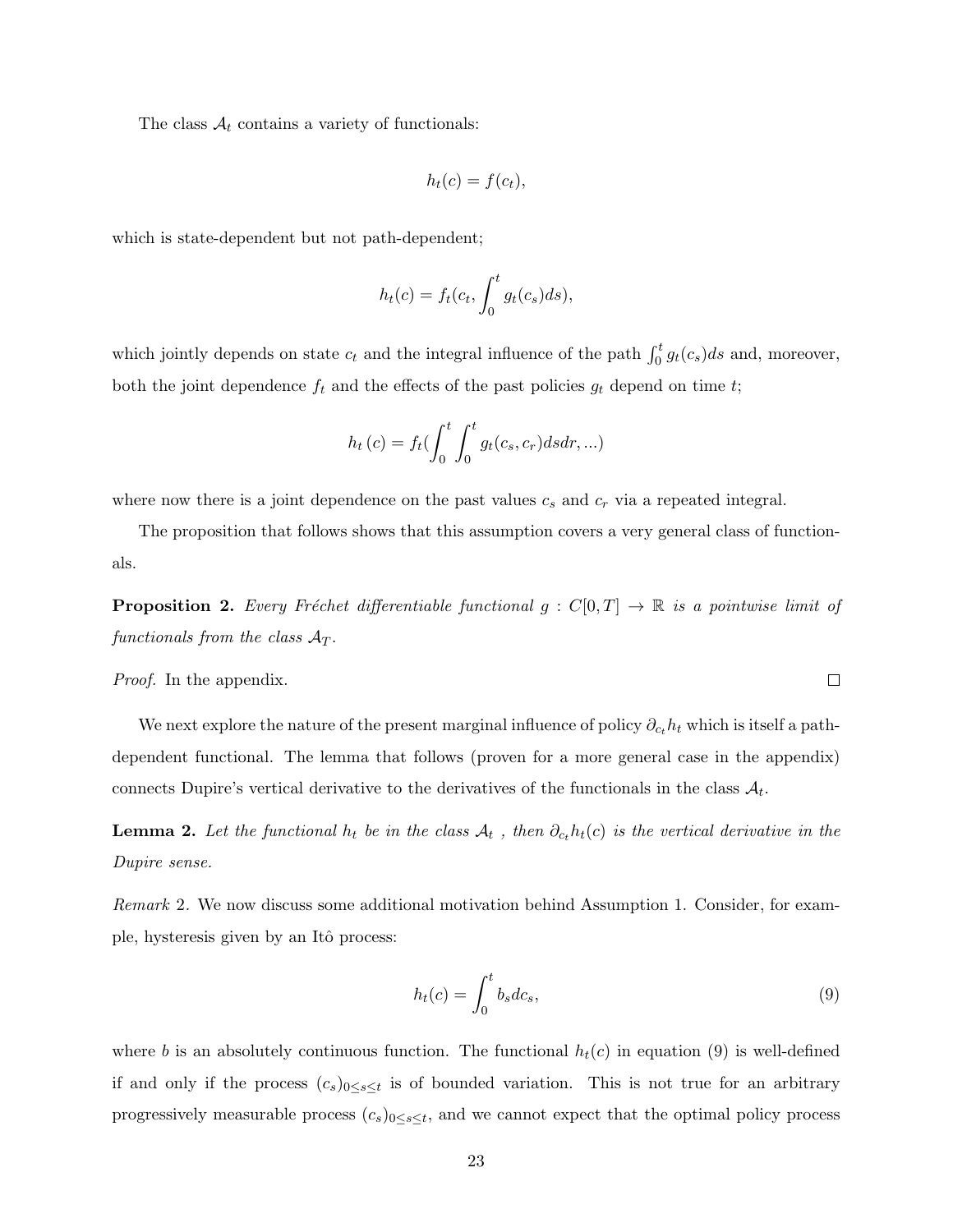The class $\mathcal{A}_t$ contains a variety of functionals:

$$h_t(c) = f(c_t),$$

which is state-dependent but not path-dependent;

$$h_t(c) = f_t(c_t, \int_0^t g_t(c_s)ds),$$

which jointly depends on state $c_t$ and the integral influence of the path $\int_0^t g_t(c_s)ds$ and, moreover, both the joint dependence $f_t$ and the effects of the past policies $g_t$ depend on time $t$;

$$h_t\left(c\right) = f_t(\int_0^t \int_0^t g_t(c_s, c_r)dsdr, ...)$$

where now there is a joint dependence on the past values $c_s$ and $c_r$ via a repeated integral.

The proposition that follows shows that this assumption covers a very general class of functionals.

**Proposition 2.** *Every Fréchet differentiable functional $g : C[0,T] \to \mathbb{R}$ is a pointwise limit of functionals from the class $\mathcal{A}_T$.*

*Proof.* In the appendix. □

We next explore the nature of the present marginal influence of policy $\partial_{c_t} h_t$ which is itself a path-dependent functional. The lemma that follows (proven for a more general case in the appendix) connects Dupire's vertical derivative to the derivatives of the functionals in the class $\mathcal{A}_t$.

**Lemma 2.** *Let the functional $h_t$ be in the class $\mathcal{A}_t$ , then $\partial_{c_t} h_t(c)$ is the vertical derivative in the Dupire sense.*

*Remark* 2. We now discuss some additional motivation behind Assumption 1. Consider, for example, hysteresis given by an Itô process:

$$h_t(c) = \int_0^t b_s dc_s, \tag{9}$$

where $b$ is an absolutely continuous function. The functional $h_t(c)$ in equation (9) is well-defined if and only if the process $(c_s)_{0 \le s \le t}$ is of bounded variation. This is not true for an arbitrary progressively measurable process $(c_s)_{0 \le s \le t}$, and we cannot expect that the optimal policy process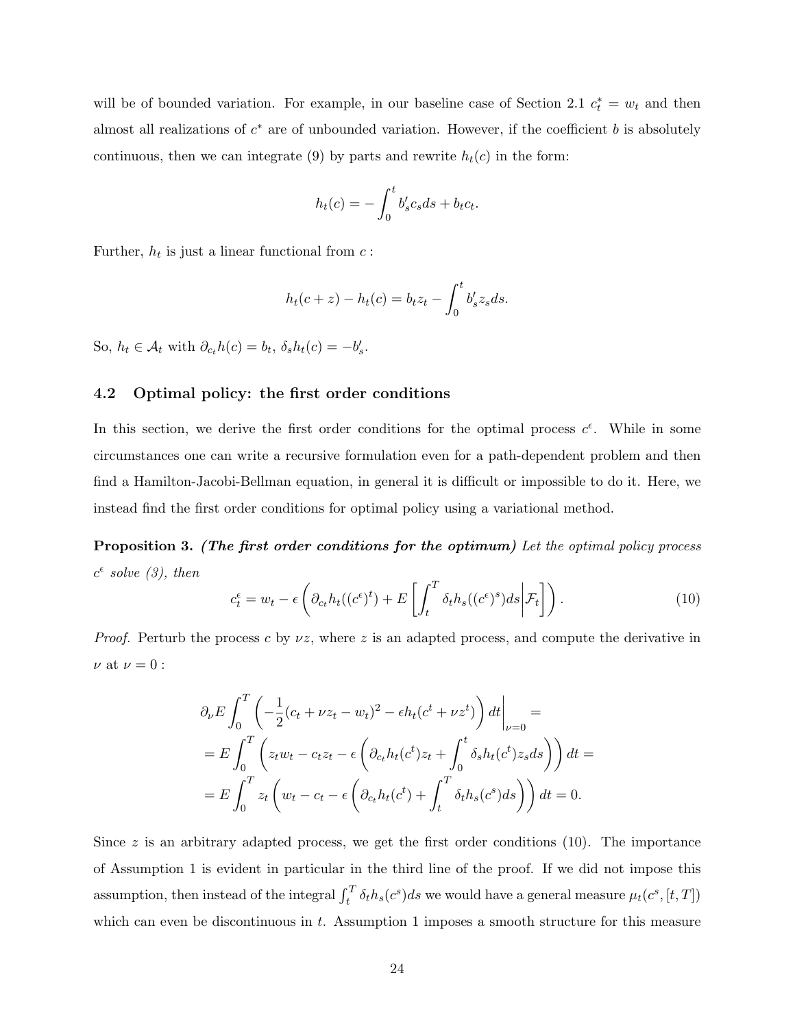will be of bounded variation. For example, in our baseline case of Section 2.1 $c^*_t = w_t$ and then almost all realizations of $c^*$ are of unbounded variation. However, if the coefficient $b$ is absolutely continuous, then we can integrate (9) by parts and rewrite $h_t(c)$ in the form:

$$h_t(c) = -\int_0^t b'_s c_s ds + b_t c_t.$$

Further, $h_t$ is just a linear functional from $c$ :

$$h_t(c+z) - h_t(c) = b_t z_t - \int_0^t b'_s z_s ds.$$

So, $h_t \in \mathcal{A}_t$ with $\partial_{c_t} h(c) = b_t$, $\delta_s h_t(c) = -b'_s$.

### 4.2 Optimal policy: the first order conditions

In this section, we derive the first order conditions for the optimal process $c^\epsilon$. While in some circumstances one can write a recursive formulation even for a path-dependent problem and then find a Hamilton-Jacobi-Bellman equation, in general it is difficult or impossible to do it. Here, we instead find the first order conditions for optimal policy using a variational method.

**Proposition 3.** ***(The first order conditions for the optimum)*** *Let the optimal policy process $c^\epsilon$ solve (3), then*

$$c^\epsilon_t = w_t - \epsilon \left( \partial_{c_t} h_t((c^\epsilon)^t) + E\left[ \int_t^T \delta_t h_s((c^\epsilon)^s) ds \middle| \mathcal{F}_t \right] \right). \tag{10}$$

*Proof.* Perturb the process $c$ by $\nu z$, where $z$ is an adapted process, and compute the derivative in $\nu$ at $\nu = 0$ :

$$\begin{aligned}
&\partial_\nu E \int_0^T \left( -\frac{1}{2}(c_t + \nu z_t - w_t)^2 - \epsilon h_t(c^t + \nu z^t) \right) dt \bigg|_{\nu=0} = \\
&= E \int_0^T \left( z_t w_t - c_t z_t - \epsilon \left( \partial_{c_t} h_t(c^t) z_t + \int_0^t \delta_s h_t(c^t) z_s ds \right) \right) dt = \\
&= E \int_0^T z_t \left( w_t - c_t - \epsilon \left( \partial_{c_t} h_t(c^t) + \int_t^T \delta_t h_s(c^s) ds \right) \right) dt = 0.
\end{aligned}$$

Since $z$ is an arbitrary adapted process, we get the first order conditions (10). The importance of Assumption 1 is evident in particular in the third line of the proof. If we did not impose this assumption, then instead of the integral $\int_t^T \delta_t h_s(c^s) ds$ we would have a general measure $\mu_t(c^s, [t, T])$ which can even be discontinuous in $t$. Assumption 1 imposes a smooth structure for this measure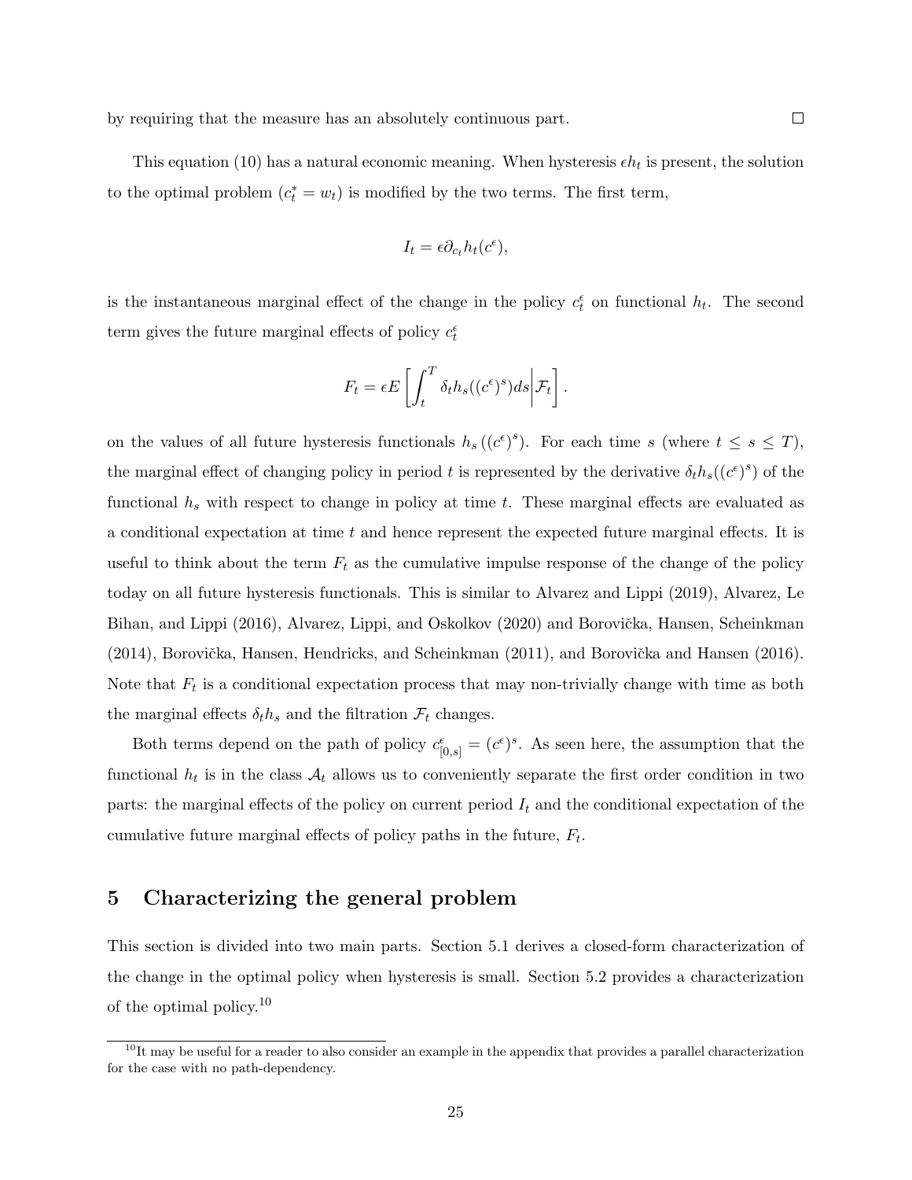by requiring that the measure has an absolutely continuous part. □

This equation (10) has a natural economic meaning. When hysteresis $\epsilon h_t$ is present, the solution to the optimal problem ($c_t^* = w_t$) is modified by the two terms. The first term,

$$I_t = \epsilon \partial_{c_t} h_t(c^\epsilon),$$

is the instantaneous marginal effect of the change in the policy $c_t^\epsilon$ on functional $h_t$. The second term gives the future marginal effects of policy $c_t^\epsilon$

$$F_t = \epsilon E\left[\int_t^T \delta_t h_s((c^\epsilon)^s) ds \middle| \mathcal{F}_t\right].$$

on the values of all future hysteresis functionals $h_s\left((c^\epsilon)^s\right)$. For each time $s$ (where $t \leq s \leq T$), the marginal effect of changing policy in period $t$ is represented by the derivative $\delta_t h_s((c^\epsilon)^s)$ of the functional $h_s$ with respect to change in policy at time $t$. These marginal effects are evaluated as a conditional expectation at time $t$ and hence represent the expected future marginal effects. It is useful to think about the term $F_t$ as the cumulative impulse response of the change of the policy today on all future hysteresis functionals. This is similar to Alvarez and Lippi (2019), Alvarez, Le Bihan, and Lippi (2016), Alvarez, Lippi, and Oskolkov (2020) and Borovička, Hansen, Scheinkman (2014), Borovička, Hansen, Hendricks, and Scheinkman (2011), and Borovička and Hansen (2016). Note that $F_t$ is a conditional expectation process that may non-trivially change with time as both the marginal effects $\delta_t h_s$ and the filtration $\mathcal{F}_t$ changes.

Both terms depend on the path of policy $c^\epsilon_{[0,s]} = (c^\epsilon)^s$. As seen here, the assumption that the functional $h_t$ is in the class $\mathcal{A}_t$ allows us to conveniently separate the first order condition in two parts: the marginal effects of the policy on current period $I_t$ and the conditional expectation of the cumulative future marginal effects of policy paths in the future, $F_t$.

## 5 Characterizing the general problem

This section is divided into two main parts. Section 5.1 derives a closed-form characterization of the change in the optimal policy when hysteresis is small. Section 5.2 provides a characterization of the optimal policy.[10]

[10] It may be useful for a reader to also consider an example in the appendix that provides a parallel characterization for the case with no path-dependency.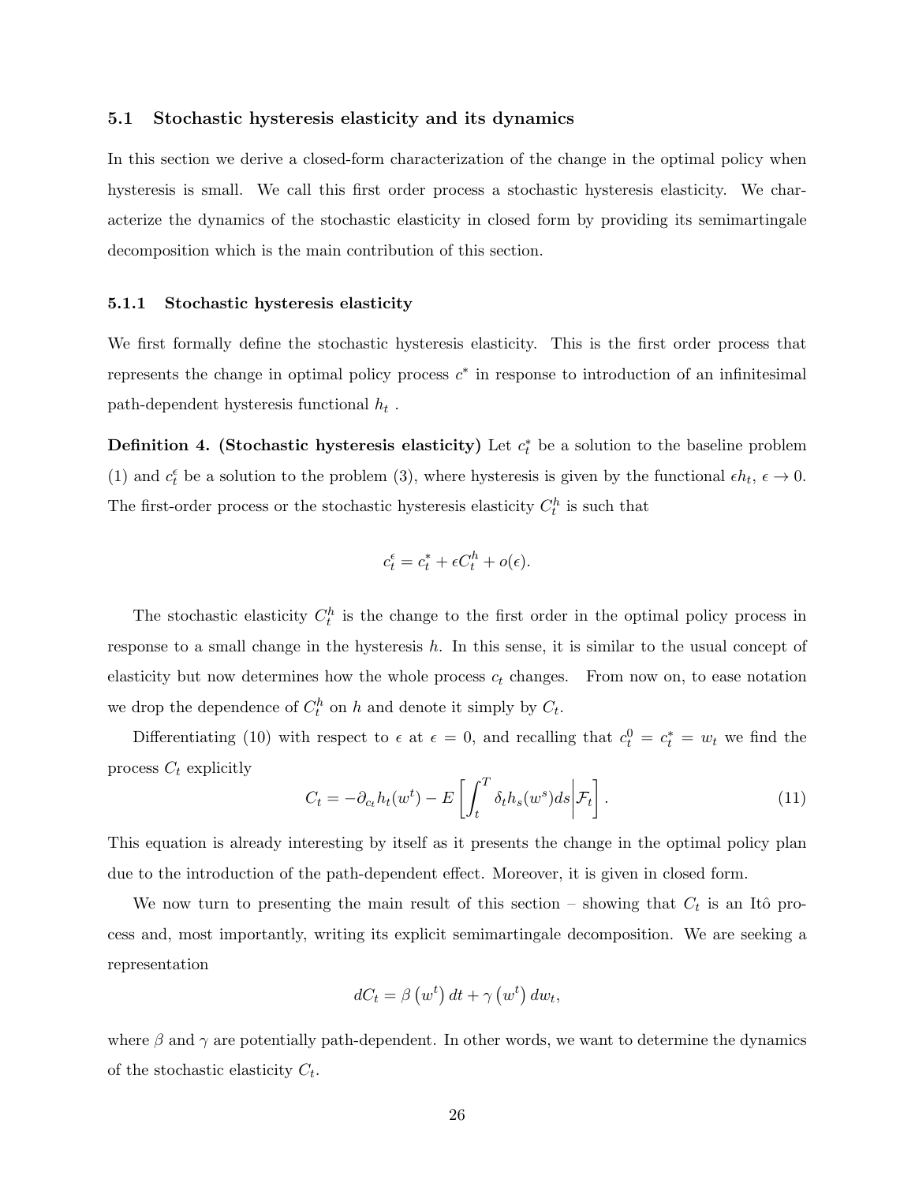### 5.1 Stochastic hysteresis elasticity and its dynamics

In this section we derive a closed-form characterization of the change in the optimal policy when hysteresis is small. We call this first order process a stochastic hysteresis elasticity. We characterize the dynamics of the stochastic elasticity in closed form by providing its semimartingale decomposition which is the main contribution of this section.

#### 5.1.1 Stochastic hysteresis elasticity

We first formally define the stochastic hysteresis elasticity. This is the first order process that represents the change in optimal policy process $c^*$ in response to introduction of an infinitesimal path-dependent hysteresis functional $h_t$ .

**Definition 4. (Stochastic hysteresis elasticity)** Let $c_t^*$ be a solution to the baseline problem (1) and $c_t^\epsilon$ be a solution to the problem (3), where hysteresis is given by the functional $\epsilon h_t$, $\epsilon \to 0$. The first-order process or the stochastic hysteresis elasticity $C_t^h$ is such that

$$c_t^\epsilon = c_t^* + \epsilon C_t^h + o(\epsilon).$$

The stochastic elasticity $C_t^h$ is the change to the first order in the optimal policy process in response to a small change in the hysteresis $h$. In this sense, it is similar to the usual concept of elasticity but now determines how the whole process $c_t$ changes. From now on, to ease notation we drop the dependence of $C_t^h$ on $h$ and denote it simply by $C_t$.

Differentiating (10) with respect to $\epsilon$ at $\epsilon = 0$, and recalling that $c_t^0 = c_t^* = w_t$ we find the process $C_t$ explicitly

$$C_t = -\partial_{c_t} h_t(w^t) - E\left[\int_t^T \delta_t h_s(w^s) ds \middle| \mathcal{F}_t\right]. \tag{11}$$

This equation is already interesting by itself as it presents the change in the optimal policy plan due to the introduction of the path-dependent effect. Moreover, it is given in closed form.

We now turn to presenting the main result of this section – showing that $C_t$ is an Itô process and, most importantly, writing its explicit semimartingale decomposition. We are seeking a representation

$$dC_t = \beta\left(w^t\right) dt + \gamma\left(w^t\right) dw_t,$$

where $\beta$ and $\gamma$ are potentially path-dependent. In other words, we want to determine the dynamics of the stochastic elasticity $C_t$.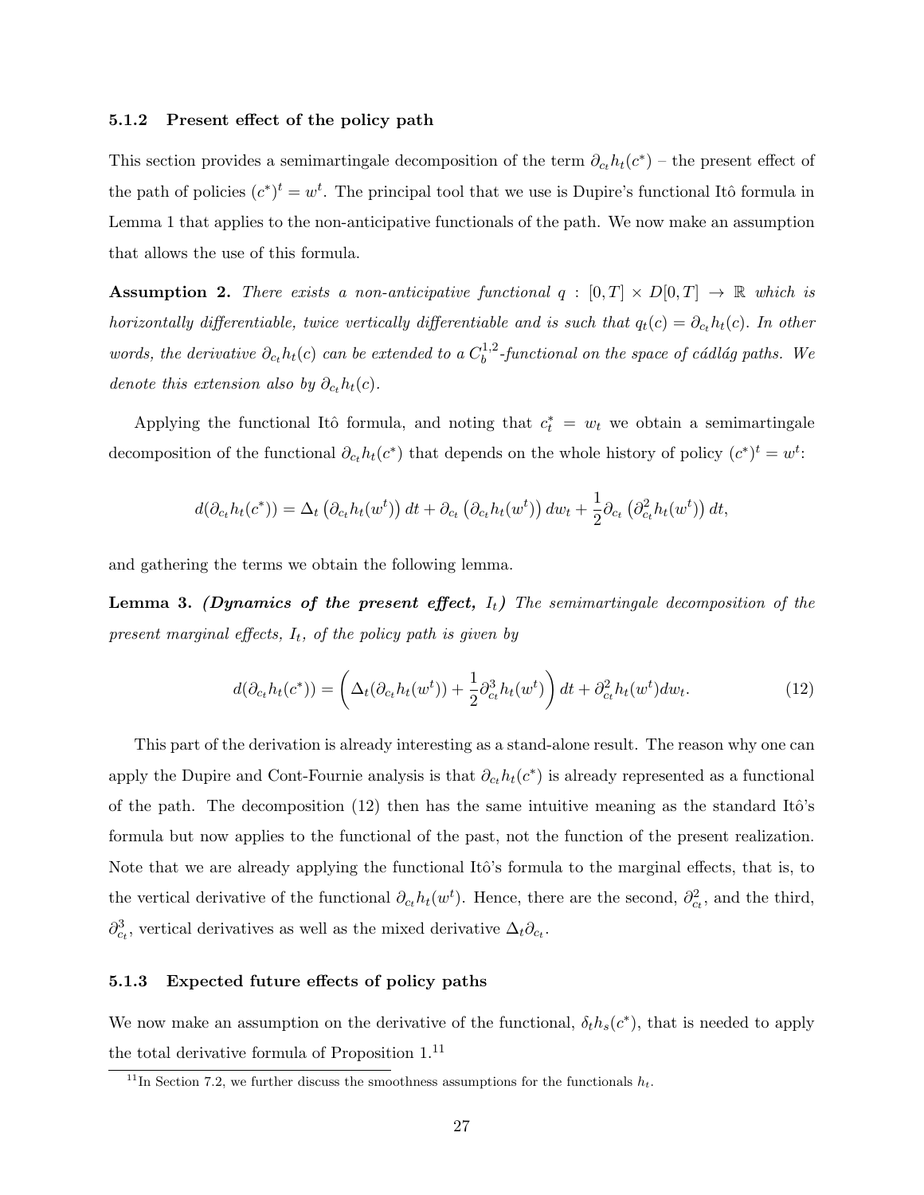#### 5.1.2 Present effect of the policy path

This section provides a semimartingale decomposition of the term $\partial_{c_t} h_t(c^*)$ – the present effect of the path of policies $(c^*)^t = w^t$. The principal tool that we use is Dupire's functional Itô formula in Lemma 1 that applies to the non-anticipative functionals of the path. We now make an assumption that allows the use of this formula.

**Assumption 2.** *There exists a non-anticipative functional $q : [0, T] \times D[0, T] \to \mathbb{R}$ which is horizontally differentiable, twice vertically differentiable and is such that $q_t(c) = \partial_{c_t} h_t(c)$. In other words, the derivative $\partial_{c_t} h_t(c)$ can be extended to a $C_b^{1,2}$-functional on the space of cádlág paths. We denote this extension also by $\partial_{c_t} h_t(c)$.*

Applying the functional Itô formula, and noting that $c_t^* = w_t$ we obtain a semimartingale decomposition of the functional $\partial_{c_t} h_t(c^*)$ that depends on the whole history of policy $(c^*)^t = w^t$:

$$d(\partial_{c_t} h_t(c^*)) = \Delta_t \left(\partial_{c_t} h_t(w^t)\right) dt + \partial_{c_t} \left(\partial_{c_t} h_t(w^t)\right) dw_t + \frac{1}{2} \partial_{c_t} \left(\partial^2_{c_t} h_t(w^t)\right) dt,$$

and gathering the terms we obtain the following lemma.

**Lemma 3.** ***(Dynamics of the present effect,*** $I_t$***)*** *The semimartingale decomposition of the present marginal effects, $I_t$, of the policy path is given by*

$$d(\partial_{c_t} h_t(c^*)) = \left(\Delta_t(\partial_{c_t} h_t(w^t)) + \frac{1}{2} \partial^3_{c_t} h_t(w^t)\right) dt + \partial^2_{c_t} h_t(w^t) dw_t. \tag{12}$$

This part of the derivation is already interesting as a stand-alone result. The reason why one can apply the Dupire and Cont-Fournie analysis is that $\partial_{c_t} h_t(c^*)$ is already represented as a functional of the path. The decomposition (12) then has the same intuitive meaning as the standard Itô's formula but now applies to the functional of the past, not the function of the present realization. Note that we are already applying the functional Itô's formula to the marginal effects, that is, to the vertical derivative of the functional $\partial_{c_t} h_t(w^t)$. Hence, there are the second, $\partial^2_{c_t}$, and the third, $\partial^3_{c_t}$, vertical derivatives as well as the mixed derivative $\Delta_t \partial_{c_t}$.

#### 5.1.3 Expected future effects of policy paths

We now make an assumption on the derivative of the functional, $\delta_t h_s(c^*)$, that is needed to apply the total derivative formula of Proposition 1.[11]

[11] In Section 7.2, we further discuss the smoothness assumptions for the functionals $h_t$.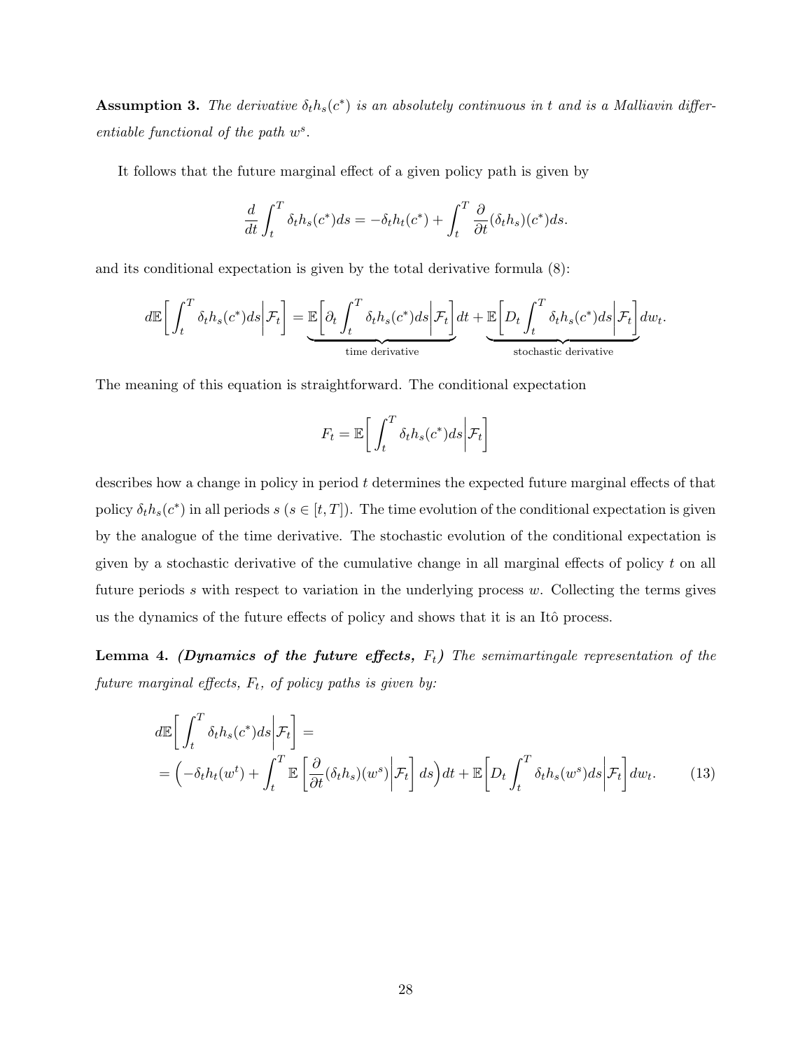**Assumption 3.** *The derivative $\delta_t h_s(c^*)$ is an absolutely continuous in $t$ and is a Malliavin differentiable functional of the path $w^s$.*

It follows that the future marginal effect of a given policy path is given by

$$\frac{d}{dt}\int_t^T \delta_t h_s(c^*)ds = -\delta_t h_t(c^*) + \int_t^T \frac{\partial}{\partial t}(\delta_t h_s)(c^*)ds.$$

and its conditional expectation is given by the total derivative formula (8):

$$d\mathbb{E}\bigg[\int_t^T \delta_t h_s(c^*)ds\bigg|\mathcal{F}_t\bigg] = \underbrace{\mathbb{E}\bigg[\partial_t \int_t^T \delta_t h_s(c^*)ds\bigg|\mathcal{F}_t\bigg]dt}_{\text{time derivative}} + \underbrace{\mathbb{E}\bigg[D_t \int_t^T \delta_t h_s(c^*)ds\bigg|\mathcal{F}_t\bigg]}_{\text{stochastic derivative}}dw_t.$$

The meaning of this equation is straightforward. The conditional expectation

$$F_t = \mathbb{E}\bigg[\int_t^T \delta_t h_s(c^*)ds\bigg|\mathcal{F}_t\bigg]$$

describes how a change in policy in period $t$ determines the expected future marginal effects of that policy $\delta_t h_s(c^*)$ in all periods $s$ ($s \in [t, T]$). The time evolution of the conditional expectation is given by the analogue of the time derivative. The stochastic evolution of the conditional expectation is given by a stochastic derivative of the cumulative change in all marginal effects of policy $t$ on all future periods $s$ with respect to variation in the underlying process $w$. Collecting the terms gives us the dynamics of the future effects of policy and shows that it is an Itô process.

**Lemma 4.** ***(Dynamics of the future effects,*** $F_t$***)*** *The semimartingale representation of the future marginal effects, $F_t$, of policy paths is given by:*

$$\begin{aligned}
&d\mathbb{E}\bigg[\int_t^T \delta_t h_s(c^*)ds\bigg|\mathcal{F}_t\bigg] = \\
&= \Big(-\delta_t h_t(w^t) + \int_t^T \mathbb{E}\left[\frac{\partial}{\partial t}(\delta_t h_s)(w^s)\bigg|\mathcal{F}_t\right] ds\Big)dt + \mathbb{E}\bigg[D_t \int_t^T \delta_t h_s(w^s)ds\bigg|\mathcal{F}_t\bigg]dw_t. \qquad (13)
\end{aligned}$$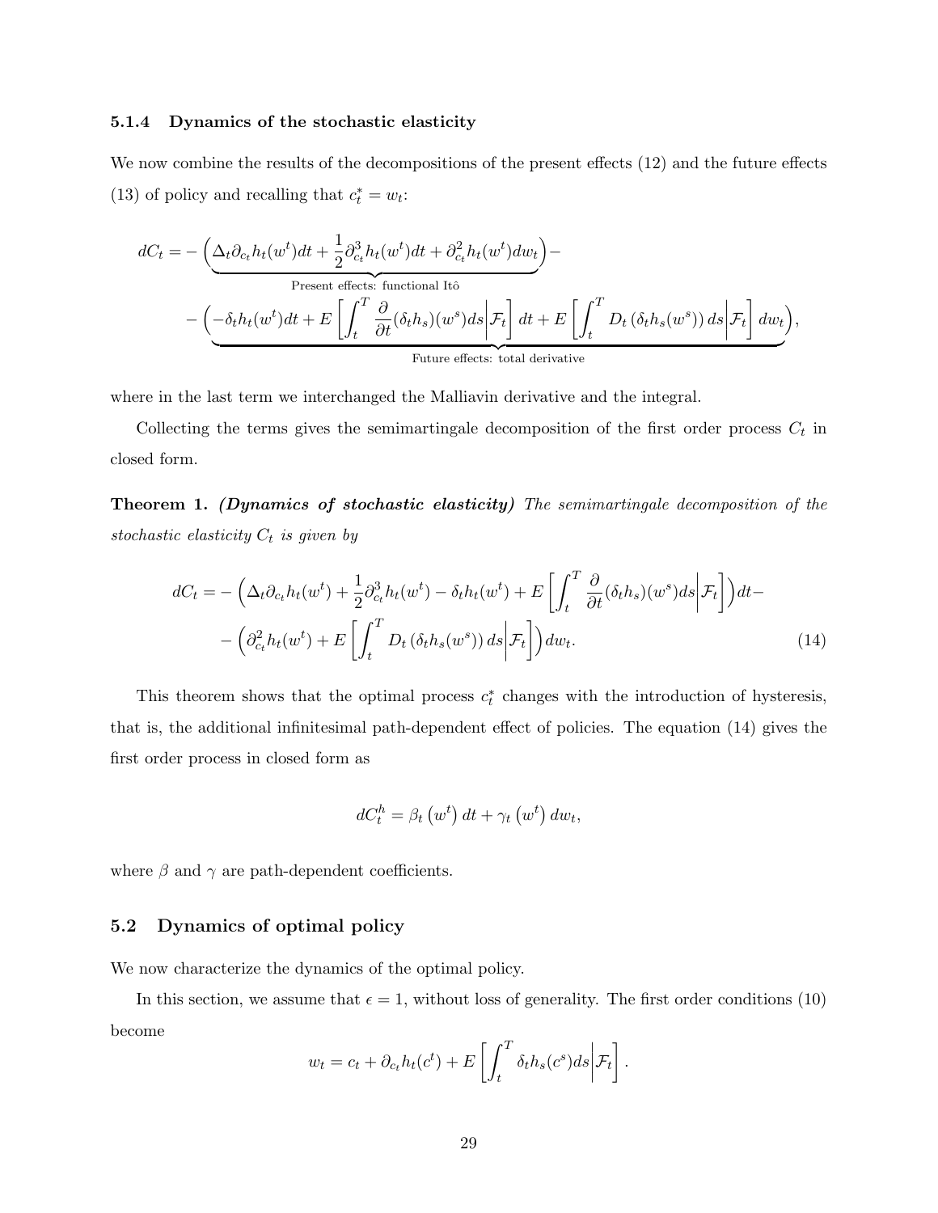### 5.1.4 Dynamics of the stochastic elasticity

We now combine the results of the decompositions of the present effects (12) and the future effects (13) of policy and recalling that $c_t^* = w_t$:

$$dC_t = -\Big(\underbrace{\Delta_t \partial_{c_t} h_t(w^t)dt + \frac{1}{2}\partial_{c_t}^3 h_t(w^t)dt + \partial_{c_t}^2 h_t(w^t)dw_t}_{\text{Present effects: functional Itô}}\Big) - \\ -\Big(\underbrace{-\delta_t h_t(w^t)dt + E\left[\int_t^T \frac{\partial}{\partial t}(\delta_t h_s)(w^s)ds \middle| \mathcal{F}_t\right]dt + E\left[\int_t^T D_t\left(\delta_t h_s(w^s)\right)ds \middle| \mathcal{F}_t\right]dw_t}_{\text{Future effects: total derivative}}\Big),$$

where in the last term we interchanged the Malliavin derivative and the integral.

Collecting the terms gives the semimartingale decomposition of the first order process $C_t$ in closed form.

**Theorem 1.** ***(Dynamics of stochastic elasticity)*** *The semimartingale decomposition of the stochastic elasticity $C_t$ is given by*

$$dC_t = -\Big(\Delta_t \partial_{c_t} h_t(w^t) + \frac{1}{2}\partial_{c_t}^3 h_t(w^t) - \delta_t h_t(w^t) + E\left[\int_t^T \frac{\partial}{\partial t}(\delta_t h_s)(w^s)ds \middle| \mathcal{F}_t\right]\Big)dt - \\ -\Big(\partial_{c_t}^2 h_t(w^t) + E\left[\int_t^T D_t\left(\delta_t h_s(w^s)\right)ds \middle| \mathcal{F}_t\right]\Big)dw_t. \tag{14}$$

This theorem shows that the optimal process $c_t^*$ changes with the introduction of hysteresis, that is, the additional infinitesimal path-dependent effect of policies. The equation (14) gives the first order process in closed form as

$$dC_t^h = \beta_t\left(w^t\right)dt + \gamma_t\left(w^t\right)dw_t,$$

where $\beta$ and $\gamma$ are path-dependent coefficients.

## 5.2 Dynamics of optimal policy

We now characterize the dynamics of the optimal policy.

In this section, we assume that $\epsilon = 1$, without loss of generality. The first order conditions (10) become

$$w_t = c_t + \partial_{c_t} h_t(c^t) + E\left[\int_t^T \delta_t h_s(c^s)ds \middle| \mathcal{F}_t\right].$$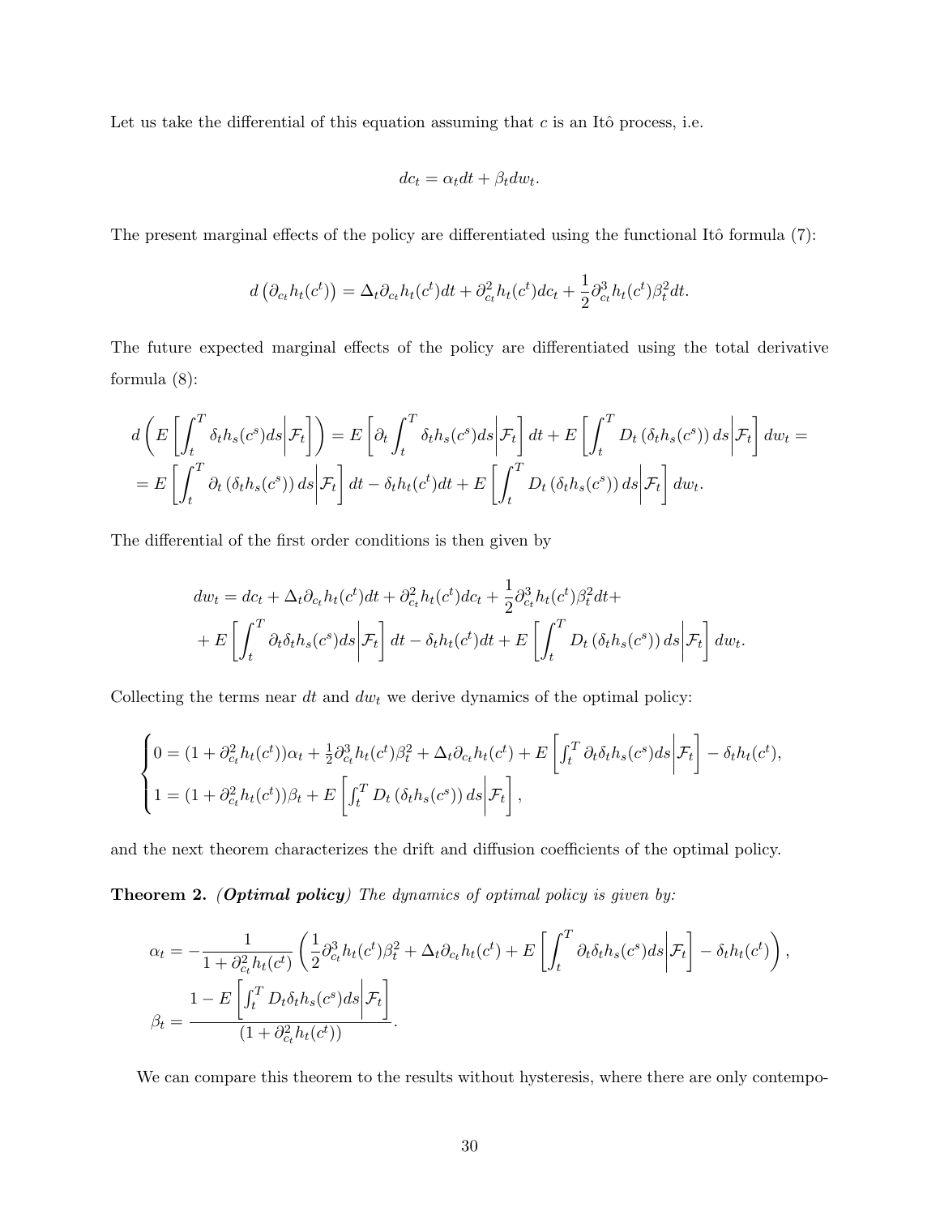Let us take the differential of this equation assuming that $c$ is an Itô process, i.e.

$$dc_t = \alpha_t dt + \beta_t dw_t.$$

The present marginal effects of the policy are differentiated using the functional Itô formula (7):

$$d\left(\partial_{c_t} h_t(c^t)\right) = \Delta_t \partial_{c_t} h_t(c^t)dt + \partial^2_{c_t} h_t(c^t)dc_t + \frac{1}{2}\partial^3_{c_t} h_t(c^t)\beta_t^2 dt.$$

The future expected marginal effects of the policy are differentiated using the total derivative formula (8):

$$d\left(E\left[\int_t^T \delta_t h_s(c^s)ds\middle|\mathcal{F}_t\right]\right) = E\left[\partial_t \int_t^T \delta_t h_s(c^s)ds\middle|\mathcal{F}_t\right]dt + E\left[\int_t^T D_t\left(\delta_t h_s(c^s)\right)ds\middle|\mathcal{F}_t\right]dw_t =$$
$$= E\left[\int_t^T \partial_t\left(\delta_t h_s(c^s)\right)ds\middle|\mathcal{F}_t\right]dt - \delta_t h_t(c^t)dt + E\left[\int_t^T D_t\left(\delta_t h_s(c^s)\right)ds\middle|\mathcal{F}_t\right]dw_t.$$

The differential of the first order conditions is then given by

$$dw_t = dc_t + \Delta_t \partial_{c_t} h_t(c^t)dt + \partial^2_{c_t} h_t(c^t)dc_t + \frac{1}{2}\partial^3_{c_t} h_t(c^t)\beta_t^2 dt +$$
$$+ E\left[\int_t^T \partial_t \delta_t h_s(c^s)ds\middle|\mathcal{F}_t\right]dt - \delta_t h_t(c^t)dt + E\left[\int_t^T D_t\left(\delta_t h_s(c^s)\right)ds\middle|\mathcal{F}_t\right]dw_t.$$

Collecting the terms near $dt$ and $dw_t$ we derive dynamics of the optimal policy:

$$\begin{cases} 0 = (1+\partial^2_{c_t} h_t(c^t))\alpha_t + \frac{1}{2}\partial^3_{c_t} h_t(c^t)\beta_t^2 + \Delta_t \partial_{c_t} h_t(c^t) + E\left[\int_t^T \partial_t \delta_t h_s(c^s)ds\middle|\mathcal{F}_t\right] - \delta_t h_t(c^t), \\ 1 = (1+\partial^2_{c_t} h_t(c^t))\beta_t + E\left[\int_t^T D_t\left(\delta_t h_s(c^s)\right)ds\middle|\mathcal{F}_t\right], \end{cases}$$

and the next theorem characterizes the drift and diffusion coefficients of the optimal policy.

**Theorem 2.** ***(Optimal policy)*** *The dynamics of optimal policy is given by:*

$$\alpha_t = -\frac{1}{1+\partial^2_{c_t} h_t(c^t)}\left(\frac{1}{2}\partial^3_{c_t} h_t(c^t)\beta_t^2 + \Delta_t \partial_{c_t} h_t(c^t) + E\left[\int_t^T \partial_t \delta_t h_s(c^s)ds\middle|\mathcal{F}_t\right] - \delta_t h_t(c^t)\right),$$
$$\beta_t = \frac{1 - E\left[\int_t^T D_t \delta_t h_s(c^s)ds\middle|\mathcal{F}_t\right]}{(1+\partial^2_{c_t} h_t(c^t))}.$$

We can compare this theorem to the results without hysteresis, where there are only contempo-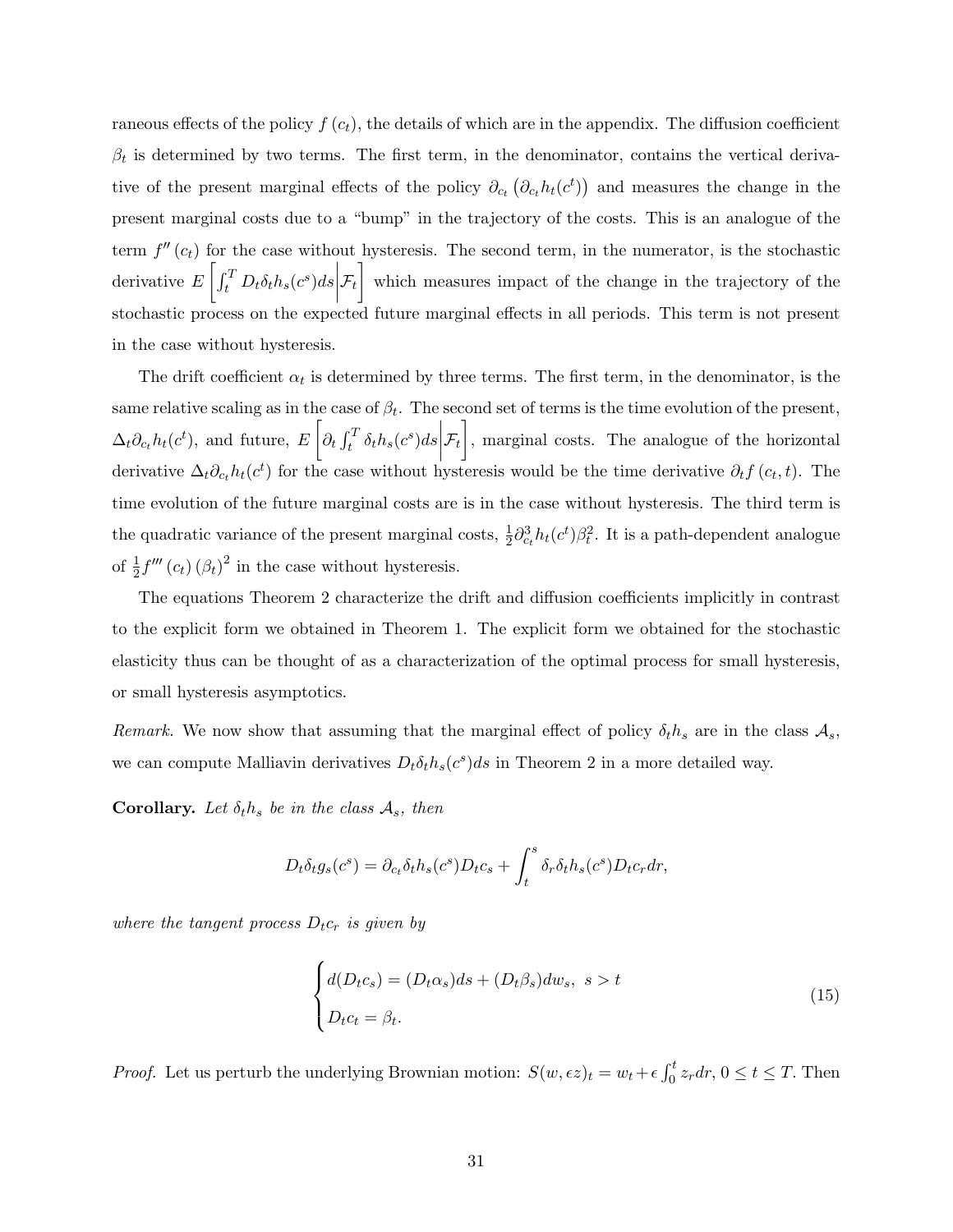raneous effects of the policy $f(c_t)$, the details of which are in the appendix. The diffusion coefficient $\beta_t$ is determined by two terms. The first term, in the denominator, contains the vertical derivative of the present marginal effects of the policy $\partial_{c_t}\left(\partial_{c_t} h_t(c^t)\right)$ and measures the change in the present marginal costs due to a "bump" in the trajectory of the costs. This is an analogue of the term $f''(c_t)$ for the case without hysteresis. The second term, in the numerator, is the stochastic derivative $E\left[\int_t^T D_t\delta_t h_s(c^s)ds\middle|\mathcal{F}_t\right]$ which measures impact of the change in the trajectory of the stochastic process on the expected future marginal effects in all periods. This term is not present in the case without hysteresis.

The drift coefficient $\alpha_t$ is determined by three terms. The first term, in the denominator, is the same relative scaling as in the case of $\beta_t$. The second set of terms is the time evolution of the present, $\Delta_t\partial_{c_t}h_t(c^t)$, and future, $E\left[\partial_t\int_t^T \delta_t h_s(c^s)ds\middle|\mathcal{F}_t\right]$, marginal costs. The analogue of the horizontal derivative $\Delta_t\partial_{c_t}h_t(c^t)$ for the case without hysteresis would be the time derivative $\partial_t f(c_t,t)$. The time evolution of the future marginal costs are is in the case without hysteresis. The third term is the quadratic variance of the present marginal costs, $\frac{1}{2}\partial^3_{c_t}h_t(c^t)\beta_t^2$. It is a path-dependent analogue of $\frac{1}{2}f'''(c_t)(\beta_t)^2$ in the case without hysteresis.

The equations Theorem 2 characterize the drift and diffusion coefficients implicitly in contrast to the explicit form we obtained in Theorem 1. The explicit form we obtained for the stochastic elasticity thus can be thought of as a characterization of the optimal process for small hysteresis, or small hysteresis asymptotics.

*Remark.* We now show that assuming that the marginal effect of policy $\delta_t h_s$ are in the class $\mathcal{A}_s$, we can compute Malliavin derivatives $D_t\delta_t h_s(c^s)ds$ in Theorem 2 in a more detailed way.

**Corollary.** *Let $\delta_t h_s$ be in the class $\mathcal{A}_s$, then*

$$D_t\delta_t g_s(c^s) = \partial_{c_t}\delta_t h_s(c^s)D_t c_s + \int_t^s \delta_r\delta_t h_s(c^s)D_t c_r dr,$$

*where the tangent process $D_t c_r$ is given by*

$$\begin{cases} d(D_t c_s) = (D_t\alpha_s)ds + (D_t\beta_s)dw_s, \ s > t \\ D_t c_t = \beta_t. \end{cases} \tag{15}$$

*Proof.* Let us perturb the underlying Brownian motion: $S(w,\epsilon z)_t = w_t + \epsilon\int_0^t z_r dr$, $0 \le t \le T$. Then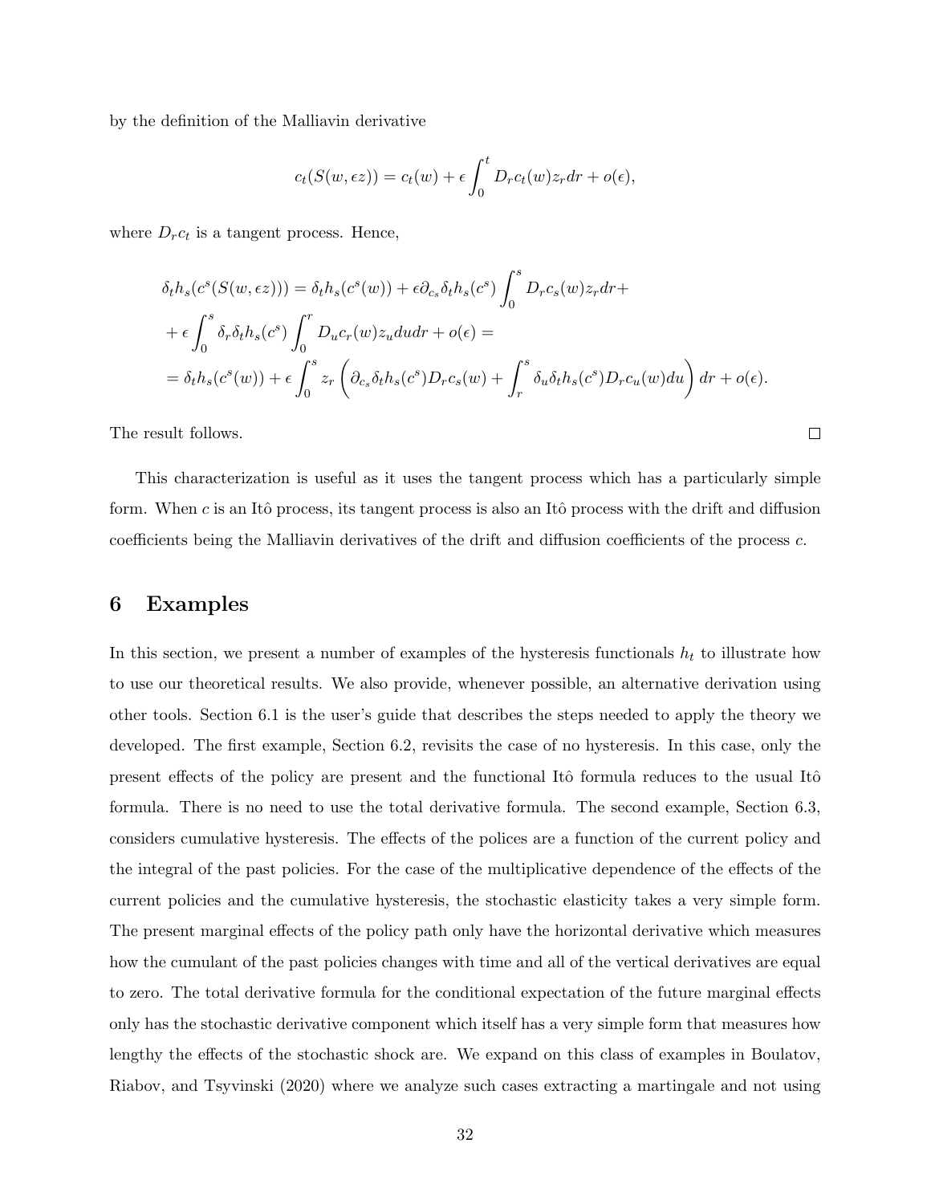by the definition of the Malliavin derivative

$$c_t(S(w, \epsilon z)) = c_t(w) + \epsilon \int_0^t D_r c_t(w) z_r dr + o(\epsilon),$$

where $D_r c_t$ is a tangent process. Hence,

$$\begin{aligned}
&\delta_t h_s(c^s(S(w, \epsilon z))) = \delta_t h_s(c^s(w)) + \epsilon \partial_{c_s} \delta_t h_s(c^s) \int_0^s D_r c_s(w) z_r dr + \\
&+ \epsilon \int_0^s \delta_r \delta_t h_s(c^s) \int_0^r D_u c_r(w) z_u du dr + o(\epsilon) = \\
&= \delta_t h_s(c^s(w)) + \epsilon \int_0^s z_r \left( \partial_{c_s} \delta_t h_s(c^s) D_r c_s(w) + \int_r^s \delta_u \delta_t h_s(c^s) D_r c_u(w) du \right) dr + o(\epsilon).
\end{aligned}$$

The result follows. □

This characterization is useful as it uses the tangent process which has a particularly simple form. When $c$ is an Itô process, its tangent process is also an Itô process with the drift and diffusion coefficients being the Malliavin derivatives of the drift and diffusion coefficients of the process $c$.

## 6 Examples

In this section, we present a number of examples of the hysteresis functionals $h_t$ to illustrate how to use our theoretical results. We also provide, whenever possible, an alternative derivation using other tools. Section 6.1 is the user's guide that describes the steps needed to apply the theory we developed. The first example, Section 6.2, revisits the case of no hysteresis. In this case, only the present effects of the policy are present and the functional Itô formula reduces to the usual Itô formula. There is no need to use the total derivative formula. The second example, Section 6.3, considers cumulative hysteresis. The effects of the polices are a function of the current policy and the integral of the past policies. For the case of the multiplicative dependence of the effects of the current policies and the cumulative hysteresis, the stochastic elasticity takes a very simple form. The present marginal effects of the policy path only have the horizontal derivative which measures how the cumulant of the past policies changes with time and all of the vertical derivatives are equal to zero. The total derivative formula for the conditional expectation of the future marginal effects only has the stochastic derivative component which itself has a very simple form that measures how lengthy the effects of the stochastic shock are. We expand on this class of examples in Boulatov, Riabov, and Tsyvinski (2020) where we analyze such cases extracting a martingale and not using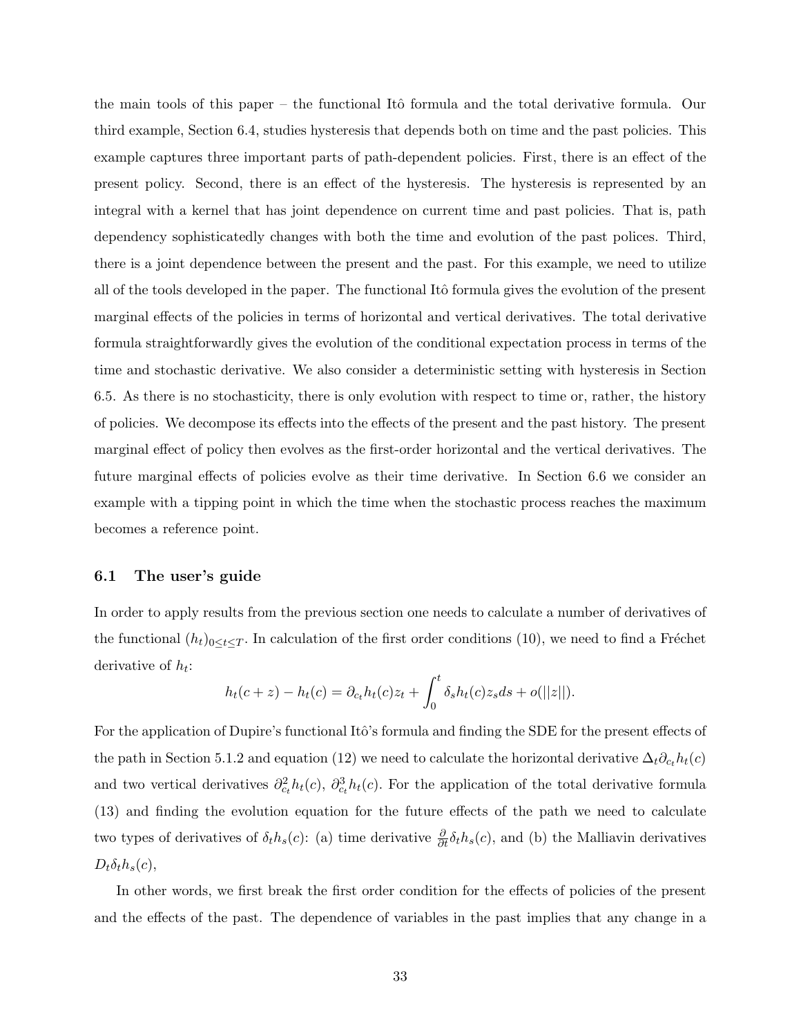the main tools of this paper – the functional Itô formula and the total derivative formula. Our third example, Section 6.4, studies hysteresis that depends both on time and the past policies. This example captures three important parts of path-dependent policies. First, there is an effect of the present policy. Second, there is an effect of the hysteresis. The hysteresis is represented by an integral with a kernel that has joint dependence on current time and past policies. That is, path dependency sophisticatedly changes with both the time and evolution of the past polices. Third, there is a joint dependence between the present and the past. For this example, we need to utilize all of the tools developed in the paper. The functional Itô formula gives the evolution of the present marginal effects of the policies in terms of horizontal and vertical derivatives. The total derivative formula straightforwardly gives the evolution of the conditional expectation process in terms of the time and stochastic derivative. We also consider a deterministic setting with hysteresis in Section 6.5. As there is no stochasticity, there is only evolution with respect to time or, rather, the history of policies. We decompose its effects into the effects of the present and the past history. The present marginal effect of policy then evolves as the first-order horizontal and the vertical derivatives. The future marginal effects of policies evolve as their time derivative. In Section 6.6 we consider an example with a tipping point in which the time when the stochastic process reaches the maximum becomes a reference point.

### 6.1 The user's guide

In order to apply results from the previous section one needs to calculate a number of derivatives of the functional $(h_t)_{0 \le t \le T}$. In calculation of the first order conditions (10), we need to find a Fréchet derivative of $h_t$:

$$h_t(c+z) - h_t(c) = \partial_{c_t} h_t(c) z_t + \int_0^t \delta_s h_t(c) z_s ds + o(||z||).$$

For the application of Dupire's functional Itô's formula and finding the SDE for the present effects of the path in Section 5.1.2 and equation (12) we need to calculate the horizontal derivative $\Delta_t \partial_{c_t} h_t(c)$ and two vertical derivatives $\partial^2_{c_t} h_t(c)$, $\partial^3_{c_t} h_t(c)$. For the application of the total derivative formula (13) and finding the evolution equation for the future effects of the path we need to calculate two types of derivatives of $\delta_t h_s(c)$: (a) time derivative $\frac{\partial}{\partial t} \delta_t h_s(c)$, and (b) the Malliavin derivatives $D_t \delta_t h_s(c)$,

In other words, we first break the first order condition for the effects of policies of the present and the effects of the past. The dependence of variables in the past implies that any change in a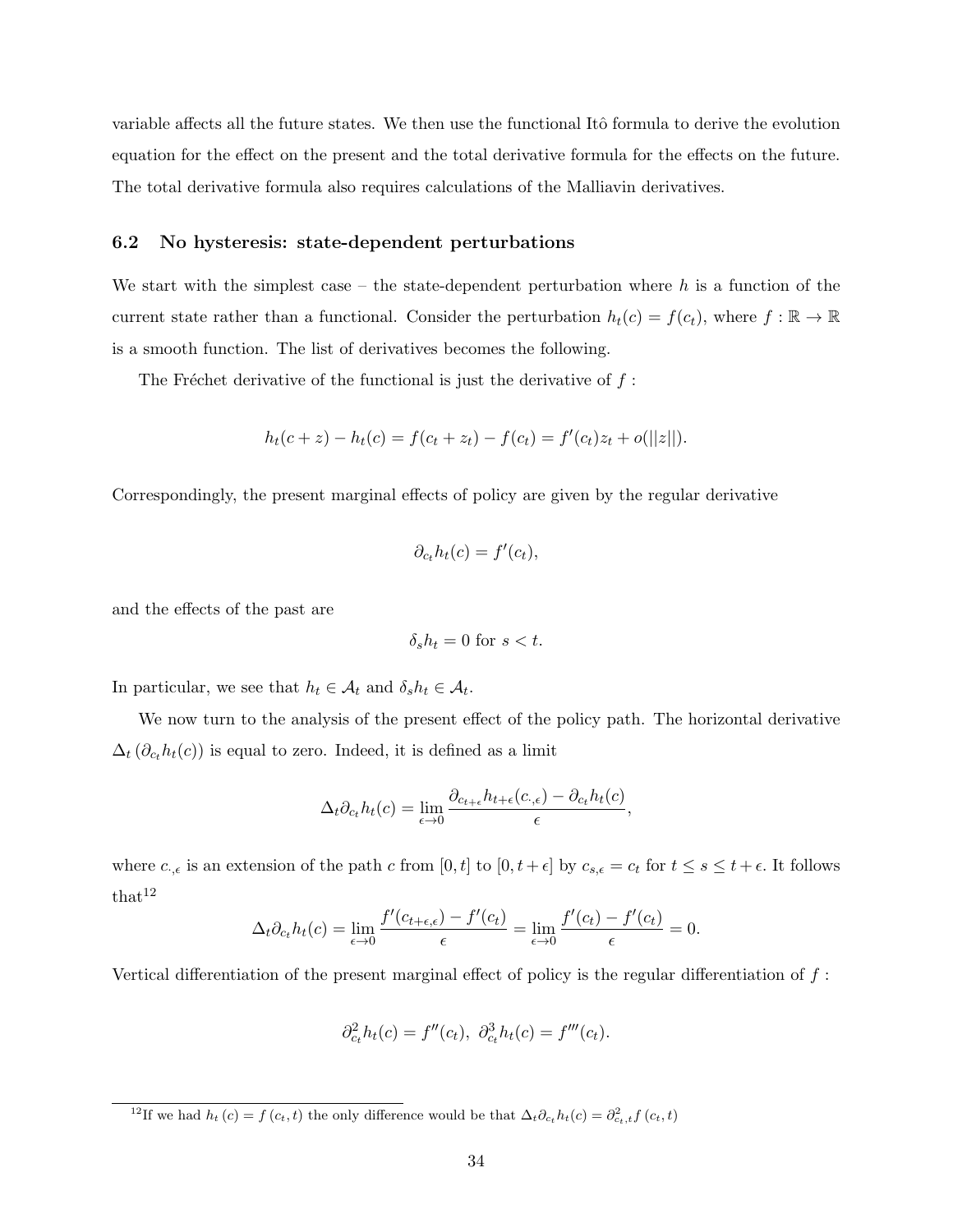variable affects all the future states. We then use the functional Itô formula to derive the evolution equation for the effect on the present and the total derivative formula for the effects on the future. The total derivative formula also requires calculations of the Malliavin derivatives.

### 6.2 No hysteresis: state-dependent perturbations

We start with the simplest case – the state-dependent perturbation where $h$ is a function of the current state rather than a functional. Consider the perturbation $h_t(c) = f(c_t)$, where $f : \mathbb{R} \to \mathbb{R}$ is a smooth function. The list of derivatives becomes the following.

The Fréchet derivative of the functional is just the derivative of $f$ :

$$h_t(c+z) - h_t(c) = f(c_t + z_t) - f(c_t) = f'(c_t)z_t + o(||z||).$$

Correspondingly, the present marginal effects of policy are given by the regular derivative

$$\partial_{c_t} h_t(c) = f'(c_t),$$

and the effects of the past are

$$\delta_s h_t = 0 \text{ for } s < t.$$

In particular, we see that $h_t \in \mathcal{A}_t$ and $\delta_s h_t \in \mathcal{A}_t$.

We now turn to the analysis of the present effect of the policy path. The horizontal derivative $\Delta_t \left(\partial_{c_t} h_t(c)\right)$ is equal to zero. Indeed, it is defined as a limit

$$\Delta_t \partial_{c_t} h_t(c) = \lim_{\epsilon \to 0} \frac{\partial_{c_{t+\epsilon}} h_{t+\epsilon}(c_{\cdot,\epsilon}) - \partial_{c_t} h_t(c)}{\epsilon},$$

where $c_{\cdot,\epsilon}$ is an extension of the path $c$ from $[0,t]$ to $[0, t+\epsilon]$ by $c_{s,\epsilon} = c_t$ for $t \leq s \leq t+\epsilon$. It follows that[12]

$$\Delta_t \partial_{c_t} h_t(c) = \lim_{\epsilon \to 0} \frac{f'(c_{t+\epsilon,\epsilon}) - f'(c_t)}{\epsilon} = \lim_{\epsilon \to 0} \frac{f'(c_t) - f'(c_t)}{\epsilon} = 0.$$

Vertical differentiation of the present marginal effect of policy is the regular differentiation of $f$ :

$$\partial_{c_t}^2 h_t(c) = f''(c_t), \ \partial_{c_t}^3 h_t(c) = f'''(c_t).$$

[12]If we had $h_t(c) = f(c_t, t)$ the only difference would be that $\Delta_t \partial_{c_t} h_t(c) = \partial^2_{c_t,t} f(c_t, t)$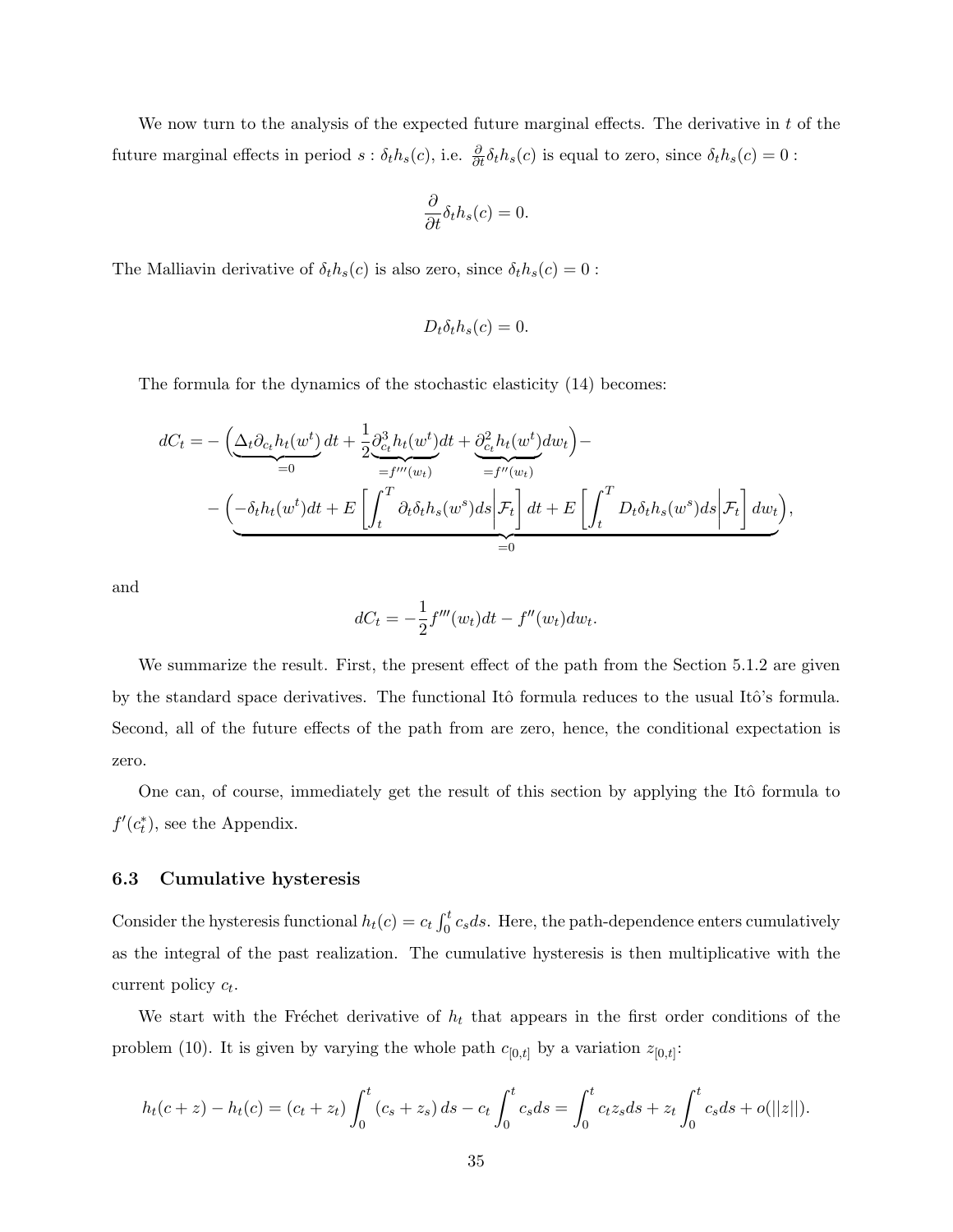We now turn to the analysis of the expected future marginal effects. The derivative in $t$ of the future marginal effects in period $s$ : $\delta_t h_s(c)$, i.e. $\frac{\partial}{\partial t}\delta_t h_s(c)$ is equal to zero, since $\delta_t h_s(c) = 0$ :

$$\frac{\partial}{\partial t}\delta_t h_s(c) = 0.$$

The Malliavin derivative of $\delta_t h_s(c)$ is also zero, since $\delta_t h_s(c) = 0$ :

$$D_t \delta_t h_s(c) = 0.$$

The formula for the dynamics of the stochastic elasticity (14) becomes:

$$\begin{aligned}
dC_t = &-\Big(\underbrace{\Delta_t \partial_{c_t} h_t(w^t)}_{=0}dt + \frac{1}{2}\underbrace{\partial^3_{c_t} h_t(w^t)}_{=f'''(w_t)}dt + \underbrace{\partial^2_{c_t} h_t(w^t)}_{=f''(w_t)}dw_t\Big) - \\
&-\underbrace{\Big(-\delta_t h_t(w^t)dt + E\left[\int_t^T \partial_t \delta_t h_s(w^s)ds \Big| \mathcal{F}_t\right]dt + E\left[\int_t^T D_t \delta_t h_s(w^s)ds \Big| \mathcal{F}_t\right]dw_t\Big)}_{=0},
\end{aligned}$$

and

$$dC_t = -\frac{1}{2}f'''(w_t)dt - f''(w_t)dw_t.$$

We summarize the result. First, the present effect of the path from the Section 5.1.2 are given by the standard space derivatives. The functional Itô formula reduces to the usual Itô's formula. Second, all of the future effects of the path from are zero, hence, the conditional expectation is zero.

One can, of course, immediately get the result of this section by applying the Itô formula to $f'(c_t^*)$, see the Appendix.

### 6.3 Cumulative hysteresis

Consider the hysteresis functional $h_t(c) = c_t \int_0^t c_s ds$. Here, the path-dependence enters cumulatively as the integral of the past realization. The cumulative hysteresis is then multiplicative with the current policy $c_t$.

We start with the Fréchet derivative of $h_t$ that appears in the first order conditions of the problem (10). It is given by varying the whole path $c_{[0,t]}$ by a variation $z_{[0,t]}$:

$$h_t(c+z) - h_t(c) = (c_t + z_t)\int_0^t (c_s + z_s)\,ds - c_t \int_0^t c_s ds = \int_0^t c_t z_s ds + z_t \int_0^t c_s ds + o(||z||).$$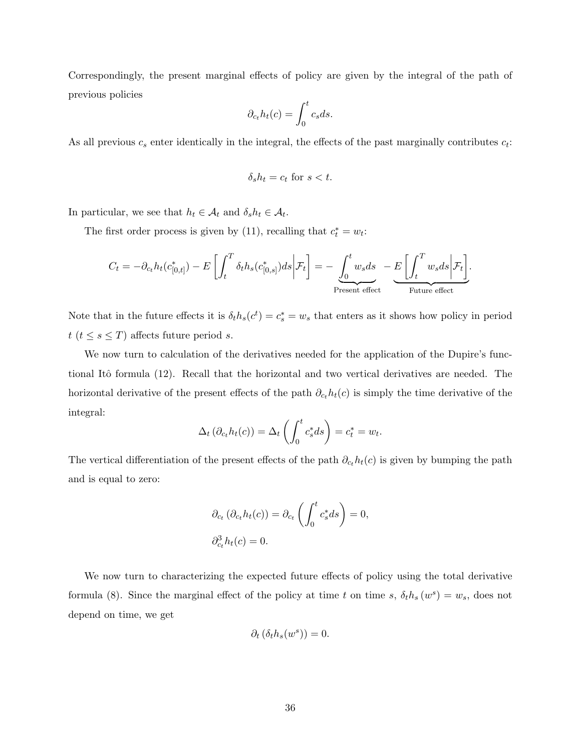Correspondingly, the present marginal effects of policy are given by the integral of the path of previous policies

$$\partial_{c_t} h_t(c) = \int_0^t c_s ds.$$

As all previous $c_s$ enter identically in the integral, the effects of the past marginally contributes $c_t$:

$$\delta_s h_t = c_t \text{ for } s < t.$$

In particular, we see that $h_t \in \mathcal{A}_t$ and $\delta_s h_t \in \mathcal{A}_t$.

The first order process is given by (11), recalling that $c_t^* = w_t$:

$$C_t = -\partial_{c_t} h_t(c^*_{[0,t]}) - E\left[\int_t^T \delta_t h_s(c^*_{[0,s]}) ds \middle| \mathcal{F}_t\right] = -\underbrace{\int_0^t w_s ds}_{\text{Present effect}} - \underbrace{E\left[\int_t^T w_s ds \middle| \mathcal{F}_t\right]}_{\text{Future effect}}.$$

Note that in the future effects it is $\delta_t h_s(c^t) = c_s^* = w_s$ that enters as it shows how policy in period $t$ ($t \leq s \leq T$) affects future period $s$.

We now turn to calculation of the derivatives needed for the application of the Dupire's functional Itô formula (12). Recall that the horizontal and two vertical derivatives are needed. The horizontal derivative of the present effects of the path $\partial_{c_t} h_t(c)$ is simply the time derivative of the integral:

$$\Delta_t \left(\partial_{c_t} h_t(c)\right) = \Delta_t \left(\int_0^t c_s^* ds\right) = c_t^* = w_t.$$

The vertical differentiation of the present effects of the path $\partial_{c_t} h_t(c)$ is given by bumping the path and is equal to zero:

$$\partial_{c_t} \left(\partial_{c_t} h_t(c)\right) = \partial_{c_t} \left(\int_0^t c_s^* ds\right) = 0,$$

$$\partial_{c_t}^3 h_t(c) = 0.$$

We now turn to characterizing the expected future effects of policy using the total derivative formula (8). Since the marginal effect of the policy at time $t$ on time $s$, $\delta_t h_s(w^s) = w_s$, does not depend on time, we get

$$\partial_t \left(\delta_t h_s(w^s)\right) = 0.$$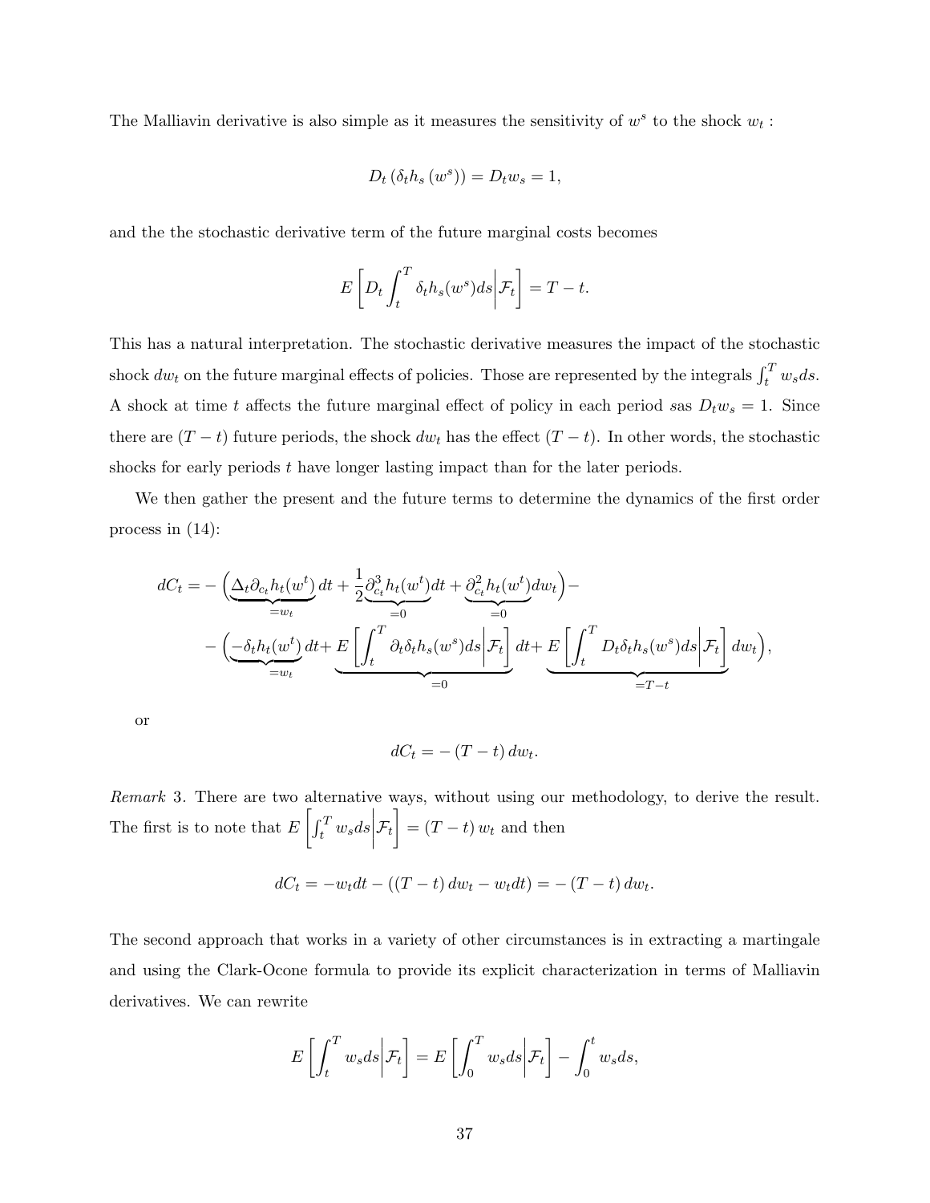The Malliavin derivative is also simple as it measures the sensitivity of $w^s$ to the shock $w_t$ :

$$D_t \left(\delta_t h_s \left(w^s\right)\right) = D_t w_s = 1,$$

and the the stochastic derivative term of the future marginal costs becomes

$$E\left[D_t \int_t^T \delta_t h_s(w^s) ds \middle| \mathcal{F}_t\right] = T - t.$$

This has a natural interpretation. The stochastic derivative measures the impact of the stochastic shock $dw_t$ on the future marginal effects of policies. Those are represented by the integrals $\int_t^T w_s ds$. A shock at time $t$ affects the future marginal effect of policy in each period $s$as $D_t w_s = 1$. Since there are $(T-t)$ future periods, the shock $dw_t$ has the effect $(T-t)$. In other words, the stochastic shocks for early periods $t$ have longer lasting impact than for the later periods.

We then gather the present and the future terms to determine the dynamics of the first order process in (14):

$$\begin{aligned}
dC_t = &-\Big(\underbrace{\Delta_t \partial_{c_t} h_t(w^t)}_{=w_t} dt + \frac{1}{2}\underbrace{\partial_{c_t}^3 h_t(w^t)}_{=0} dt + \underbrace{\partial_{c_t}^2 h_t(w^t)}_{=0} dw_t\Big) - \\
&- \Big(\underbrace{-\delta_t h_t(w^t)}_{=w_t} dt + \underbrace{E\left[\int_t^T \partial_t \delta_t h_s(w^s) ds \middle| \mathcal{F}_t\right]}_{=0} dt + \underbrace{E\left[\int_t^T D_t \delta_t h_s(w^s) ds \middle| \mathcal{F}_t\right]}_{=T-t} dw_t\Big),
\end{aligned}$$

or

$$dC_t = -\left(T - t\right) dw_t.$$

*Remark* 3. There are two alternative ways, without using our methodology, to derive the result. The first is to note that $E\left[\int_t^T w_s ds \middle| \mathcal{F}_t\right] = (T-t)\, w_t$ and then

$$dC_t = -w_t dt - \left(\left(T-t\right) dw_t - w_t dt\right) = -\left(T-t\right) dw_t.$$

The second approach that works in a variety of other circumstances is in extracting a martingale and using the Clark-Ocone formula to provide its explicit characterization in terms of Malliavin derivatives. We can rewrite

$$E\left[\int_t^T w_s ds \middle| \mathcal{F}_t\right] = E\left[\int_0^T w_s ds \middle| \mathcal{F}_t\right] - \int_0^t w_s ds,$$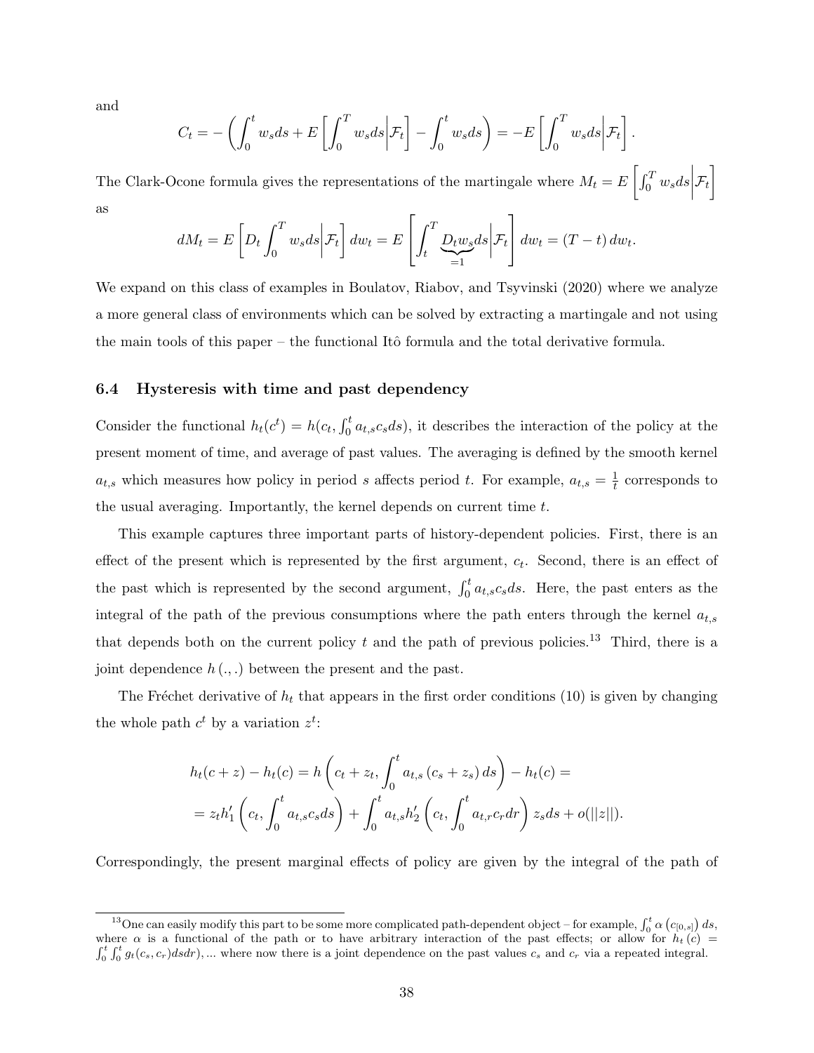and

$$C_t = -\left(\int_0^t w_s ds + E\left[\int_0^T w_s ds \middle| \mathcal{F}_t\right] - \int_0^t w_s ds\right) = -E\left[\int_0^T w_s ds \middle| \mathcal{F}_t\right].$$

The Clark-Ocone formula gives the representations of the martingale where $M_t = E\left[\int_0^T w_s ds \middle| \mathcal{F}_t\right]$ as

$$dM_t = E\left[D_t \int_0^T w_s ds \middle| \mathcal{F}_t\right] dw_t = E\left[\int_t^T \underbrace{D_t w_s}_{=1} ds \middle| \mathcal{F}_t\right] dw_t = (T-t)\, dw_t.$$

We expand on this class of examples in Boulatov, Riabov, and Tsyvinski (2020) where we analyze a more general class of environments which can be solved by extracting a martingale and not using the main tools of this paper – the functional Itô formula and the total derivative formula.

### 6.4 Hysteresis with time and past dependency

Consider the functional $h_t(c^t) = h(c_t, \int_0^t a_{t,s} c_s ds)$, it describes the interaction of the policy at the present moment of time, and average of past values. The averaging is defined by the smooth kernel $a_{t,s}$ which measures how policy in period $s$ affects period $t$. For example, $a_{t,s} = \frac{1}{t}$ corresponds to the usual averaging. Importantly, the kernel depends on current time $t$.

This example captures three important parts of history-dependent policies. First, there is an effect of the present which is represented by the first argument, $c_t$. Second, there is an effect of the past which is represented by the second argument, $\int_0^t a_{t,s} c_s ds$. Here, the past enters as the integral of the path of the previous consumptions where the path enters through the kernel $a_{t,s}$ that depends both on the current policy $t$ and the path of previous policies.[13] Third, there is a joint dependence $h(.,.)$ between the present and the past.

The Fréchet derivative of $h_t$ that appears in the first order conditions (10) is given by changing the whole path $c^t$ by a variation $z^t$:

$$h_t(c+z) - h_t(c) = h\left(c_t + z_t, \int_0^t a_{t,s}(c_s + z_s)\, ds\right) - h_t(c) =$$
$$= z_t h_1'\left(c_t, \int_0^t a_{t,s} c_s ds\right) + \int_0^t a_{t,s} h_2'\left(c_t, \int_0^t a_{t,r} c_r dr\right) z_s ds + o(||z||).$$

Correspondingly, the present marginal effects of policy are given by the integral of the path of

[13] One can easily modify this part to be some more complicated path-dependent object – for example, $\int_0^t \alpha\left(c_{[0,s]}\right) ds$, where $\alpha$ is a functional of the path or to have arbitrary interaction of the past effects; or allow for $h_t(c) = \int_0^t \int_0^t g_t(c_s, c_r) ds dr)$, ... where now there is a joint dependence on the past values $c_s$ and $c_r$ via a repeated integral.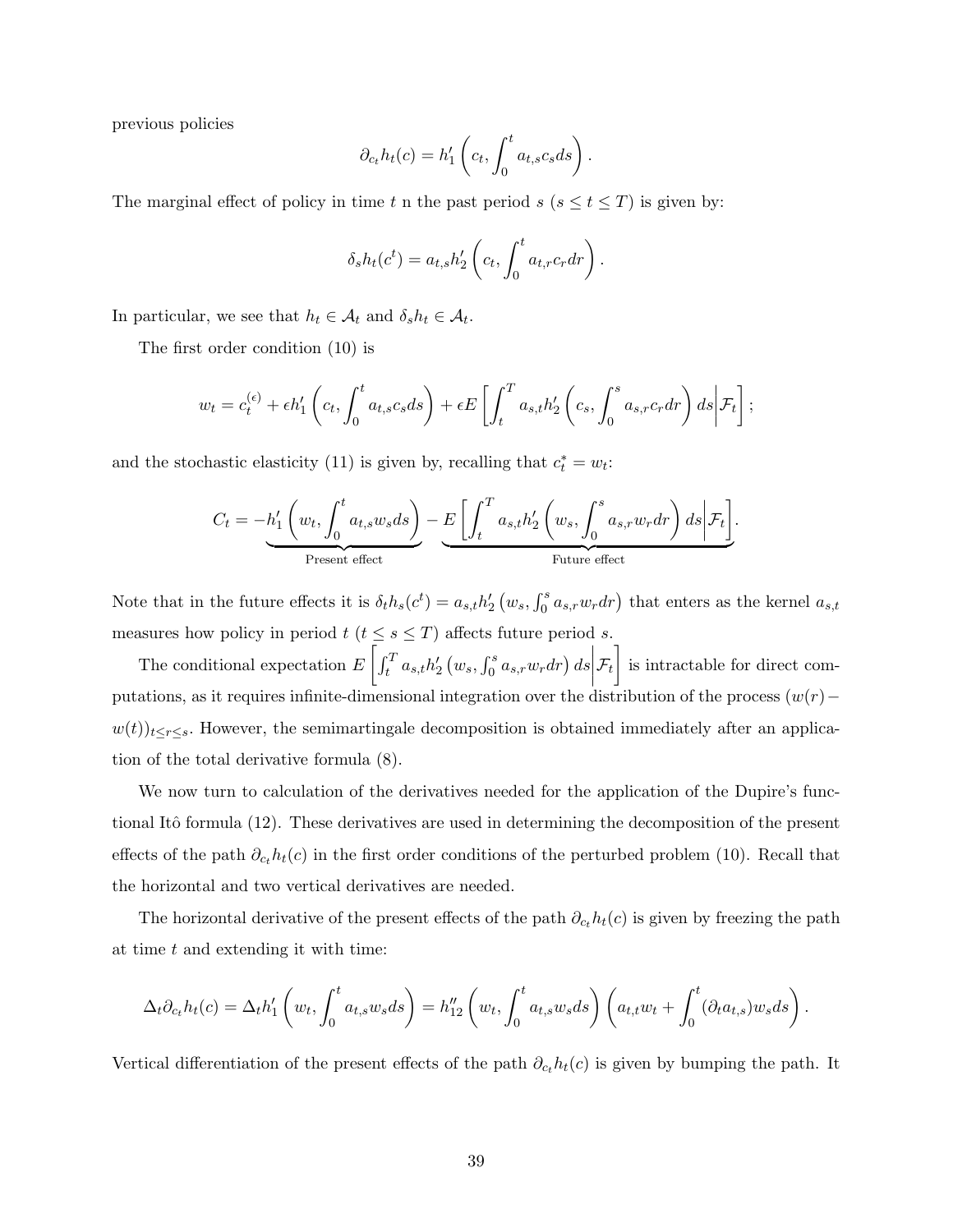previous policies

$$\partial_{c_t} h_t(c) = h_1'\left(c_t, \int_0^t a_{t,s} c_s ds\right).$$

The marginal effect of policy in time $t$ n the past period $s$ ($s \leq t \leq T$) is given by:

$$\delta_s h_t(c^t) = a_{t,s} h_2'\left(c_t, \int_0^t a_{t,r} c_r dr\right).$$

In particular, we see that $h_t \in \mathcal{A}_t$ and $\delta_s h_t \in \mathcal{A}_t$.

The first order condition (10) is

$$w_t = c_t^{(\epsilon)} + \epsilon h_1'\left(c_t, \int_0^t a_{t,s} c_s ds\right) + \epsilon E\left[\int_t^T a_{s,t} h_2'\left(c_s, \int_0^s a_{s,r} c_r dr\right) ds \middle| \mathcal{F}_t\right];$$

and the stochastic elasticity (11) is given by, recalling that $c_t^* = w_t$:

$$C_t = \underbrace{-h_1'\left(w_t, \int_0^t a_{t,s} w_s ds\right)}_{\text{Present effect}} - \underbrace{E\left[\int_t^T a_{s,t} h_2'\left(w_s, \int_0^s a_{s,r} w_r dr\right) ds \middle| \mathcal{F}_t\right]}_{\text{Future effect}}.$$

Note that in the future effects it is $\delta_t h_s(c^t) = a_{s,t} h_2'\left(w_s, \int_0^s a_{s,r} w_r dr\right)$ that enters as the kernel $a_{s,t}$ measures how policy in period $t$ ($t \leq s \leq T$) affects future period $s$.

The conditional expectation $E\left[\int_t^T a_{s,t} h_2'\left(w_s, \int_0^s a_{s,r} w_r dr\right) ds \middle| \mathcal{F}_t\right]$ is intractable for direct computations, as it requires infinite-dimensional integration over the distribution of the process $(w(r) - w(t))_{t \leq r \leq s}$. However, the semimartingale decomposition is obtained immediately after an application of the total derivative formula (8).

We now turn to calculation of the derivatives needed for the application of the Dupire's functional Itô formula (12). These derivatives are used in determining the decomposition of the present effects of the path $\partial_{c_t} h_t(c)$ in the first order conditions of the perturbed problem (10). Recall that the horizontal and two vertical derivatives are needed.

The horizontal derivative of the present effects of the path $\partial_{c_t} h_t(c)$ is given by freezing the path at time $t$ and extending it with time:

$$\Delta_t \partial_{c_t} h_t(c) = \Delta_t h_1'\left(w_t, \int_0^t a_{t,s} w_s ds\right) = h_{12}''\left(w_t, \int_0^t a_{t,s} w_s ds\right)\left(a_{t,t} w_t + \int_0^t (\partial_t a_{t,s}) w_s ds\right).$$

Vertical differentiation of the present effects of the path $\partial_{c_t} h_t(c)$ is given by bumping the path. It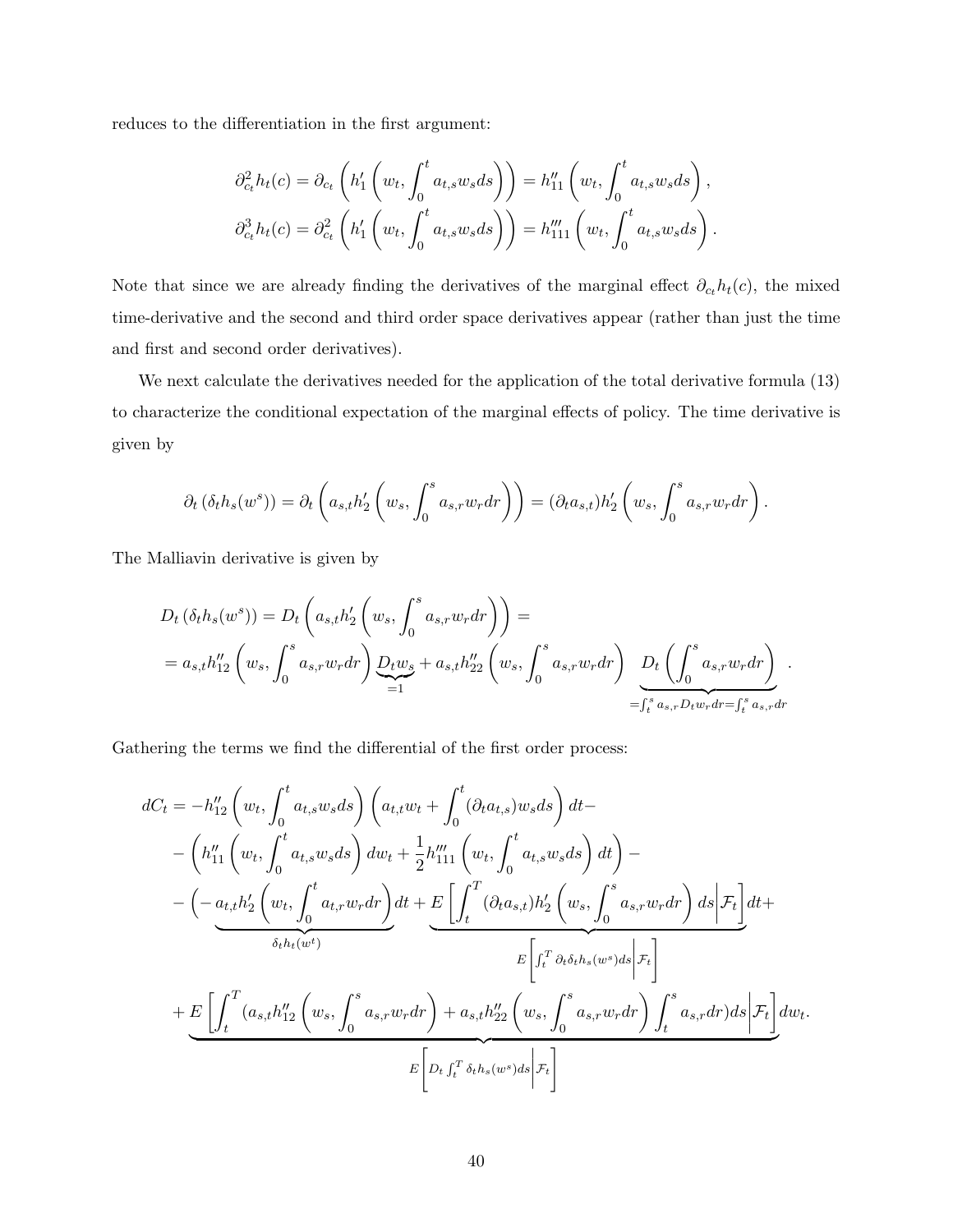reduces to the differentiation in the first argument:

$$\partial_{c_t}^2 h_t(c) = \partial_{c_t}\left(h_1'\left(w_t, \int_0^t a_{t,s} w_s ds\right)\right) = h_{11}''\left(w_t, \int_0^t a_{t,s} w_s ds\right),$$
$$\partial_{c_t}^3 h_t(c) = \partial_{c_t}^2\left(h_1'\left(w_t, \int_0^t a_{t,s} w_s ds\right)\right) = h_{111}'''\left(w_t, \int_0^t a_{t,s} w_s ds\right).$$

Note that since we are already finding the derivatives of the marginal effect $\partial_{c_t} h_t(c)$, the mixed time-derivative and the second and third order space derivatives appear (rather than just the time and first and second order derivatives).

We next calculate the derivatives needed for the application of the total derivative formula (13) to characterize the conditional expectation of the marginal effects of policy. The time derivative is given by

$$\partial_t\left(\delta_t h_s(w^s)\right) = \partial_t\left(a_{s,t} h_2'\left(w_s, \int_0^s a_{s,r} w_r dr\right)\right) = (\partial_t a_{s,t}) h_2'\left(w_s, \int_0^s a_{s,r} w_r dr\right).$$

The Malliavin derivative is given by

$$\begin{aligned}
&D_t\left(\delta_t h_s(w^s)\right) = D_t\left(a_{s,t} h_2'\left(w_s, \int_0^s a_{s,r} w_r dr\right)\right) = \\
&= a_{s,t} h_{12}''\left(w_s, \int_0^s a_{s,r} w_r dr\right) \underbrace{D_t w_s}_{=1} + a_{s,t} h_{22}''\left(w_s, \int_0^s a_{s,r} w_r dr\right) \underbrace{D_t\left(\int_0^s a_{s,r} w_r dr\right)}_{=\int_t^s a_{s,r} D_t w_r dr = \int_t^s a_{s,r} dr}.
\end{aligned}$$

Gathering the terms we find the differential of the first order process:

$$\begin{aligned}
dC_t = &-h_{12}''\left(w_t, \int_0^t a_{t,s} w_s ds\right)\left(a_{t,t} w_t + \int_0^t (\partial_t a_{t,s}) w_s ds\right) dt - \\
&-\left(h_{11}''\left(w_t, \int_0^t a_{t,s} w_s ds\right) dw_t + \frac{1}{2} h_{111}'''\left(w_t, \int_0^t a_{t,s} w_s ds\right) dt\right) - \\
&-\Big(-\underbrace{a_{t,t} h_2'\left(w_t, \int_0^t a_{t,r} w_r dr\right)}_{\delta_t h_t(w^t)} dt + \underbrace{E\left[\int_t^T (\partial_t a_{s,t}) h_2'\left(w_s, \int_0^s a_{s,r} w_r dr\right) ds \middle| \mathcal{F}_t\right]}_{E\left[\int_t^T \partial_t \delta_t h_s(w^s) ds \middle| \mathcal{F}_t\right]} dt + \\
&+ \underbrace{E\left[\int_t^T (a_{s,t} h_{12}''\left(w_s, \int_0^s a_{s,r} w_r dr\right) + a_{s,t} h_{22}''\left(w_s, \int_0^s a_{s,r} w_r dr\right) \int_t^s a_{s,r} dr) ds \middle| \mathcal{F}_t\right]}_{E\left[D_t \int_t^T \delta_t h_s(w^s) ds \middle| \mathcal{F}_t\right]} dw_t.
\end{aligned}$$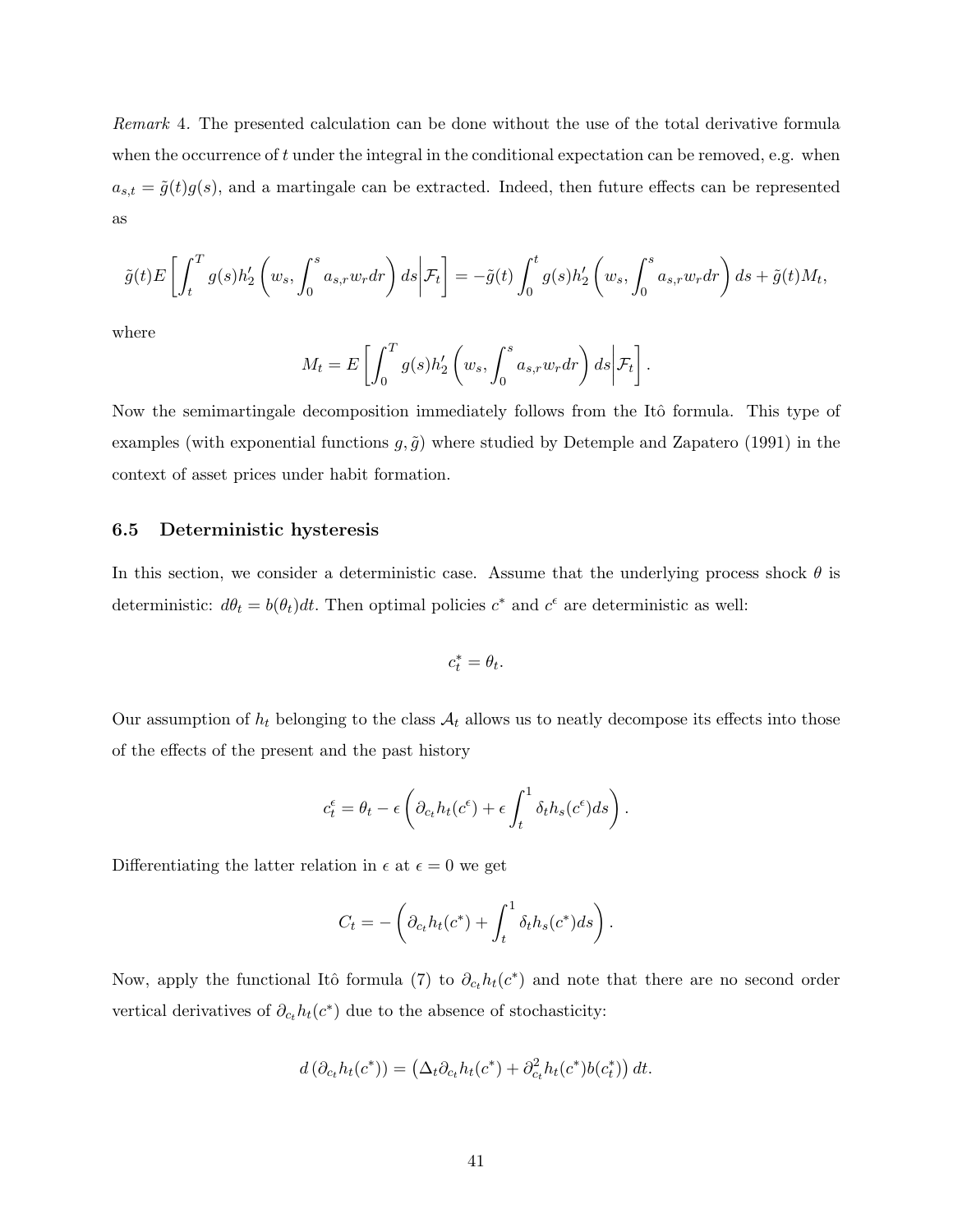*Remark* 4. The presented calculation can be done without the use of the total derivative formula when the occurrence of $t$ under the integral in the conditional expectation can be removed, e.g. when $a_{s,t} = \tilde{g}(t)g(s)$, and a martingale can be extracted. Indeed, then future effects can be represented as

$$\tilde{g}(t)E\left[\int_t^T g(s)h_2'\left(w_s, \int_0^s a_{s,r}w_r dr\right) ds \middle| \mathcal{F}_t\right] = -\tilde{g}(t)\int_0^t g(s)h_2'\left(w_s, \int_0^s a_{s,r}w_r dr\right) ds + \tilde{g}(t)M_t,$$

where

$$M_t = E\left[\int_0^T g(s)h_2'\left(w_s, \int_0^s a_{s,r}w_r dr\right) ds \middle| \mathcal{F}_t\right].$$

Now the semimartingale decomposition immediately follows from the Itô formula. This type of examples (with exponential functions $g, \tilde{g}$) where studied by Detemple and Zapatero (1991) in the context of asset prices under habit formation.

### 6.5 Deterministic hysteresis

In this section, we consider a deterministic case. Assume that the underlying process shock $\theta$ is deterministic: $d\theta_t = b(\theta_t)dt$. Then optimal policies $c^*$ and $c^\epsilon$ are deterministic as well:

$$c_t^* = \theta_t.$$

Our assumption of $h_t$ belonging to the class $\mathcal{A}_t$ allows us to neatly decompose its effects into those of the effects of the present and the past history

$$c_t^\epsilon = \theta_t - \epsilon\left(\partial_{c_t}h_t(c^\epsilon) + \epsilon\int_t^1 \delta_t h_s(c^\epsilon)ds\right).$$

Differentiating the latter relation in $\epsilon$ at $\epsilon = 0$ we get

$$C_t = -\left(\partial_{c_t}h_t(c^*) + \int_t^1 \delta_t h_s(c^*)ds\right).$$

Now, apply the functional Itô formula (7) to $\partial_{c_t}h_t(c^*)$ and note that there are no second order vertical derivatives of $\partial_{c_t}h_t(c^*)$ due to the absence of stochasticity:

$$d\left(\partial_{c_t}h_t(c^*)\right) = \left(\Delta_t\partial_{c_t}h_t(c^*) + \partial_{c_t}^2 h_t(c^*)b(c_t^*)\right)dt.$$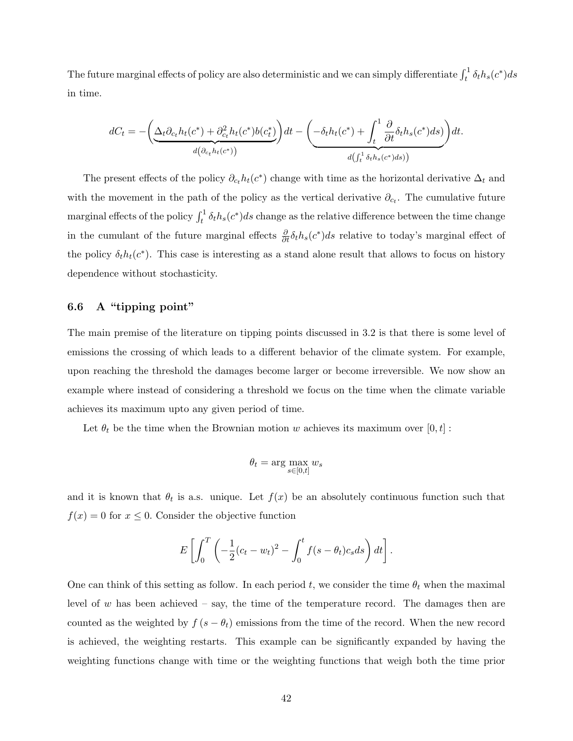The future marginal effects of policy are also deterministic and we can simply differentiate $\int_t^1 \delta_t h_s(c^*)ds$ in time.

$$dC_t = -\Bigg(\underbrace{\Delta_t \partial_{c_t} h_t(c^*) + \partial^2_{c_t} h_t(c^*) b(c^*_t)}_{d\left(\partial_{c_t} h_t(c^*)\right)}\Bigg)dt - \Bigg(\underbrace{-\delta_t h_t(c^*) + \int_t^1 \frac{\partial}{\partial t}\delta_t h_s(c^*)ds)}_{d\left(\int_t^1 \delta_t h_s(c^*)ds)\right)}\Bigg)dt.$$

The present effects of the policy $\partial_{c_t} h_t(c^*)$ change with time as the horizontal derivative $\Delta_t$ and with the movement in the path of the policy as the vertical derivative $\partial_{c_t}$. The cumulative future marginal effects of the policy $\int_t^1 \delta_t h_s(c^*)ds$ change as the relative difference between the time change in the cumulant of the future marginal effects $\frac{\partial}{\partial t}\delta_t h_s(c^*)ds$ relative to today's marginal effect of the policy $\delta_t h_t(c^*)$. This case is interesting as a stand alone result that allows to focus on history dependence without stochasticity.

### 6.6 A "tipping point"

The main premise of the literature on tipping points discussed in 3.2 is that there is some level of emissions the crossing of which leads to a different behavior of the climate system. For example, upon reaching the threshold the damages become larger or become irreversible. We now show an example where instead of considering a threshold we focus on the time when the climate variable achieves its maximum upto any given period of time.

Let $\theta_t$ be the time when the Brownian motion $w$ achieves its maximum over $[0,t]$ :

$$\theta_t = \arg\max_{s\in[0,t]} w_s$$

and it is known that $\theta_t$ is a.s. unique. Let $f(x)$ be an absolutely continuous function such that $f(x) = 0$ for $x \leq 0$. Consider the objective function

$$E\left[\int_0^T \left(-\frac{1}{2}(c_t - w_t)^2 - \int_0^t f(s-\theta_t)c_s ds\right)dt\right].$$

One can think of this setting as follow. In each period $t$, we consider the time $\theta_t$ when the maximal level of $w$ has been achieved – say, the time of the temperature record. The damages then are counted as the weighted by $f(s-\theta_t)$ emissions from the time of the record. When the new record is achieved, the weighting restarts. This example can be significantly expanded by having the weighting functions change with time or the weighting functions that weigh both the time prior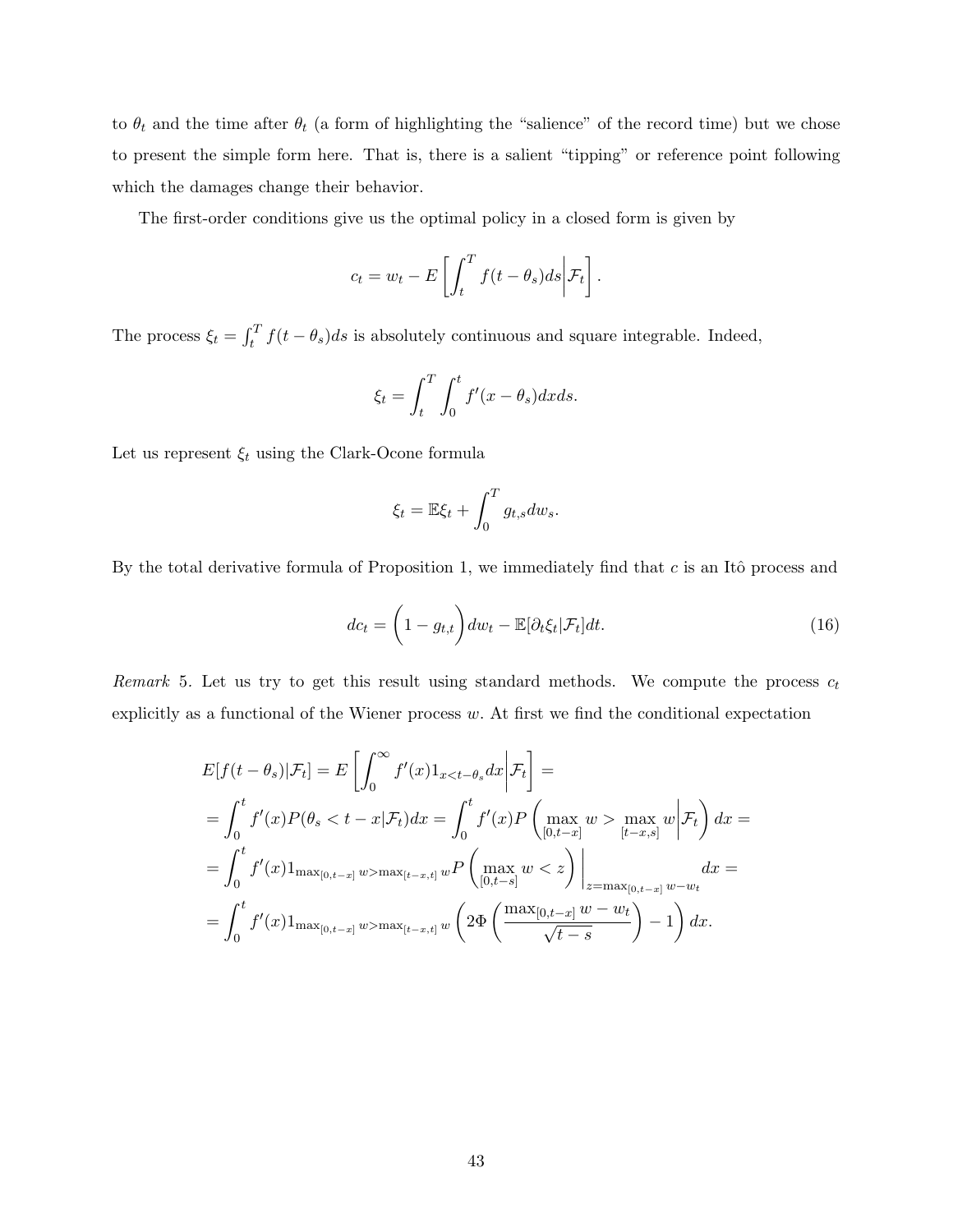to $\theta_t$ and the time after $\theta_t$ (a form of highlighting the "salience" of the record time) but we chose to present the simple form here. That is, there is a salient "tipping" or reference point following which the damages change their behavior.

The first-order conditions give us the optimal policy in a closed form is given by

$$c_t = w_t - E\left[\int_t^T f(t-\theta_s)ds \middle| \mathcal{F}_t\right].$$

The process $\xi_t = \int_t^T f(t-\theta_s)ds$ is absolutely continuous and square integrable. Indeed,

$$\xi_t = \int_t^T \int_0^t f'(x-\theta_s)dxds.$$

Let us represent $\xi_t$ using the Clark-Ocone formula

$$\xi_t = \mathbb{E}\xi_t + \int_0^T g_{t,s}dw_s.$$

By the total derivative formula of Proposition 1, we immediately find that $c$ is an Itô process and

$$dc_t = \left(1 - g_{t,t}\right)dw_t - \mathbb{E}[\partial_t \xi_t | \mathcal{F}_t]dt. \tag{16}$$

*Remark* 5. Let us try to get this result using standard methods. We compute the process $c_t$ explicitly as a functional of the Wiener process $w$. At first we find the conditional expectation

$$\begin{aligned}
E[f(t-\theta_s)|\mathcal{F}_t] &= E\left[\int_0^\infty f'(x)1_{x<t-\theta_s}dx \middle| \mathcal{F}_t\right] = \\
&= \int_0^t f'(x)P(\theta_s < t-x|\mathcal{F}_t)dx = \int_0^t f'(x)P\left(\max_{[0,t-x]} w > \max_{[t-x,s]} w \middle| \mathcal{F}_t\right)dx = \\
&= \int_0^t f'(x)1_{\max_{[0,t-x]} w > \max_{[t-x,t]} w} P\left(\max_{[0,t-s]} w < z\right)\bigg|_{z=\max_{[0,t-x]} w - w_t} dx = \\
&= \int_0^t f'(x)1_{\max_{[0,t-x]} w > \max_{[t-x,t]} w}\left(2\Phi\left(\frac{\max_{[0,t-x]} w - w_t}{\sqrt{t-s}}\right) - 1\right)dx.
\end{aligned}$$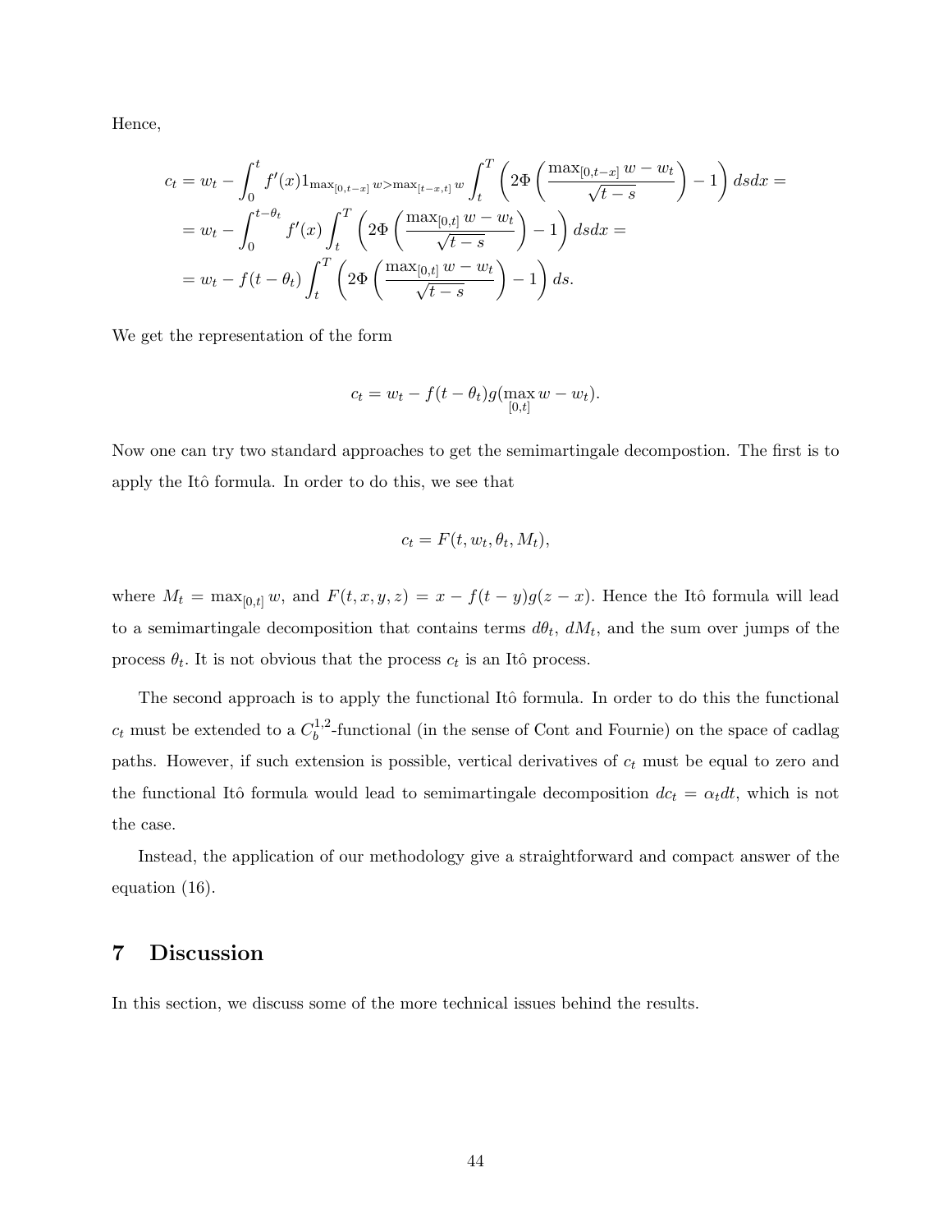Hence,

$$
\begin{aligned}
c_t &= w_t - \int_0^t f'(x) 1_{\max_{[0,t-x]} w > \max_{[t-x,t]} w} \int_t^T \left( 2\Phi\left( \frac{\max_{[0,t-x]} w - w_t}{\sqrt{t-s}} \right) - 1 \right) ds dx = \\
&= w_t - \int_0^{t-\theta_t} f'(x) \int_t^T \left( 2\Phi\left( \frac{\max_{[0,t]} w - w_t}{\sqrt{t-s}} \right) - 1 \right) ds dx = \\
&= w_t - f(t-\theta_t) \int_t^T \left( 2\Phi\left( \frac{\max_{[0,t]} w - w_t}{\sqrt{t-s}} \right) - 1 \right) ds.
\end{aligned}
$$

We get the representation of the form

$$
c_t = w_t - f(t-\theta_t) g(\max_{[0,t]} w - w_t).
$$

Now one can try two standard approaches to get the semimartingale decompostion. The first is to apply the Itô formula. In order to do this, we see that

$$
c_t = F(t, w_t, \theta_t, M_t),
$$

where $M_t = \max_{[0,t]} w$, and $F(t,x,y,z) = x - f(t-y)g(z-x)$. Hence the Itô formula will lead to a semimartingale decomposition that contains terms $d\theta_t$, $dM_t$, and the sum over jumps of the process $\theta_t$. It is not obvious that the process $c_t$ is an Itô process.

The second approach is to apply the functional Itô formula. In order to do this the functional $c_t$ must be extended to a $C_b^{1,2}$-functional (in the sense of Cont and Fournie) on the space of cadlag paths. However, if such extension is possible, vertical derivatives of $c_t$ must be equal to zero and the functional Itô formula would lead to semimartingale decomposition $dc_t = \alpha_t dt$, which is not the case.

Instead, the application of our methodology give a straightforward and compact answer of the equation (16).

# 7 Discussion

In this section, we discuss some of the more technical issues behind the results.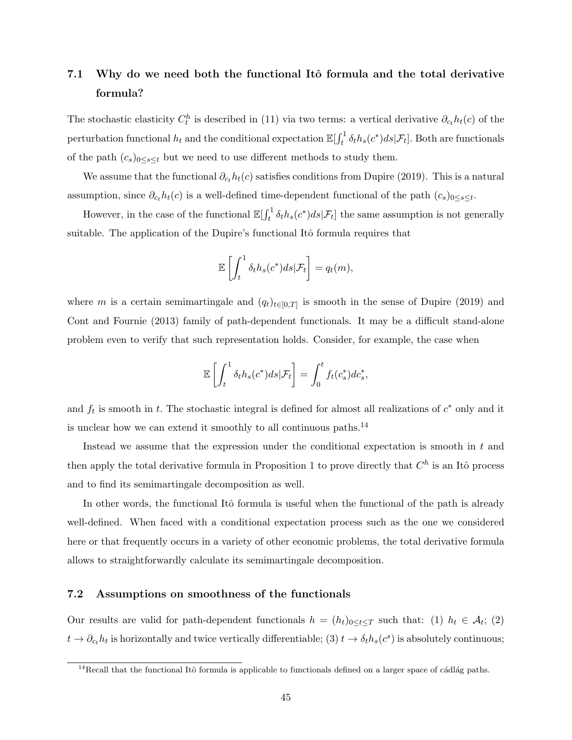## 7.1 Why do we need both the functional Itô formula and the total derivative formula?

The stochastic elasticity $C_t^h$ is described in (11) via two terms: a vertical derivative $\partial_{c_t} h_t(c)$ of the perturbation functional $h_t$ and the conditional expectation $\mathbb{E}[\int_t^1 \delta_t h_s(c^*) ds | \mathcal{F}_t]$. Both are functionals of the path $(c_s)_{0 \le s \le t}$ but we need to use different methods to study them.

We assume that the functional $\partial_{c_t} h_t(c)$ satisfies conditions from Dupire (2019). This is a natural assumption, since $\partial_{c_t} h_t(c)$ is a well-defined time-dependent functional of the path $(c_s)_{0 \le s \le t}$.

However, in the case of the functional $\mathbb{E}[\int_t^1 \delta_t h_s(c^*) ds | \mathcal{F}_t]$ the same assumption is not generally suitable. The application of the Dupire's functional Itô formula requires that

$$
\mathbb{E}\left[\int_t^1 \delta_t h_s(c^*) ds | \mathcal{F}_t\right] = q_t(m),
$$

where $m$ is a certain semimartingale and $(q_t)_{t \in [0,T]}$ is smooth in the sense of Dupire (2019) and Cont and Fournie (2013) family of path-dependent functionals. It may be a difficult stand-alone problem even to verify that such representation holds. Consider, for example, the case when

$$
\mathbb{E}\left[\int_t^1 \delta_t h_s(c^*) ds | \mathcal{F}_t\right] = \int_0^t f_t(c_s^*) dc_s^*,
$$

and $f_t$ is smooth in $t$. The stochastic integral is defined for almost all realizations of $c^*$ only and it is unclear how we can extend it smoothly to all continuous paths.[14]

Instead we assume that the expression under the conditional expectation is smooth in $t$ and then apply the total derivative formula in Proposition 1 to prove directly that $C^h$ is an Itô process and to find its semimartingale decomposition as well.

In other words, the functional Itô formula is useful when the functional of the path is already well-defined. When faced with a conditional expectation process such as the one we considered here or that frequently occurs in a variety of other economic problems, the total derivative formula allows to straightforwardly calculate its semimartingale decomposition.

## 7.2 Assumptions on smoothness of the functionals

Our results are valid for path-dependent functionals $h = (h_t)_{0 \le t \le T}$ such that: (1) $h_t \in \mathcal{A}_t$; (2) $t \to \partial_{c_t} h_t$ is horizontally and twice vertically differentiable; (3) $t \to \delta_t h_s(c^s)$ is absolutely continuous;

[14] Recall that the functional Itô formula is applicable to functionals defined on a larger space of cádlág paths.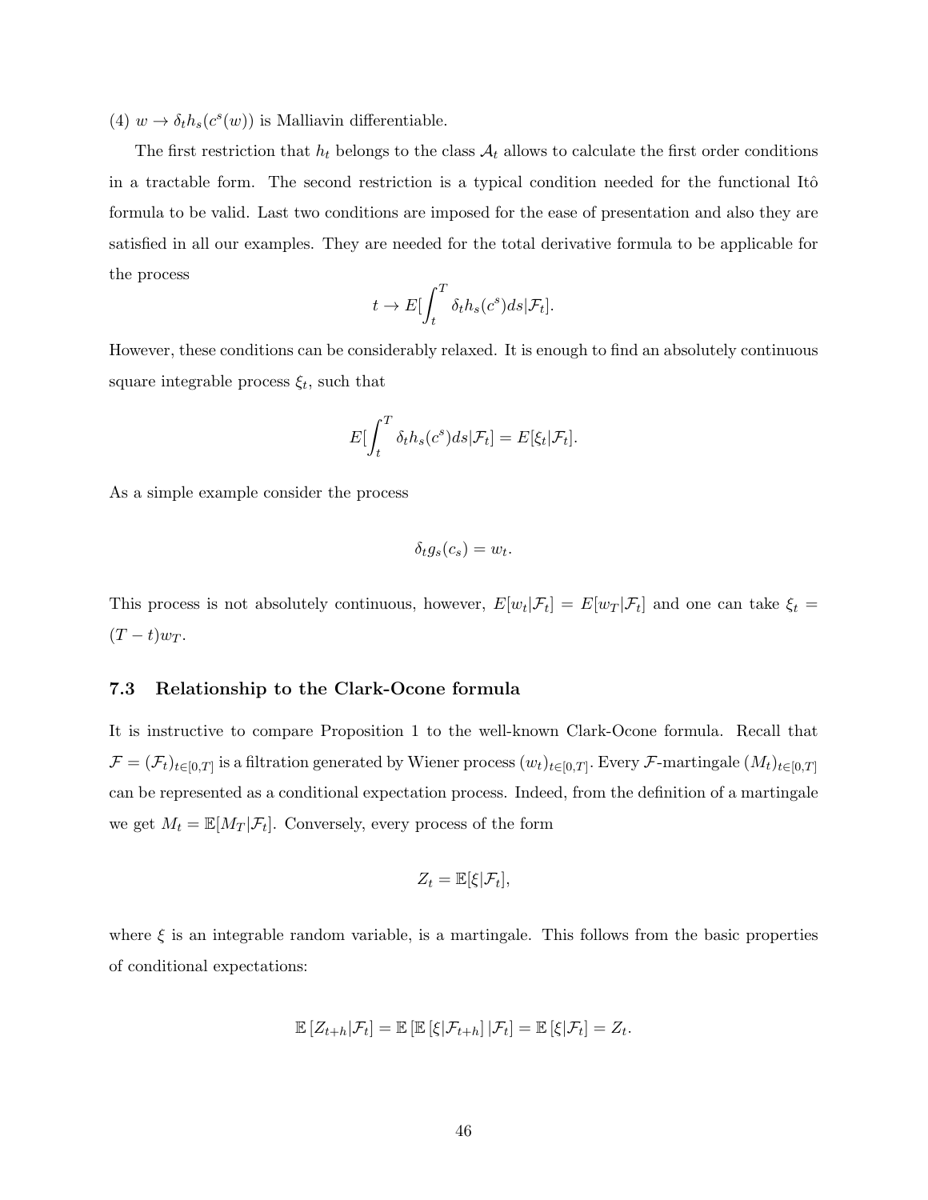(4) $w \to \delta_t h_s(c^s(w))$ is Malliavin differentiable.

The first restriction that $h_t$ belongs to the class $\mathcal{A}_t$ allows to calculate the first order conditions in a tractable form. The second restriction is a typical condition needed for the functional Itô formula to be valid. Last two conditions are imposed for the ease of presentation and also they are satisfied in all our examples. They are needed for the total derivative formula to be applicable for the process

$$t \to E[\int_t^T \delta_t h_s(c^s) ds | \mathcal{F}_t].$$

However, these conditions can be considerably relaxed. It is enough to find an absolutely continuous square integrable process $\xi_t$, such that

$$E[\int_t^T \delta_t h_s(c^s) ds | \mathcal{F}_t] = E[\xi_t | \mathcal{F}_t].$$

As a simple example consider the process

$$\delta_t g_s(c_s) = w_t.$$

This process is not absolutely continuous, however, $E[w_t|\mathcal{F}_t] = E[w_T|\mathcal{F}_t]$ and one can take $\xi_t = (T-t)w_T$.

### 7.3 Relationship to the Clark-Ocone formula

It is instructive to compare Proposition 1 to the well-known Clark-Ocone formula. Recall that $\mathcal{F} = (\mathcal{F}_t)_{t\in[0,T]}$ is a filtration generated by Wiener process $(w_t)_{t\in[0,T]}$. Every $\mathcal{F}$-martingale $(M_t)_{t\in[0,T]}$ can be represented as a conditional expectation process. Indeed, from the definition of a martingale we get $M_t = \mathbb{E}[M_T|\mathcal{F}_t]$. Conversely, every process of the form

$$Z_t = \mathbb{E}[\xi|\mathcal{F}_t],$$

where $\xi$ is an integrable random variable, is a martingale. This follows from the basic properties of conditional expectations:

$$\mathbb{E}[Z_{t+h}|\mathcal{F}_t] = \mathbb{E}[\mathbb{E}[\xi|\mathcal{F}_{t+h}]|\mathcal{F}_t] = \mathbb{E}[\xi|\mathcal{F}_t] = Z_t.$$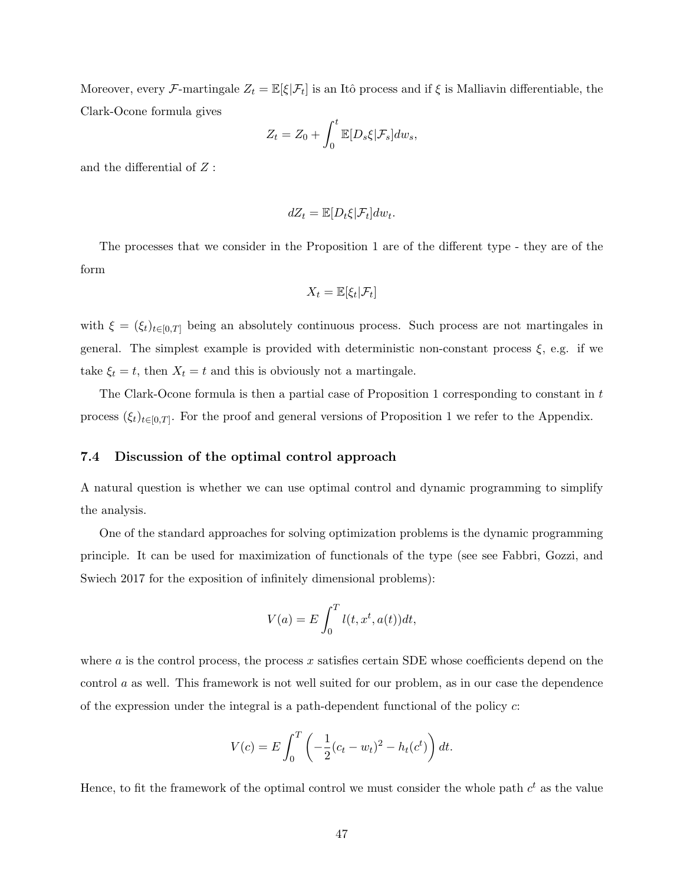Moreover, every $\mathcal{F}$-martingale $Z_t = \mathbb{E}[\xi|\mathcal{F}_t]$ is an Itô process and if $\xi$ is Malliavin differentiable, the Clark-Ocone formula gives

$$Z_t = Z_0 + \int_0^t \mathbb{E}[D_s\xi|\mathcal{F}_s]dw_s,$$

and the differential of $Z$ :

$$dZ_t = \mathbb{E}[D_t\xi|\mathcal{F}_t]dw_t.$$

The processes that we consider in the Proposition 1 are of the different type - they are of the form

$$X_t = \mathbb{E}[\xi_t|\mathcal{F}_t]$$

with $\xi = (\xi_t)_{t\in[0,T]}$ being an absolutely continuous process. Such process are not martingales in general. The simplest example is provided with deterministic non-constant process $\xi$, e.g. if we take $\xi_t = t$, then $X_t = t$ and this is obviously not a martingale.

The Clark-Ocone formula is then a partial case of Proposition 1 corresponding to constant in $t$ process $(\xi_t)_{t\in[0,T]}$. For the proof and general versions of Proposition 1 we refer to the Appendix.

### 7.4 Discussion of the optimal control approach

A natural question is whether we can use optimal control and dynamic programming to simplify the analysis.

One of the standard approaches for solving optimization problems is the dynamic programming principle. It can be used for maximization of functionals of the type (see see Fabbri, Gozzi, and Swiech 2017 for the exposition of infinitely dimensional problems):

$$V(a) = E\int_0^T l(t, x^t, a(t))dt,$$

where $a$ is the control process, the process $x$ satisfies certain SDE whose coefficients depend on the control $a$ as well. This framework is not well suited for our problem, as in our case the dependence of the expression under the integral is a path-dependent functional of the policy $c$:

$$V(c) = E\int_0^T \left(-\frac{1}{2}(c_t - w_t)^2 - h_t(c^t)\right)dt.$$

Hence, to fit the framework of the optimal control we must consider the whole path $c^t$ as the value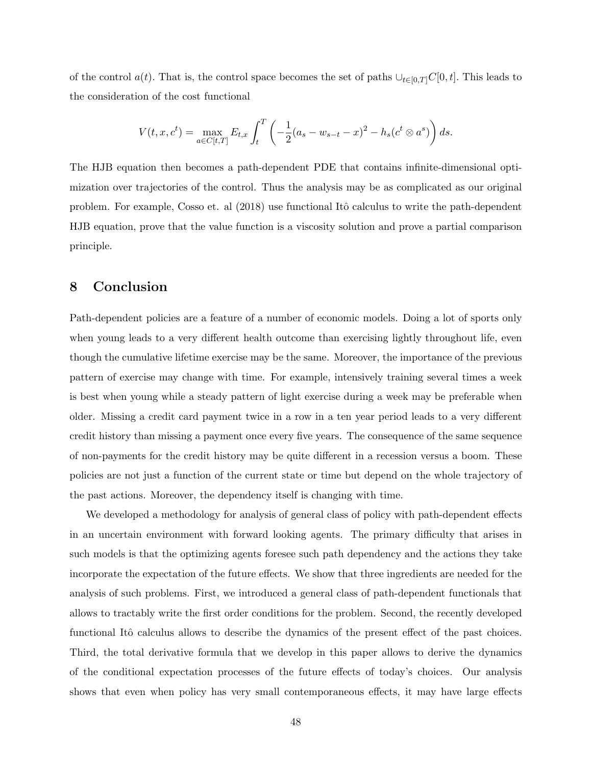of the control $a(t)$. That is, the control space becomes the set of paths $\cup_{t\in[0,T]}C[0,t]$. This leads to the consideration of the cost functional

$$V(t,x,c^t) = \max_{a\in C[t,T]} E_{t,x}\int_t^T \left(-\frac{1}{2}(a_s - w_{s-t} - x)^2 - h_s(c^t \otimes a^s)\right) ds.$$

The HJB equation then becomes a path-dependent PDE that contains infinite-dimensional optimization over trajectories of the control. Thus the analysis may be as complicated as our original problem. For example, Cosso et. al (2018) use functional Itô calculus to write the path-dependent HJB equation, prove that the value function is a viscosity solution and prove a partial comparison principle.

## 8 Conclusion

Path-dependent policies are a feature of a number of economic models. Doing a lot of sports only when young leads to a very different health outcome than exercising lightly throughout life, even though the cumulative lifetime exercise may be the same. Moreover, the importance of the previous pattern of exercise may change with time. For example, intensively training several times a week is best when young while a steady pattern of light exercise during a week may be preferable when older. Missing a credit card payment twice in a row in a ten year period leads to a very different credit history than missing a payment once every five years. The consequence of the same sequence of non-payments for the credit history may be quite different in a recession versus a boom. These policies are not just a function of the current state or time but depend on the whole trajectory of the past actions. Moreover, the dependency itself is changing with time.

We developed a methodology for analysis of general class of policy with path-dependent effects in an uncertain environment with forward looking agents. The primary difficulty that arises in such models is that the optimizing agents foresee such path dependency and the actions they take incorporate the expectation of the future effects. We show that three ingredients are needed for the analysis of such problems. First, we introduced a general class of path-dependent functionals that allows to tractably write the first order conditions for the problem. Second, the recently developed functional Itô calculus allows to describe the dynamics of the present effect of the past choices. Third, the total derivative formula that we develop in this paper allows to derive the dynamics of the conditional expectation processes of the future effects of today's choices. Our analysis shows that even when policy has very small contemporaneous effects, it may have large effects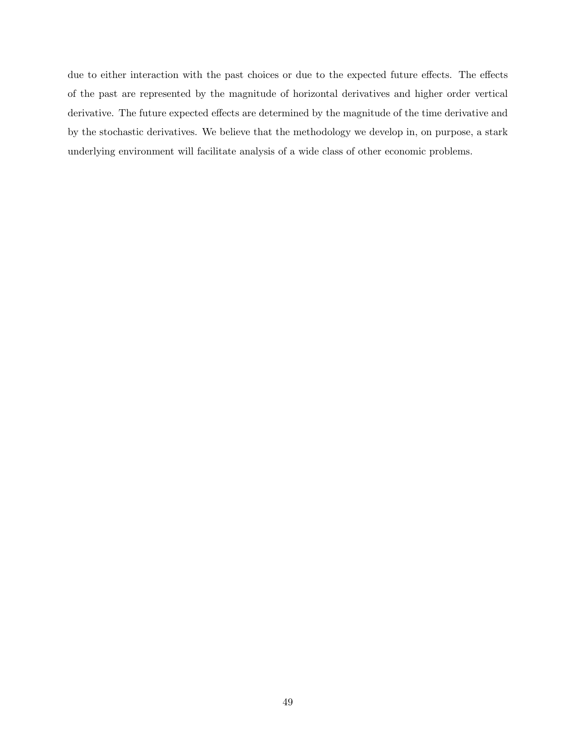due to either interaction with the past choices or due to the expected future effects. The effects of the past are represented by the magnitude of horizontal derivatives and higher order vertical derivative. The future expected effects are determined by the magnitude of the time derivative and by the stochastic derivatives. We believe that the methodology we develop in, on purpose, a stark underlying environment will facilitate analysis of a wide class of other economic problems.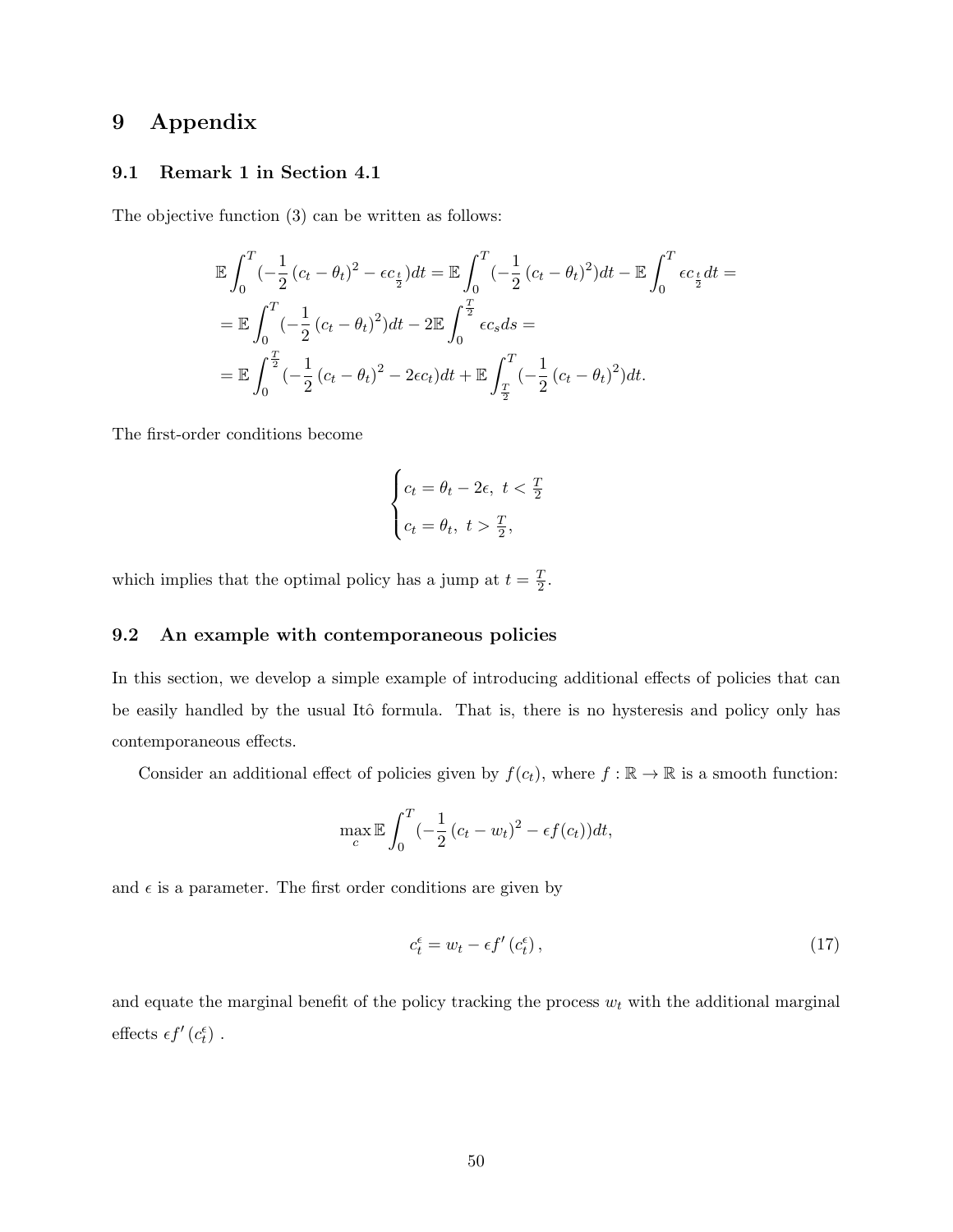# 9 Appendix

## 9.1 Remark 1 in Section 4.1

The objective function (3) can be written as follows:

$$
\begin{aligned}
&\mathbb{E}\int_0^T(-\frac{1}{2}\left(c_t-\theta_t\right)^2-\epsilon c_{\frac{t}{2}})dt=\mathbb{E}\int_0^T(-\frac{1}{2}\left(c_t-\theta_t\right)^2)dt-\mathbb{E}\int_0^T\epsilon c_{\frac{t}{2}}dt=\\
&=\mathbb{E}\int_0^T(-\frac{1}{2}\left(c_t-\theta_t\right)^2)dt-2\mathbb{E}\int_0^{\frac{T}{2}}\epsilon c_s ds=\\
&=\mathbb{E}\int_0^{\frac{T}{2}}(-\frac{1}{2}\left(c_t-\theta_t\right)^2-2\epsilon c_t)dt+\mathbb{E}\int_{\frac{T}{2}}^T(-\frac{1}{2}\left(c_t-\theta_t\right)^2)dt.
\end{aligned}
$$

The first-order conditions become

$$
\begin{cases}
c_t=\theta_t-2\epsilon, \ t<\frac{T}{2}\\
c_t=\theta_t, \ t>\frac{T}{2},
\end{cases}
$$

which implies that the optimal policy has a jump at $t=\frac{T}{2}$.

## 9.2 An example with contemporaneous policies

In this section, we develop a simple example of introducing additional effects of policies that can be easily handled by the usual Itô formula. That is, there is no hysteresis and policy only has contemporaneous effects.

Consider an additional effect of policies given by $f(c_t)$, where $f:\mathbb{R}\to\mathbb{R}$ is a smooth function:

$$
\max_c \mathbb{E}\int_0^T(-\frac{1}{2}\left(c_t-w_t\right)^2-\epsilon f(c_t))dt,
$$

and $\epsilon$ is a parameter. The first order conditions are given by

$$
c_t^\epsilon=w_t-\epsilon f'\left(c_t^\epsilon\right), \tag{17}
$$

and equate the marginal benefit of the policy tracking the process $w_t$ with the additional marginal effects $\epsilon f'\left(c_t^\epsilon\right)$ .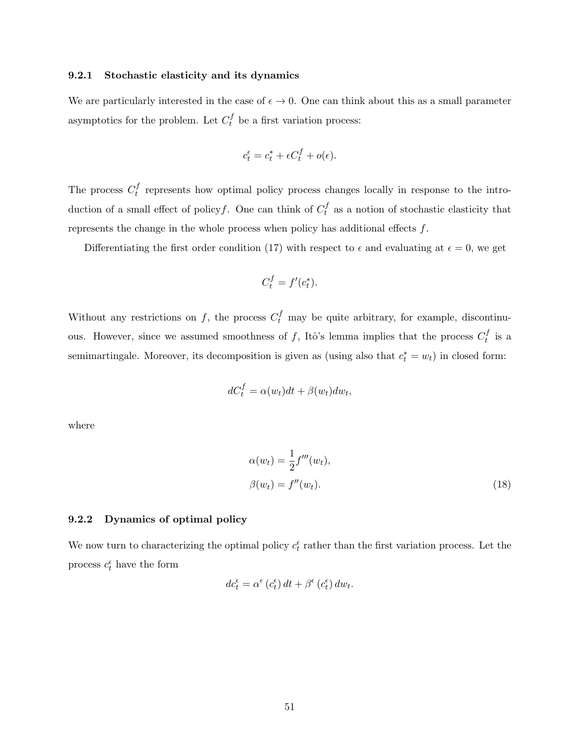### 9.2.1 Stochastic elasticity and its dynamics

We are particularly interested in the case of $\epsilon \to 0$. One can think about this as a small parameter asymptotics for the problem. Let $C_t^f$ be a first variation process:

$$c_t^\epsilon = c_t^* + \epsilon C_t^f + o(\epsilon).$$

The process $C_t^f$ represents how optimal policy process changes locally in response to the introduction of a small effect of policy$f$. One can think of $C_t^f$ as a notion of stochastic elasticity that represents the change in the whole process when policy has additional effects $f$.

Differentiating the first order condition (17) with respect to $\epsilon$ and evaluating at $\epsilon = 0$, we get

$$C_t^f = f'(c_t^*).$$

Without any restrictions on $f$, the process $C_t^f$ may be quite arbitrary, for example, discontinuous. However, since we assumed smoothness of $f$, Itô's lemma implies that the process $C_t^f$ is a semimartingale. Moreover, its decomposition is given as (using also that $c_t^* = w_t$) in closed form:

$$dC_t^f = \alpha(w_t)dt + \beta(w_t)dw_t,$$

where

$$\begin{aligned}
\alpha(w_t) &= \frac{1}{2}f'''(w_t), \\
\beta(w_t) &= f''(w_t).
\end{aligned} \tag{18}$$

### 9.2.2 Dynamics of optimal policy

We now turn to characterizing the optimal policy $c_t^\epsilon$ rather than the first variation process. Let the process $c_t^\epsilon$ have the form

$$dc_t^\epsilon = \alpha^\epsilon\left(c_t^\epsilon\right)dt + \beta^\epsilon\left(c_t^\epsilon\right)dw_t.$$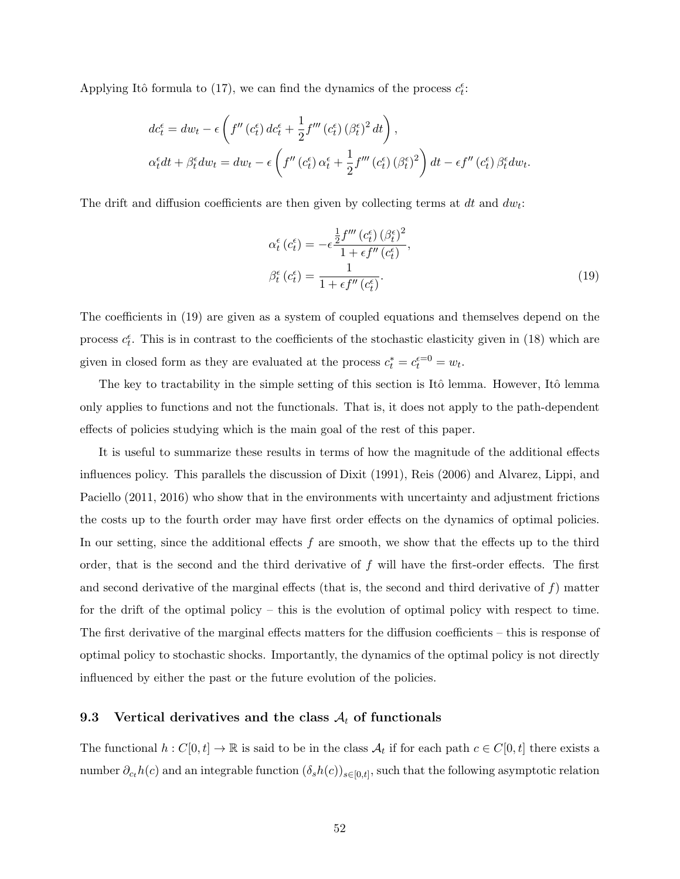Applying Itô formula to (17), we can find the dynamics of the process $c_t^\epsilon$:

$$
\begin{aligned}
dc_t^\epsilon &= dw_t - \epsilon \left( f''\left(c_t^\epsilon\right) dc_t^\epsilon + \frac{1}{2} f'''\left(c_t^\epsilon\right) \left(\beta_t^\epsilon\right)^2 dt \right), \\
\alpha_t^\epsilon dt + \beta_t^\epsilon dw_t &= dw_t - \epsilon \left( f''\left(c_t^\epsilon\right) \alpha_t^\epsilon + \frac{1}{2} f'''\left(c_t^\epsilon\right) \left(\beta_t^\epsilon\right)^2 \right) dt - \epsilon f''\left(c_t^\epsilon\right) \beta_t^\epsilon dw_t.
\end{aligned}
$$

The drift and diffusion coefficients are then given by collecting terms at $dt$ and $dw_t$:

$$
\begin{aligned}
\alpha_t^\epsilon\left(c_t^\epsilon\right) &= -\epsilon \frac{\frac{1}{2} f'''\left(c_t^\epsilon\right) \left(\beta_t^\epsilon\right)^2}{1 + \epsilon f''\left(c_t^\epsilon\right)}, \\
\beta_t^\epsilon\left(c_t^\epsilon\right) &= \frac{1}{1 + \epsilon f''\left(c_t^\epsilon\right)}.
\end{aligned} \tag{19}
$$

The coefficients in (19) are given as a system of coupled equations and themselves depend on the process $c_t^\epsilon$. This is in contrast to the coefficients of the stochastic elasticity given in (18) which are given in closed form as they are evaluated at the process $c_t^* = c_t^{\epsilon=0} = w_t$.

The key to tractability in the simple setting of this section is Itô lemma. However, Itô lemma only applies to functions and not the functionals. That is, it does not apply to the path-dependent effects of policies studying which is the main goal of the rest of this paper.

It is useful to summarize these results in terms of how the magnitude of the additional effects influences policy. This parallels the discussion of Dixit (1991), Reis (2006) and Alvarez, Lippi, and Paciello (2011, 2016) who show that in the environments with uncertainty and adjustment frictions the costs up to the fourth order may have first order effects on the dynamics of optimal policies. In our setting, since the additional effects $f$ are smooth, we show that the effects up to the third order, that is the second and the third derivative of $f$ will have the first-order effects. The first and second derivative of the marginal effects (that is, the second and third derivative of $f$) matter for the drift of the optimal policy – this is the evolution of optimal policy with respect to time. The first derivative of the marginal effects matters for the diffusion coefficients – this is response of optimal policy to stochastic shocks. Importantly, the dynamics of the optimal policy is not directly influenced by either the past or the future evolution of the policies.

### 9.3 Vertical derivatives and the class $\mathcal{A}_t$ of functionals

The functional $h : C[0,t] \to \mathbb{R}$ is said to be in the class $\mathcal{A}_t$ if for each path $c \in C[0,t]$ there exists a number $\partial_{c_t} h(c)$ and an integrable function $\left(\delta_s h(c)\right)_{s \in [0,t]}$, such that the following asymptotic relation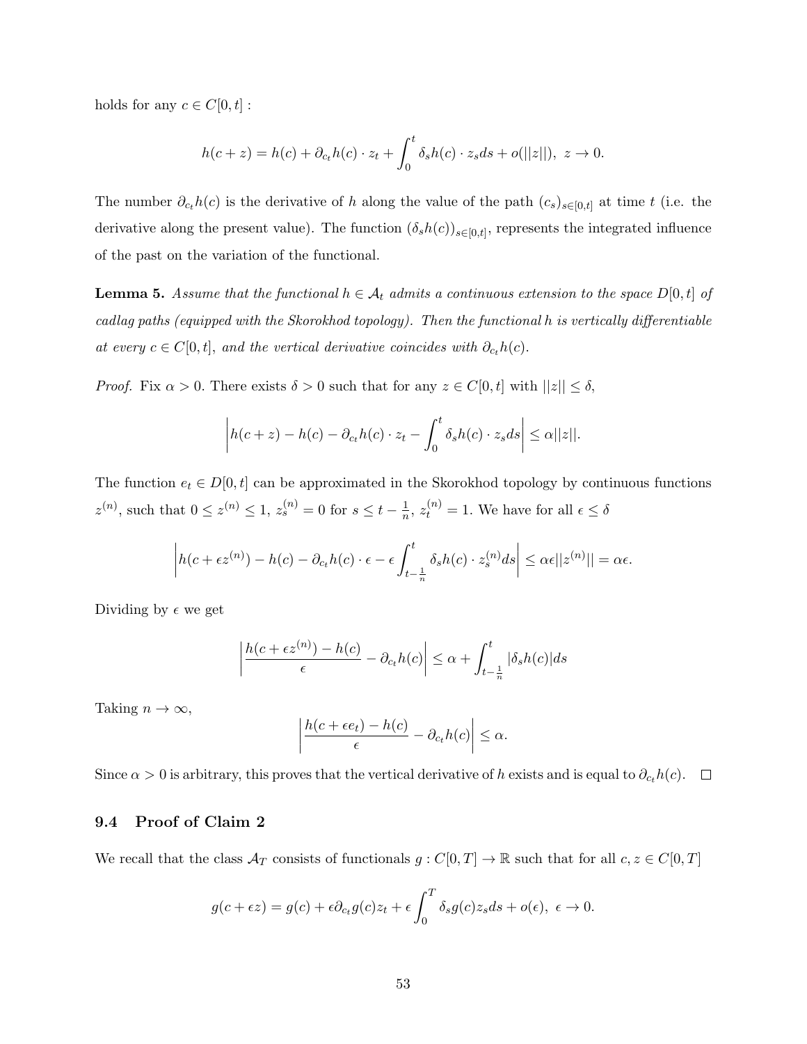holds for any $c \in C[0,t]$ :

$$h(c+z) = h(c) + \partial_{c_t} h(c) \cdot z_t + \int_0^t \delta_s h(c) \cdot z_s ds + o(||z||), \; z \to 0.$$

The number $\partial_{c_t} h(c)$ is the derivative of $h$ along the value of the path $(c_s)_{s\in[0,t]}$ at time $t$ (i.e. the derivative along the present value). The function $(\delta_s h(c))_{s\in[0,t]}$, represents the integrated influence of the past on the variation of the functional.

**Lemma 5.** *Assume that the functional $h \in \mathcal{A}_t$ admits a continuous extension to the space $D[0,t]$ of cadlag paths (equipped with the Skorokhod topology). Then the functional $h$ is vertically differentiable at every $c \in C[0,t]$, and the vertical derivative coincides with $\partial_{c_t} h(c)$.*

*Proof.* Fix $\alpha > 0$. There exists $\delta > 0$ such that for any $z \in C[0,t]$ with $||z|| \le \delta$,

$$\left| h(c+z) - h(c) - \partial_{c_t} h(c) \cdot z_t - \int_0^t \delta_s h(c) \cdot z_s ds \right| \le \alpha ||z||.$$

The function $e_t \in D[0,t]$ can be approximated in the Skorokhod topology by continuous functions $z^{(n)}$, such that $0 \le z^{(n)} \le 1$, $z_s^{(n)} = 0$ for $s \le t - \frac{1}{n}$, $z_t^{(n)} = 1$. We have for all $\epsilon \le \delta$

$$\left| h(c+\epsilon z^{(n)}) - h(c) - \partial_{c_t} h(c) \cdot \epsilon - \epsilon \int_{t-\frac{1}{n}}^t \delta_s h(c) \cdot z_s^{(n)} ds \right| \le \alpha \epsilon ||z^{(n)}|| = \alpha \epsilon.$$

Dividing by $\epsilon$ we get

$$\left| \frac{h(c+\epsilon z^{(n)}) - h(c)}{\epsilon} - \partial_{c_t} h(c) \right| \le \alpha + \int_{t-\frac{1}{n}}^t |\delta_s h(c)| ds$$

Taking $n \to \infty$,

$$\left| \frac{h(c+\epsilon e_t) - h(c)}{\epsilon} - \partial_{c_t} h(c) \right| \le \alpha.$$

Since $\alpha > 0$ is arbitrary, this proves that the vertical derivative of $h$ exists and is equal to $\partial_{c_t} h(c)$. $\square$

### 9.4 Proof of Claim 2

We recall that the class $\mathcal{A}_T$ consists of functionals $g : C[0,T] \to \mathbb{R}$ such that for all $c, z \in C[0,T]$

$$g(c+\epsilon z) = g(c) + \epsilon \partial_{c_t} g(c) z_t + \epsilon \int_0^T \delta_s g(c) z_s ds + o(\epsilon), \; \epsilon \to 0.$$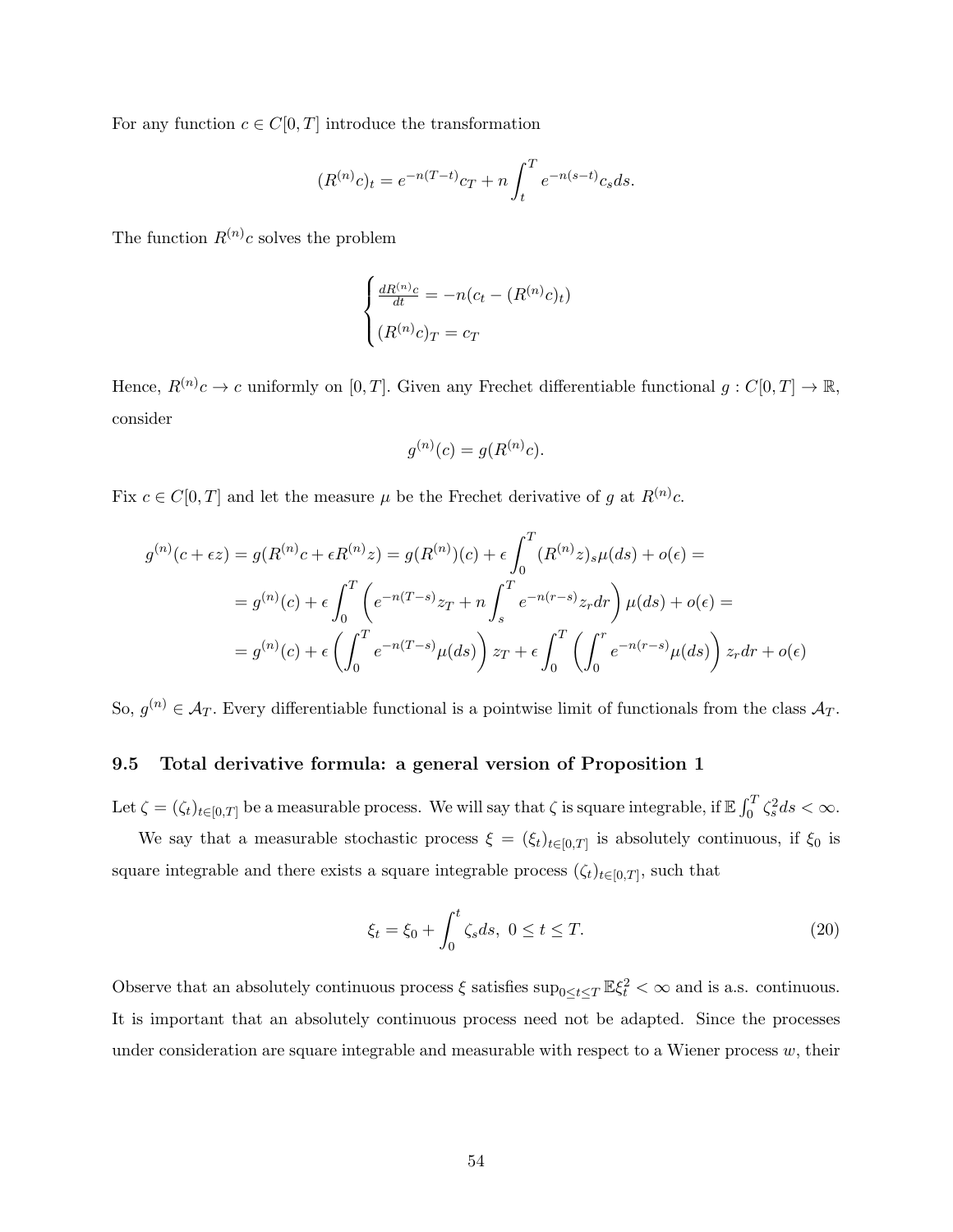For any function $c \in C[0,T]$ introduce the transformation

$$(R^{(n)}c)_t = e^{-n(T-t)}c_T + n\int_t^T e^{-n(s-t)}c_s ds.$$

The function $R^{(n)}c$ solves the problem

$$\begin{cases} \frac{dR^{(n)}c}{dt} = -n(c_t - (R^{(n)}c)_t) \\ (R^{(n)}c)_T = c_T \end{cases}$$

Hence, $R^{(n)}c \to c$ uniformly on $[0,T]$. Given any Frechet differentiable functional $g : C[0,T] \to \mathbb{R}$, consider

$$g^{(n)}(c) = g(R^{(n)}c).$$

Fix $c \in C[0,T]$ and let the measure $\mu$ be the Frechet derivative of $g$ at $R^{(n)}c$.

$$\begin{aligned}
g^{(n)}(c+\epsilon z) = g(R^{(n)}c + \epsilon R^{(n)}z) &= g(R^{(n)})(c) + \epsilon\int_0^T (R^{(n)}z)_s \mu(ds) + o(\epsilon) = \\
&= g^{(n)}(c) + \epsilon\int_0^T \left(e^{-n(T-s)}z_T + n\int_s^T e^{-n(r-s)}z_r dr\right)\mu(ds) + o(\epsilon) = \\
&= g^{(n)}(c) + \epsilon\left(\int_0^T e^{-n(T-s)}\mu(ds)\right)z_T + \epsilon\int_0^T\left(\int_0^r e^{-n(r-s)}\mu(ds)\right)z_r dr + o(\epsilon)
\end{aligned}$$

So, $g^{(n)} \in \mathcal{A}_T$. Every differentiable functional is a pointwise limit of functionals from the class $\mathcal{A}_T$.

### 9.5 Total derivative formula: a general version of Proposition 1

Let $\zeta = (\zeta_t)_{t\in[0,T]}$ be a measurable process. We will say that $\zeta$ is square integrable, if $\mathbb{E}\int_0^T \zeta_s^2 ds < \infty$.

We say that a measurable stochastic process $\xi = (\xi_t)_{t\in[0,T]}$ is absolutely continuous, if $\xi_0$ is square integrable and there exists a square integrable process $(\zeta_t)_{t\in[0,T]}$, such that

$$\xi_t = \xi_0 + \int_0^t \zeta_s ds, \; 0 \le t \le T. \tag{20}$$

Observe that an absolutely continuous process $\xi$ satisfies $\sup_{0\le t\le T}\mathbb{E}\xi_t^2 < \infty$ and is a.s. continuous. It is important that an absolutely continuous process need not be adapted. Since the processes under consideration are square integrable and measurable with respect to a Wiener process $w$, their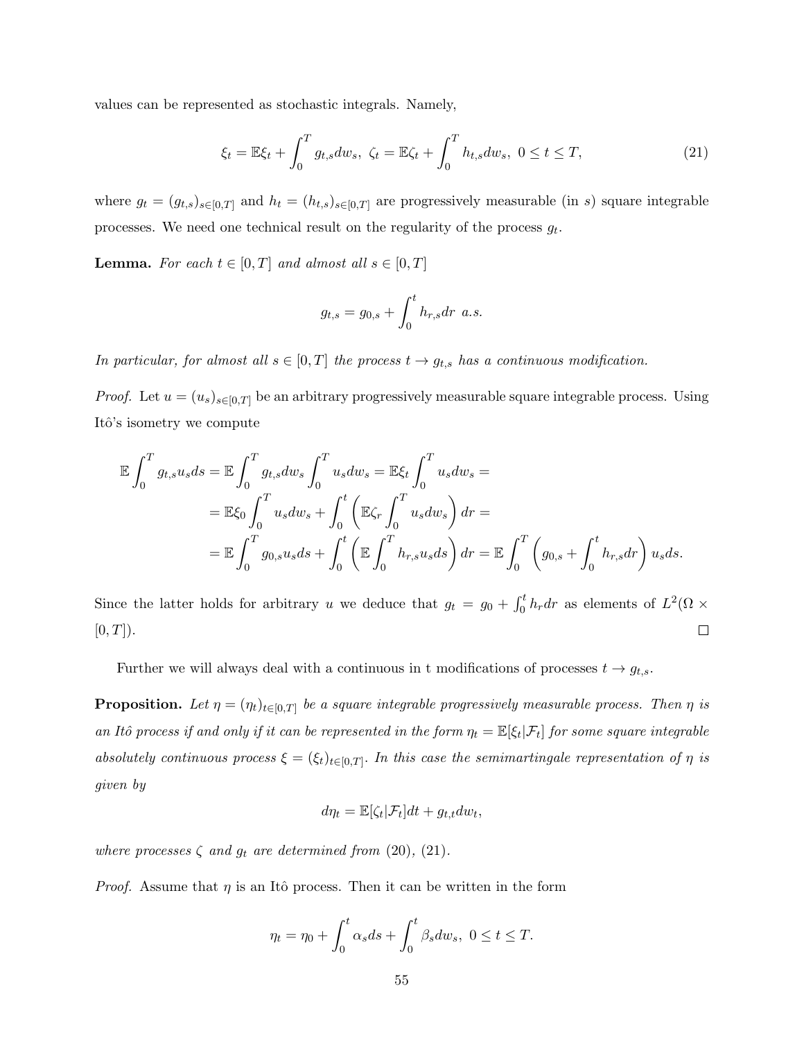values can be represented as stochastic integrals. Namely,

$$\xi_t = \mathbb{E}\xi_t + \int_0^T g_{t,s} dw_s,\ \zeta_t = \mathbb{E}\zeta_t + \int_0^T h_{t,s} dw_s,\ 0 \le t \le T, \tag{21}$$

where $g_t = (g_{t,s})_{s\in[0,T]}$ and $h_t = (h_{t,s})_{s\in[0,T]}$ are progressively measurable (in $s$) square integrable processes. We need one technical result on the regularity of the process $g_t$.

**Lemma.** *For each $t \in [0,T]$ and almost all $s \in [0,T]$*

$$g_{t,s} = g_{0,s} + \int_0^t h_{r,s} dr \ \text{a.s.}$$

*In particular, for almost all $s \in [0,T]$ the process $t \to g_{t,s}$ has a continuous modification.*

*Proof.* Let $u = (u_s)_{s\in[0,T]}$ be an arbitrary progressively measurable square integrable process. Using Itô's isometry we compute

$$\begin{aligned}
\mathbb{E}\int_0^T g_{t,s} u_s ds &= \mathbb{E}\int_0^T g_{t,s} dw_s \int_0^T u_s dw_s = \mathbb{E}\xi_t \int_0^T u_s dw_s = \\
&= \mathbb{E}\xi_0 \int_0^T u_s dw_s + \int_0^t \left(\mathbb{E}\zeta_r \int_0^T u_s dw_s\right) dr = \\
&= \mathbb{E}\int_0^T g_{0,s} u_s ds + \int_0^t \left(\mathbb{E}\int_0^T h_{r,s} u_s ds\right) dr = \mathbb{E}\int_0^T \left(g_{0,s} + \int_0^t h_{r,s} dr\right) u_s ds.
\end{aligned}$$

Since the latter holds for arbitrary $u$ we deduce that $g_t = g_0 + \int_0^t h_r dr$ as elements of $L^2(\Omega \times [0,T])$. □

Further we will always deal with a continuous in t modifications of processes $t \to g_{t,s}$.

**Proposition.** *Let $\eta = (\eta_t)_{t\in[0,T]}$ be a square integrable progressively measurable process. Then $\eta$ is an Itô process if and only if it can be represented in the form $\eta_t = \mathbb{E}[\xi_t|\mathcal{F}_t]$ for some square integrable absolutely continuous process $\xi = (\xi_t)_{t\in[0,T]}$. In this case the semimartingale representation of $\eta$ is given by*

$$d\eta_t = \mathbb{E}[\zeta_t|\mathcal{F}_t]dt + g_{t,t} dw_t,$$

*where processes $\zeta$ and $g_t$ are determined from (20), (21).*

*Proof.* Assume that $\eta$ is an Itô process. Then it can be written in the form

$$\eta_t = \eta_0 + \int_0^t \alpha_s ds + \int_0^t \beta_s dw_s,\ 0 \le t \le T.$$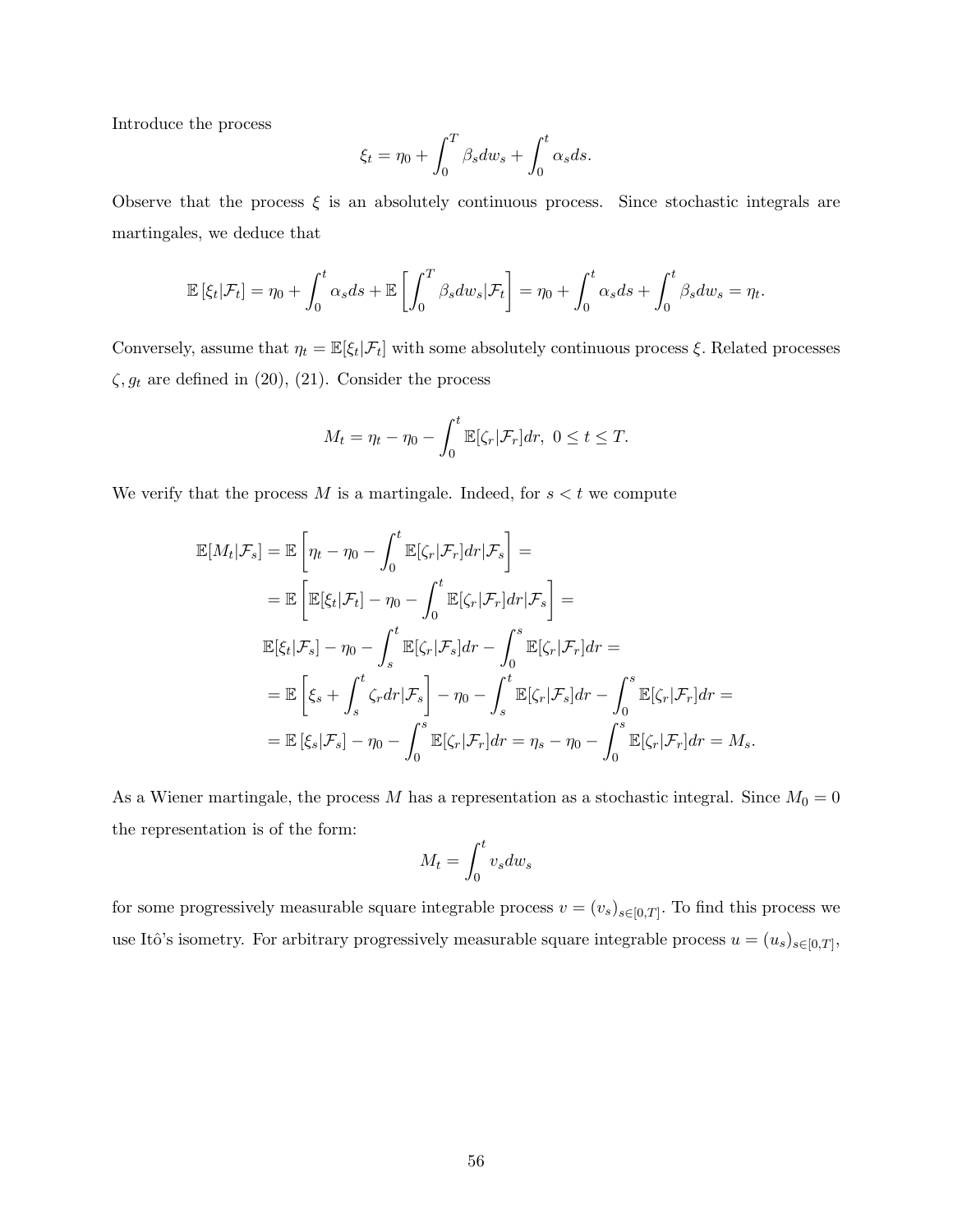Introduce the process

$$\xi_t = \eta_0 + \int_0^T \beta_s dw_s + \int_0^t \alpha_s ds.$$

Observe that the process $\xi$ is an absolutely continuous process. Since stochastic integrals are martingales, we deduce that

$$\mathbb{E}\left[\xi_t|\mathcal{F}_t\right] = \eta_0 + \int_0^t \alpha_s ds + \mathbb{E}\left[\int_0^T \beta_s dw_s|\mathcal{F}_t\right] = \eta_0 + \int_0^t \alpha_s ds + \int_0^t \beta_s dw_s = \eta_t.$$

Conversely, assume that $\eta_t = \mathbb{E}[\xi_t|\mathcal{F}_t]$ with some absolutely continuous process $\xi$. Related processes $\zeta, g_t$ are defined in (20), (21). Consider the process

$$M_t = \eta_t - \eta_0 - \int_0^t \mathbb{E}[\zeta_r|\mathcal{F}_r]dr,\ 0 \leq t \leq T.$$

We verify that the process $M$ is a martingale. Indeed, for $s < t$ we compute

$$\begin{aligned}
\mathbb{E}[M_t|\mathcal{F}_s] &= \mathbb{E}\left[\eta_t - \eta_0 - \int_0^t \mathbb{E}[\zeta_r|\mathcal{F}_r]dr|\mathcal{F}_s\right] = \\
&= \mathbb{E}\left[\mathbb{E}[\xi_t|\mathcal{F}_t] - \eta_0 - \int_0^t \mathbb{E}[\zeta_r|\mathcal{F}_r]dr|\mathcal{F}_s\right] = \\
&\mathbb{E}[\xi_t|\mathcal{F}_s] - \eta_0 - \int_s^t \mathbb{E}[\zeta_r|\mathcal{F}_s]dr - \int_0^s \mathbb{E}[\zeta_r|\mathcal{F}_r]dr = \\
&= \mathbb{E}\left[\xi_s + \int_s^t \zeta_r dr|\mathcal{F}_s\right] - \eta_0 - \int_s^t \mathbb{E}[\zeta_r|\mathcal{F}_s]dr - \int_0^s \mathbb{E}[\zeta_r|\mathcal{F}_r]dr = \\
&= \mathbb{E}\left[\xi_s|\mathcal{F}_s\right] - \eta_0 - \int_0^s \mathbb{E}[\zeta_r|\mathcal{F}_r]dr = \eta_s - \eta_0 - \int_0^s \mathbb{E}[\zeta_r|\mathcal{F}_r]dr = M_s.
\end{aligned}$$

As a Wiener martingale, the process $M$ has a representation as a stochastic integral. Since $M_0 = 0$ the representation is of the form:

$$M_t = \int_0^t v_s dw_s$$

for some progressively measurable square integrable process $v = (v_s)_{s\in[0,T]}$. To find this process we use Itô's isometry. For arbitrary progressively measurable square integrable process $u = (u_s)_{s\in[0,T]}$,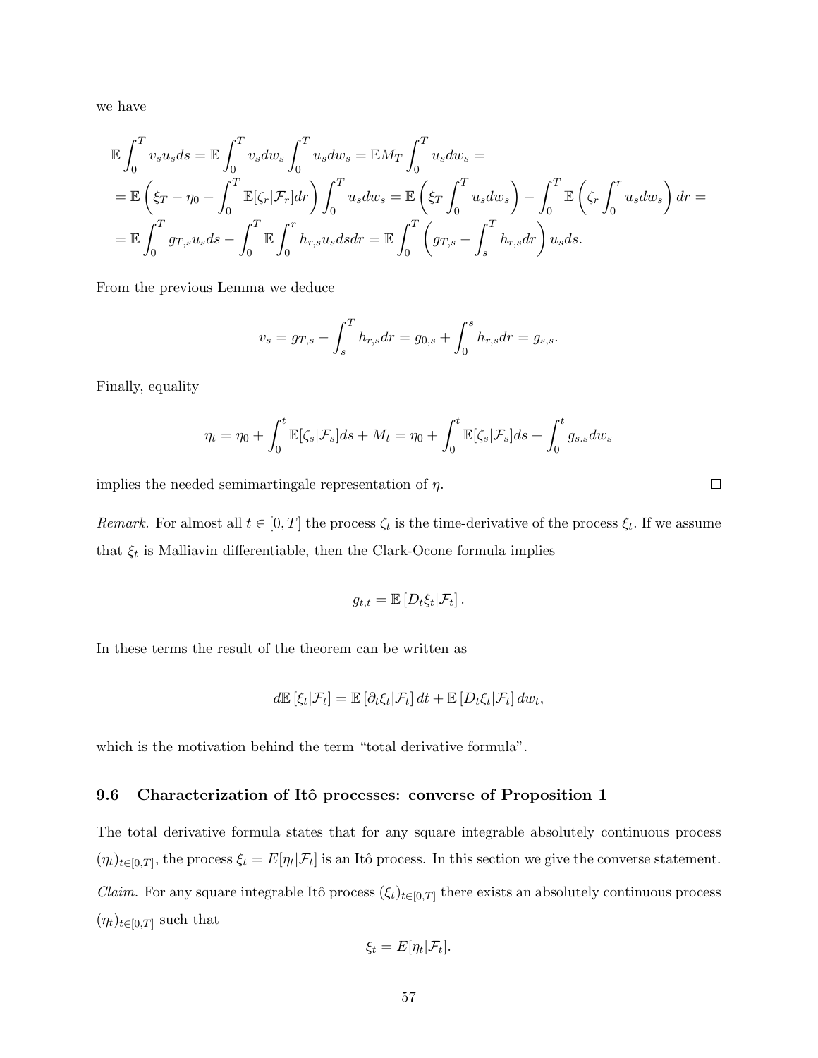we have

$$
\begin{aligned}
&\mathbb{E}\int_0^T v_s u_s ds = \mathbb{E}\int_0^T v_s dw_s \int_0^T u_s dw_s = \mathbb{E}M_T \int_0^T u_s dw_s = \\
&= \mathbb{E}\left(\xi_T - \eta_0 - \int_0^T \mathbb{E}[\zeta_r|\mathcal{F}_r]dr\right)\int_0^T u_s dw_s = \mathbb{E}\left(\xi_T \int_0^T u_s dw_s\right) - \int_0^T \mathbb{E}\left(\zeta_r \int_0^r u_s dw_s\right)dr = \\
&= \mathbb{E}\int_0^T g_{T,s} u_s ds - \int_0^T \mathbb{E}\int_0^r h_{r,s} u_s ds dr = \mathbb{E}\int_0^T \left(g_{T,s} - \int_s^T h_{r,s} dr\right) u_s ds.
\end{aligned}
$$

From the previous Lemma we deduce

$$
v_s = g_{T,s} - \int_s^T h_{r,s} dr = g_{0,s} + \int_0^s h_{r,s} dr = g_{s,s}.
$$

Finally, equality

$$
\eta_t = \eta_0 + \int_0^t \mathbb{E}[\zeta_s|\mathcal{F}_s]ds + M_t = \eta_0 + \int_0^t \mathbb{E}[\zeta_s|\mathcal{F}_s]ds + \int_0^t g_{s.s} dw_s
$$

implies the needed semimartingale representation of $\eta$. □

*Remark.* For almost all $t \in [0,T]$ the process $\zeta_t$ is the time-derivative of the process $\xi_t$. If we assume that $\xi_t$ is Malliavin differentiable, then the Clark-Ocone formula implies

$$
g_{t,t} = \mathbb{E}\left[D_t \xi_t|\mathcal{F}_t\right].
$$

In these terms the result of the theorem can be written as

$$
d\mathbb{E}\left[\xi_t|\mathcal{F}_t\right] = \mathbb{E}\left[\partial_t \xi_t|\mathcal{F}_t\right]dt + \mathbb{E}\left[D_t \xi_t|\mathcal{F}_t\right]dw_t,
$$

which is the motivation behind the term "total derivative formula".

### 9.6 Characterization of Itô processes: converse of Proposition 1

The total derivative formula states that for any square integrable absolutely continuous process $(\eta_t)_{t\in[0,T]}$, the process $\xi_t = E[\eta_t|\mathcal{F}_t]$ is an Itô process. In this section we give the converse statement.

*Claim.* For any square integrable Itô process $(\xi_t)_{t\in[0,T]}$ there exists an absolutely continuous process $(\eta_t)_{t\in[0,T]}$ such that

$$
\xi_t = E[\eta_t|\mathcal{F}_t].
$$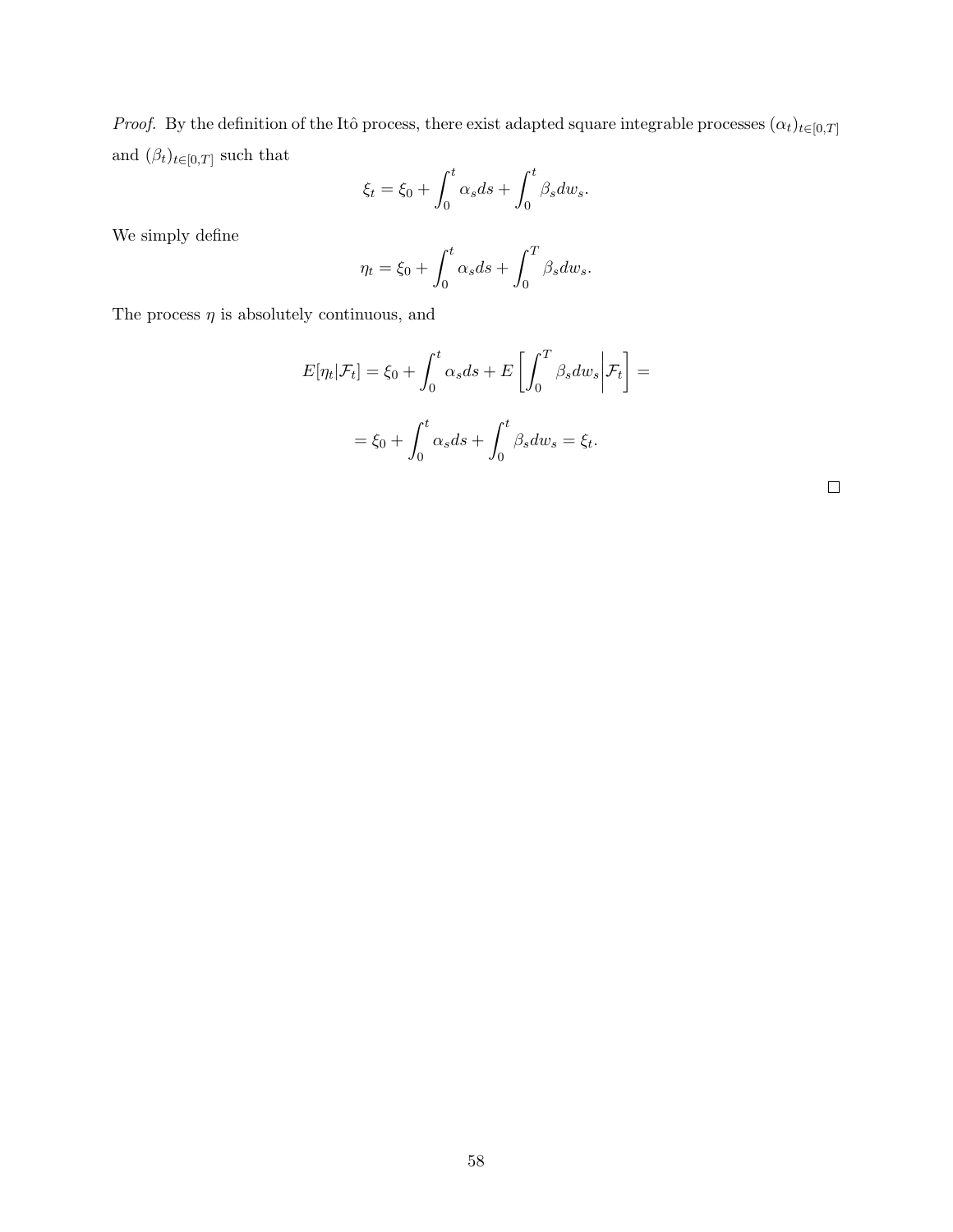*Proof.* By the definition of the Itô process, there exist adapted square integrable processes $(\alpha_t)_{t\in[0,T]}$ and $(\beta_t)_{t\in[0,T]}$ such that

$$\xi_t = \xi_0 + \int_0^t \alpha_s ds + \int_0^t \beta_s dw_s.$$

We simply define

$$\eta_t = \xi_0 + \int_0^t \alpha_s ds + \int_0^T \beta_s dw_s.$$

The process $\eta$ is absolutely continuous, and

$$E[\eta_t|\mathcal{F}_t] = \xi_0 + \int_0^t \alpha_s ds + E\left[\int_0^T \beta_s dw_s \middle| \mathcal{F}_t\right] =$$

$$= \xi_0 + \int_0^t \alpha_s ds + \int_0^t \beta_s dw_s = \xi_t.$$

□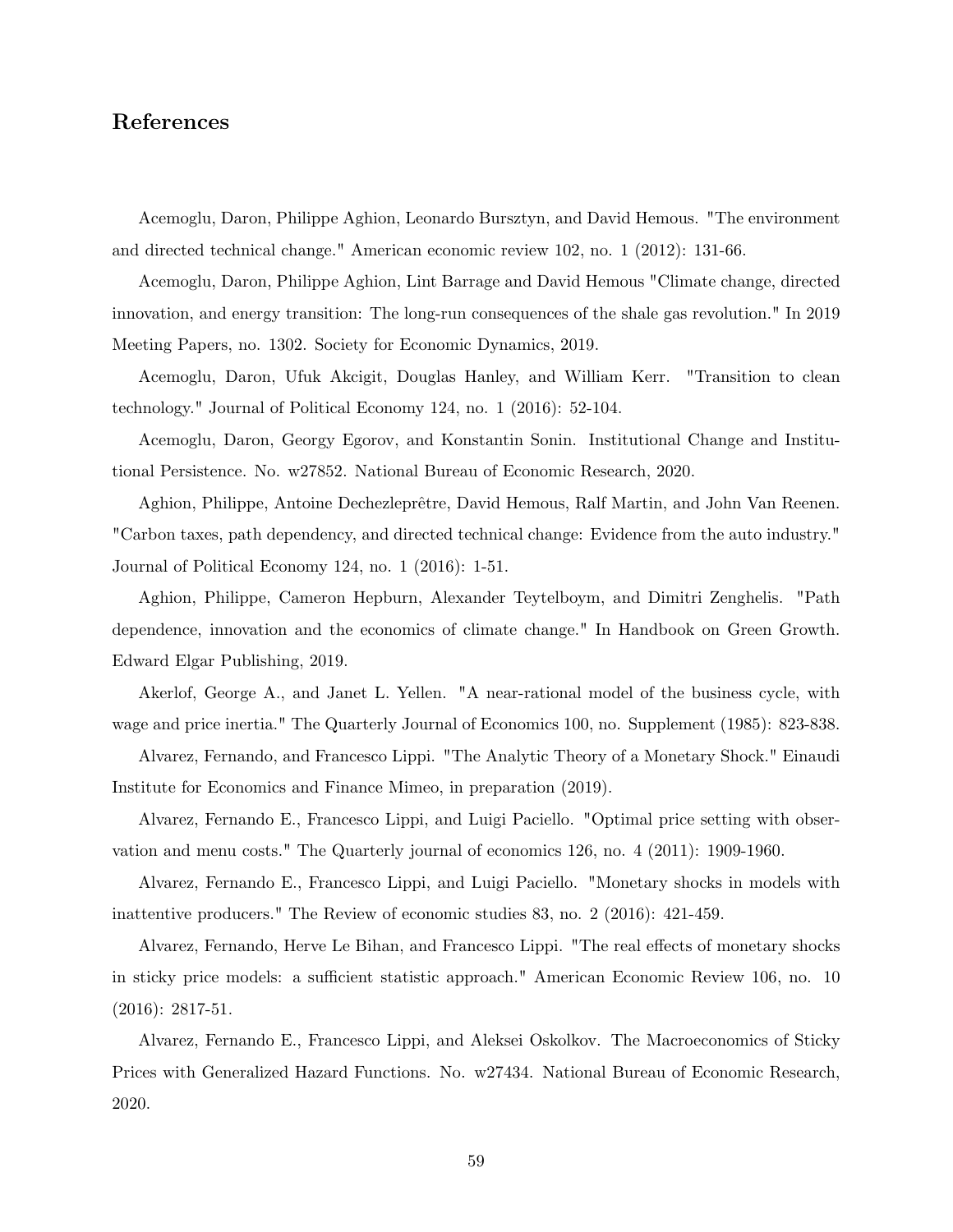## References

Acemoglu, Daron, Philippe Aghion, Leonardo Bursztyn, and David Hemous. "The environment and directed technical change." American economic review 102, no. 1 (2012): 131-66.

Acemoglu, Daron, Philippe Aghion, Lint Barrage and David Hemous "Climate change, directed innovation, and energy transition: The long-run consequences of the shale gas revolution." In 2019 Meeting Papers, no. 1302. Society for Economic Dynamics, 2019.

Acemoglu, Daron, Ufuk Akcigit, Douglas Hanley, and William Kerr. "Transition to clean technology." Journal of Political Economy 124, no. 1 (2016): 52-104.

Acemoglu, Daron, Georgy Egorov, and Konstantin Sonin. Institutional Change and Institutional Persistence. No. w27852. National Bureau of Economic Research, 2020.

Aghion, Philippe, Antoine Dechezleprêtre, David Hemous, Ralf Martin, and John Van Reenen. "Carbon taxes, path dependency, and directed technical change: Evidence from the auto industry." Journal of Political Economy 124, no. 1 (2016): 1-51.

Aghion, Philippe, Cameron Hepburn, Alexander Teytelboym, and Dimitri Zenghelis. "Path dependence, innovation and the economics of climate change." In Handbook on Green Growth. Edward Elgar Publishing, 2019.

Akerlof, George A., and Janet L. Yellen. "A near-rational model of the business cycle, with wage and price inertia." The Quarterly Journal of Economics 100, no. Supplement (1985): 823-838.

Alvarez, Fernando, and Francesco Lippi. "The Analytic Theory of a Monetary Shock." Einaudi Institute for Economics and Finance Mimeo, in preparation (2019).

Alvarez, Fernando E., Francesco Lippi, and Luigi Paciello. "Optimal price setting with observation and menu costs." The Quarterly journal of economics 126, no. 4 (2011): 1909-1960.

Alvarez, Fernando E., Francesco Lippi, and Luigi Paciello. "Monetary shocks in models with inattentive producers." The Review of economic studies 83, no. 2 (2016): 421-459.

Alvarez, Fernando, Herve Le Bihan, and Francesco Lippi. "The real effects of monetary shocks in sticky price models: a sufficient statistic approach." American Economic Review 106, no. 10 (2016): 2817-51.

Alvarez, Fernando E., Francesco Lippi, and Aleksei Oskolkov. The Macroeconomics of Sticky Prices with Generalized Hazard Functions. No. w27434. National Bureau of Economic Research, 2020.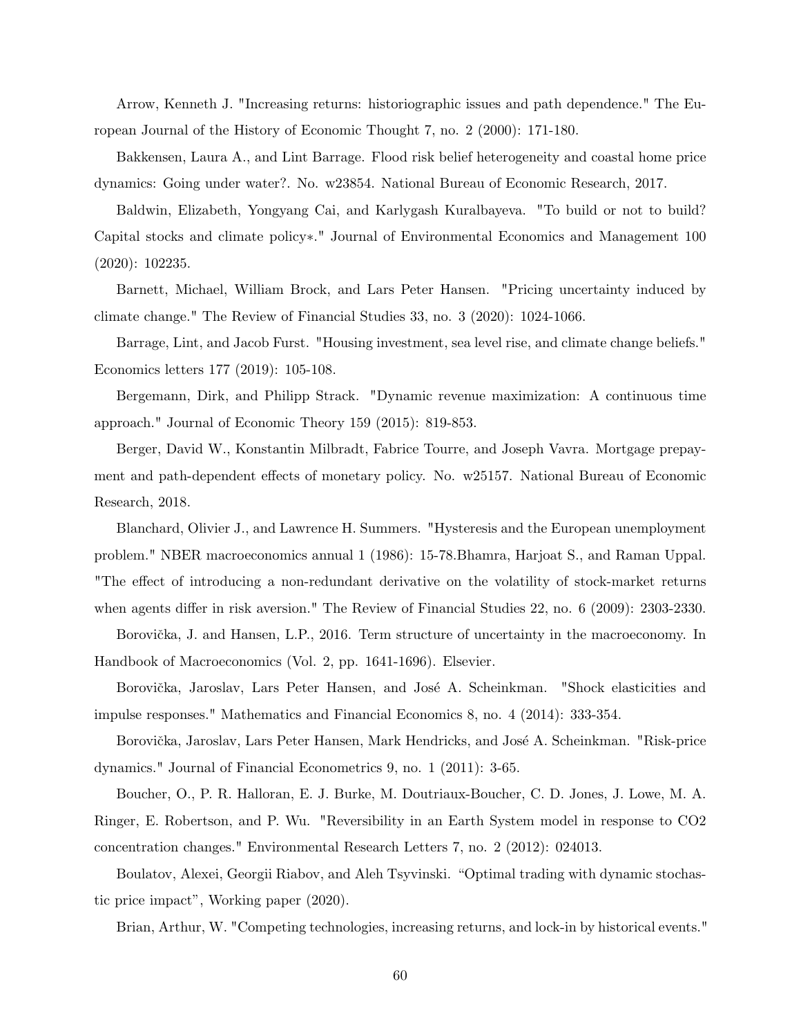Arrow, Kenneth J. "Increasing returns: historiographic issues and path dependence." The European Journal of the History of Economic Thought 7, no. 2 (2000): 171-180.

Bakkensen, Laura A., and Lint Barrage. Flood risk belief heterogeneity and coastal home price dynamics: Going under water?. No. w23854. National Bureau of Economic Research, 2017.

Baldwin, Elizabeth, Yongyang Cai, and Karlygash Kuralbayeva. "To build or not to build? Capital stocks and climate policy∗." Journal of Environmental Economics and Management 100 (2020): 102235.

Barnett, Michael, William Brock, and Lars Peter Hansen. "Pricing uncertainty induced by climate change." The Review of Financial Studies 33, no. 3 (2020): 1024-1066.

Barrage, Lint, and Jacob Furst. "Housing investment, sea level rise, and climate change beliefs." Economics letters 177 (2019): 105-108.

Bergemann, Dirk, and Philipp Strack. "Dynamic revenue maximization: A continuous time approach." Journal of Economic Theory 159 (2015): 819-853.

Berger, David W., Konstantin Milbradt, Fabrice Tourre, and Joseph Vavra. Mortgage prepayment and path-dependent effects of monetary policy. No. w25157. National Bureau of Economic Research, 2018.

Blanchard, Olivier J., and Lawrence H. Summers. "Hysteresis and the European unemployment problem." NBER macroeconomics annual 1 (1986): 15-78.Bhamra, Harjoat S., and Raman Uppal. "The effect of introducing a non-redundant derivative on the volatility of stock-market returns when agents differ in risk aversion." The Review of Financial Studies 22, no. 6 (2009): 2303-2330.

Borovička, J. and Hansen, L.P., 2016. Term structure of uncertainty in the macroeconomy. In Handbook of Macroeconomics (Vol. 2, pp. 1641-1696). Elsevier.

Borovička, Jaroslav, Lars Peter Hansen, and José A. Scheinkman. "Shock elasticities and impulse responses." Mathematics and Financial Economics 8, no. 4 (2014): 333-354.

Borovička, Jaroslav, Lars Peter Hansen, Mark Hendricks, and José A. Scheinkman. "Risk-price dynamics." Journal of Financial Econometrics 9, no. 1 (2011): 3-65.

Boucher, O., P. R. Halloran, E. J. Burke, M. Doutriaux-Boucher, C. D. Jones, J. Lowe, M. A. Ringer, E. Robertson, and P. Wu. "Reversibility in an Earth System model in response to CO2 concentration changes." Environmental Research Letters 7, no. 2 (2012): 024013.

Boulatov, Alexei, Georgii Riabov, and Aleh Tsyvinski. "Optimal trading with dynamic stochastic price impact", Working paper (2020).

Brian, Arthur, W. "Competing technologies, increasing returns, and lock-in by historical events."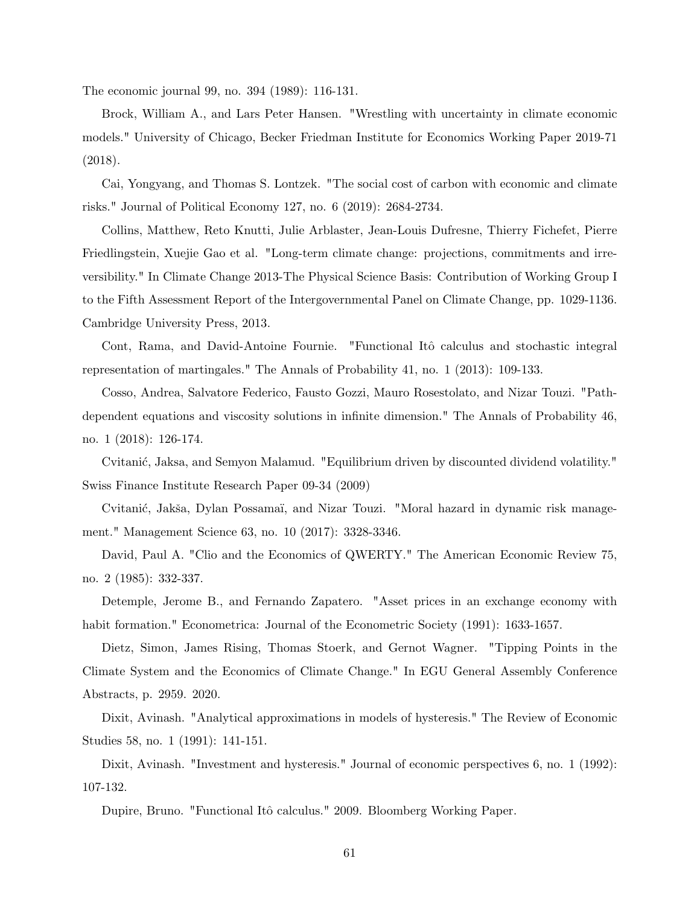The economic journal 99, no. 394 (1989): 116-131.

Brock, William A., and Lars Peter Hansen. "Wrestling with uncertainty in climate economic models." University of Chicago, Becker Friedman Institute for Economics Working Paper 2019-71 (2018).

Cai, Yongyang, and Thomas S. Lontzek. "The social cost of carbon with economic and climate risks." Journal of Political Economy 127, no. 6 (2019): 2684-2734.

Collins, Matthew, Reto Knutti, Julie Arblaster, Jean-Louis Dufresne, Thierry Fichefet, Pierre Friedlingstein, Xuejie Gao et al. "Long-term climate change: projections, commitments and irreversibility." In Climate Change 2013-The Physical Science Basis: Contribution of Working Group I to the Fifth Assessment Report of the Intergovernmental Panel on Climate Change, pp. 1029-1136. Cambridge University Press, 2013.

Cont, Rama, and David-Antoine Fournie. "Functional Itô calculus and stochastic integral representation of martingales." The Annals of Probability 41, no. 1 (2013): 109-133.

Cosso, Andrea, Salvatore Federico, Fausto Gozzi, Mauro Rosestolato, and Nizar Touzi. "Path-dependent equations and viscosity solutions in infinite dimension." The Annals of Probability 46, no. 1 (2018): 126-174.

Cvitanić, Jaksa, and Semyon Malamud. "Equilibrium driven by discounted dividend volatility." Swiss Finance Institute Research Paper 09-34 (2009)

Cvitanić, Jakša, Dylan Possamaï, and Nizar Touzi. "Moral hazard in dynamic risk management." Management Science 63, no. 10 (2017): 3328-3346.

David, Paul A. "Clio and the Economics of QWERTY." The American Economic Review 75, no. 2 (1985): 332-337.

Detemple, Jerome B., and Fernando Zapatero. "Asset prices in an exchange economy with habit formation." Econometrica: Journal of the Econometric Society (1991): 1633-1657.

Dietz, Simon, James Rising, Thomas Stoerk, and Gernot Wagner. "Tipping Points in the Climate System and the Economics of Climate Change." In EGU General Assembly Conference Abstracts, p. 2959. 2020.

Dixit, Avinash. "Analytical approximations in models of hysteresis." The Review of Economic Studies 58, no. 1 (1991): 141-151.

Dixit, Avinash. "Investment and hysteresis." Journal of economic perspectives 6, no. 1 (1992): 107-132.

Dupire, Bruno. "Functional Itô calculus." 2009. Bloomberg Working Paper.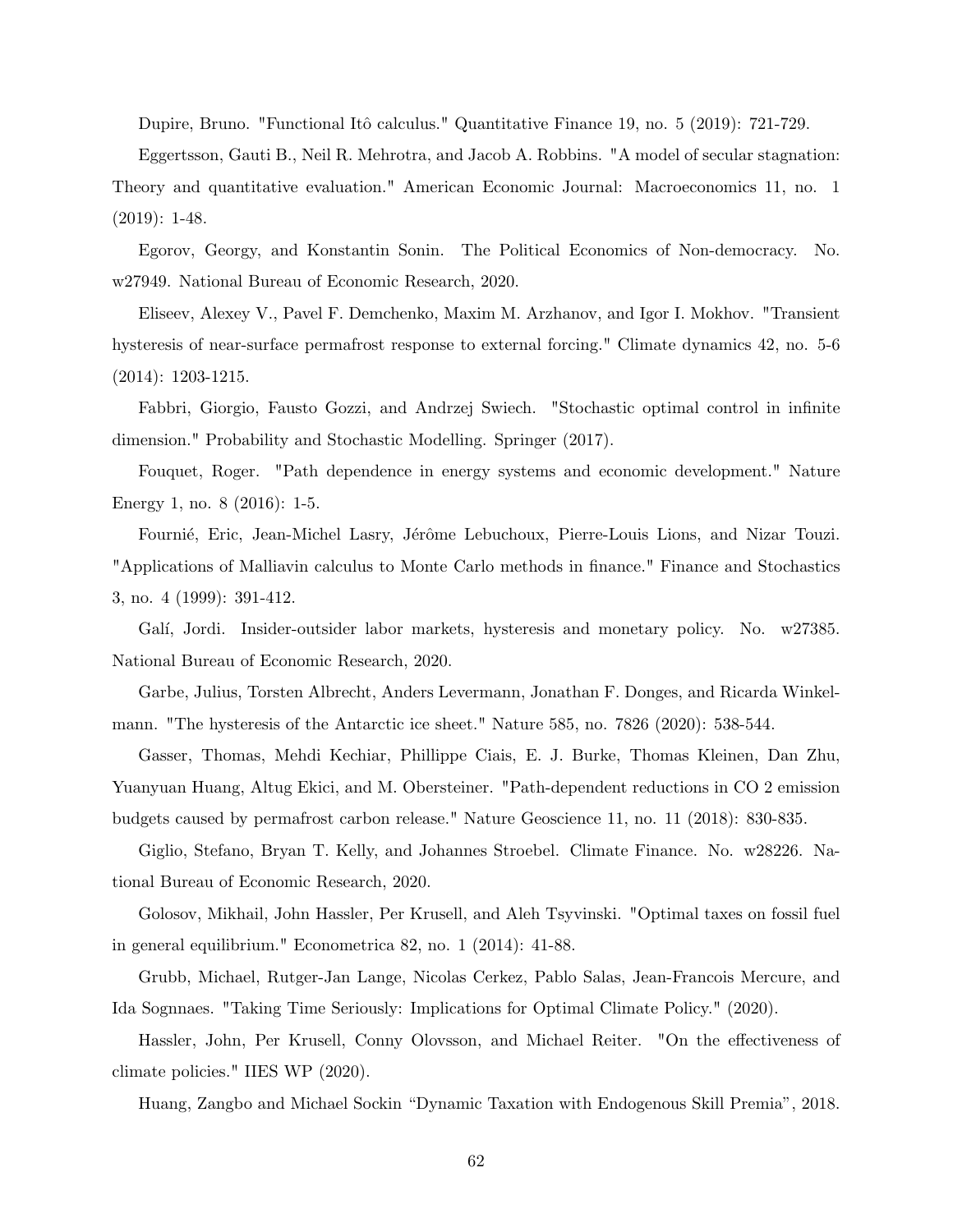Dupire, Bruno. "Functional Itô calculus." Quantitative Finance 19, no. 5 (2019): 721-729.

Eggertsson, Gauti B., Neil R. Mehrotra, and Jacob A. Robbins. "A model of secular stagnation: Theory and quantitative evaluation." American Economic Journal: Macroeconomics 11, no. 1 (2019): 1-48.

Egorov, Georgy, and Konstantin Sonin. The Political Economics of Non-democracy. No. w27949. National Bureau of Economic Research, 2020.

Eliseev, Alexey V., Pavel F. Demchenko, Maxim M. Arzhanov, and Igor I. Mokhov. "Transient hysteresis of near-surface permafrost response to external forcing." Climate dynamics 42, no. 5-6 (2014): 1203-1215.

Fabbri, Giorgio, Fausto Gozzi, and Andrzej Swiech. "Stochastic optimal control in infinite dimension." Probability and Stochastic Modelling. Springer (2017).

Fouquet, Roger. "Path dependence in energy systems and economic development." Nature Energy 1, no. 8 (2016): 1-5.

Fournié, Eric, Jean-Michel Lasry, Jérôme Lebuchoux, Pierre-Louis Lions, and Nizar Touzi. "Applications of Malliavin calculus to Monte Carlo methods in finance." Finance and Stochastics 3, no. 4 (1999): 391-412.

Galí, Jordi. Insider-outsider labor markets, hysteresis and monetary policy. No. w27385. National Bureau of Economic Research, 2020.

Garbe, Julius, Torsten Albrecht, Anders Levermann, Jonathan F. Donges, and Ricarda Winkelmann. "The hysteresis of the Antarctic ice sheet." Nature 585, no. 7826 (2020): 538-544.

Gasser, Thomas, Mehdi Kechiar, Phillippe Ciais, E. J. Burke, Thomas Kleinen, Dan Zhu, Yuanyuan Huang, Altug Ekici, and M. Obersteiner. "Path-dependent reductions in CO 2 emission budgets caused by permafrost carbon release." Nature Geoscience 11, no. 11 (2018): 830-835.

Giglio, Stefano, Bryan T. Kelly, and Johannes Stroebel. Climate Finance. No. w28226. National Bureau of Economic Research, 2020.

Golosov, Mikhail, John Hassler, Per Krusell, and Aleh Tsyvinski. "Optimal taxes on fossil fuel in general equilibrium." Econometrica 82, no. 1 (2014): 41-88.

Grubb, Michael, Rutger-Jan Lange, Nicolas Cerkez, Pablo Salas, Jean-Francois Mercure, and Ida Sognnaes. "Taking Time Seriously: Implications for Optimal Climate Policy." (2020).

Hassler, John, Per Krusell, Conny Olovsson, and Michael Reiter. "On the effectiveness of climate policies." IIES WP (2020).

Huang, Zangbo and Michael Sockin "Dynamic Taxation with Endogenous Skill Premia", 2018.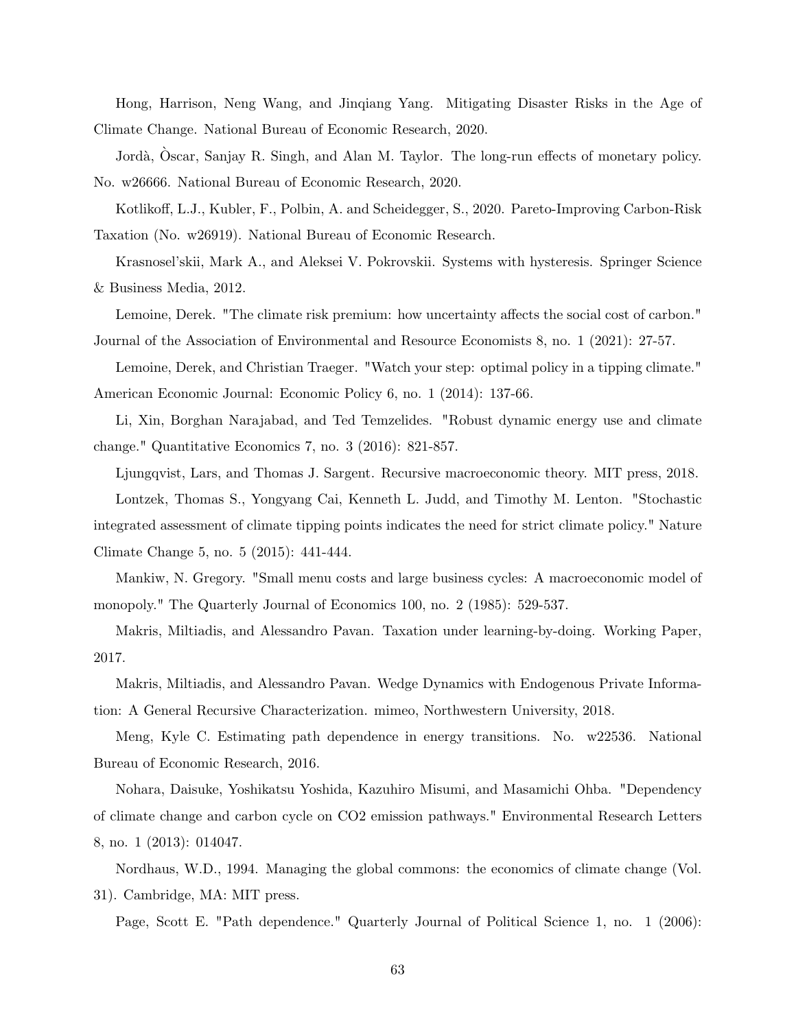Hong, Harrison, Neng Wang, and Jinqiang Yang. Mitigating Disaster Risks in the Age of Climate Change. National Bureau of Economic Research, 2020.

Jordà, Òscar, Sanjay R. Singh, and Alan M. Taylor. The long-run effects of monetary policy. No. w26666. National Bureau of Economic Research, 2020.

Kotlikoff, L.J., Kubler, F., Polbin, A. and Scheidegger, S., 2020. Pareto-Improving Carbon-Risk Taxation (No. w26919). National Bureau of Economic Research.

Krasnosel'skii, Mark A., and Aleksei V. Pokrovskii. Systems with hysteresis. Springer Science & Business Media, 2012.

Lemoine, Derek. "The climate risk premium: how uncertainty affects the social cost of carbon." Journal of the Association of Environmental and Resource Economists 8, no. 1 (2021): 27-57.

Lemoine, Derek, and Christian Traeger. "Watch your step: optimal policy in a tipping climate." American Economic Journal: Economic Policy 6, no. 1 (2014): 137-66.

Li, Xin, Borghan Narajabad, and Ted Temzelides. "Robust dynamic energy use and climate change." Quantitative Economics 7, no. 3 (2016): 821-857.

Ljungqvist, Lars, and Thomas J. Sargent. Recursive macroeconomic theory. MIT press, 2018.

Lontzek, Thomas S., Yongyang Cai, Kenneth L. Judd, and Timothy M. Lenton. "Stochastic integrated assessment of climate tipping points indicates the need for strict climate policy." Nature Climate Change 5, no. 5 (2015): 441-444.

Mankiw, N. Gregory. "Small menu costs and large business cycles: A macroeconomic model of monopoly." The Quarterly Journal of Economics 100, no. 2 (1985): 529-537.

Makris, Miltiadis, and Alessandro Pavan. Taxation under learning-by-doing. Working Paper, 2017.

Makris, Miltiadis, and Alessandro Pavan. Wedge Dynamics with Endogenous Private Information: A General Recursive Characterization. mimeo, Northwestern University, 2018.

Meng, Kyle C. Estimating path dependence in energy transitions. No. w22536. National Bureau of Economic Research, 2016.

Nohara, Daisuke, Yoshikatsu Yoshida, Kazuhiro Misumi, and Masamichi Ohba. "Dependency of climate change and carbon cycle on CO2 emission pathways." Environmental Research Letters 8, no. 1 (2013): 014047.

Nordhaus, W.D., 1994. Managing the global commons: the economics of climate change (Vol. 31). Cambridge, MA: MIT press.

Page, Scott E. "Path dependence." Quarterly Journal of Political Science 1, no. 1 (2006):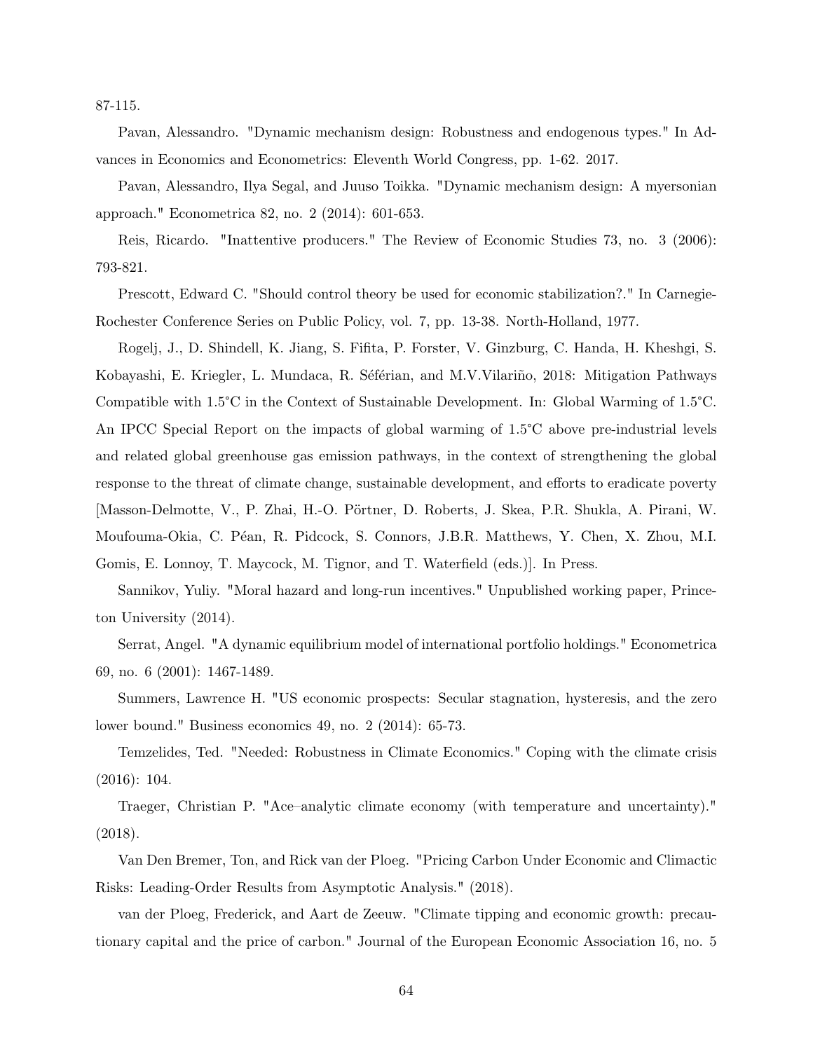87-115.

Pavan, Alessandro. "Dynamic mechanism design: Robustness and endogenous types." In Advances in Economics and Econometrics: Eleventh World Congress, pp. 1-62. 2017.

Pavan, Alessandro, Ilya Segal, and Juuso Toikka. "Dynamic mechanism design: A myersonian approach." Econometrica 82, no. 2 (2014): 601-653.

Reis, Ricardo. "Inattentive producers." The Review of Economic Studies 73, no. 3 (2006): 793-821.

Prescott, Edward C. "Should control theory be used for economic stabilization?." In Carnegie-Rochester Conference Series on Public Policy, vol. 7, pp. 13-38. North-Holland, 1977.

Rogelj, J., D. Shindell, K. Jiang, S. Fifita, P. Forster, V. Ginzburg, C. Handa, H. Kheshgi, S. Kobayashi, E. Kriegler, L. Mundaca, R. Séférian, and M.V.Vilariño, 2018: Mitigation Pathways Compatible with 1.5°C in the Context of Sustainable Development. In: Global Warming of 1.5°C. An IPCC Special Report on the impacts of global warming of 1.5°C above pre-industrial levels and related global greenhouse gas emission pathways, in the context of strengthening the global response to the threat of climate change, sustainable development, and efforts to eradicate poverty [Masson-Delmotte, V., P. Zhai, H.-O. Pörtner, D. Roberts, J. Skea, P.R. Shukla, A. Pirani, W. Moufouma-Okia, C. Péan, R. Pidcock, S. Connors, J.B.R. Matthews, Y. Chen, X. Zhou, M.I. Gomis, E. Lonnoy, T. Maycock, M. Tignor, and T. Waterfield (eds.)]. In Press.

Sannikov, Yuliy. "Moral hazard and long-run incentives." Unpublished working paper, Princeton University (2014).

Serrat, Angel. "A dynamic equilibrium model of international portfolio holdings." Econometrica 69, no. 6 (2001): 1467-1489.

Summers, Lawrence H. "US economic prospects: Secular stagnation, hysteresis, and the zero lower bound." Business economics 49, no. 2 (2014): 65-73.

Temzelides, Ted. "Needed: Robustness in Climate Economics." Coping with the climate crisis (2016): 104.

Traeger, Christian P. "Ace–analytic climate economy (with temperature and uncertainty)." (2018).

Van Den Bremer, Ton, and Rick van der Ploeg. "Pricing Carbon Under Economic and Climactic Risks: Leading-Order Results from Asymptotic Analysis." (2018).

van der Ploeg, Frederick, and Aart de Zeeuw. "Climate tipping and economic growth: precautionary capital and the price of carbon." Journal of the European Economic Association 16, no. 5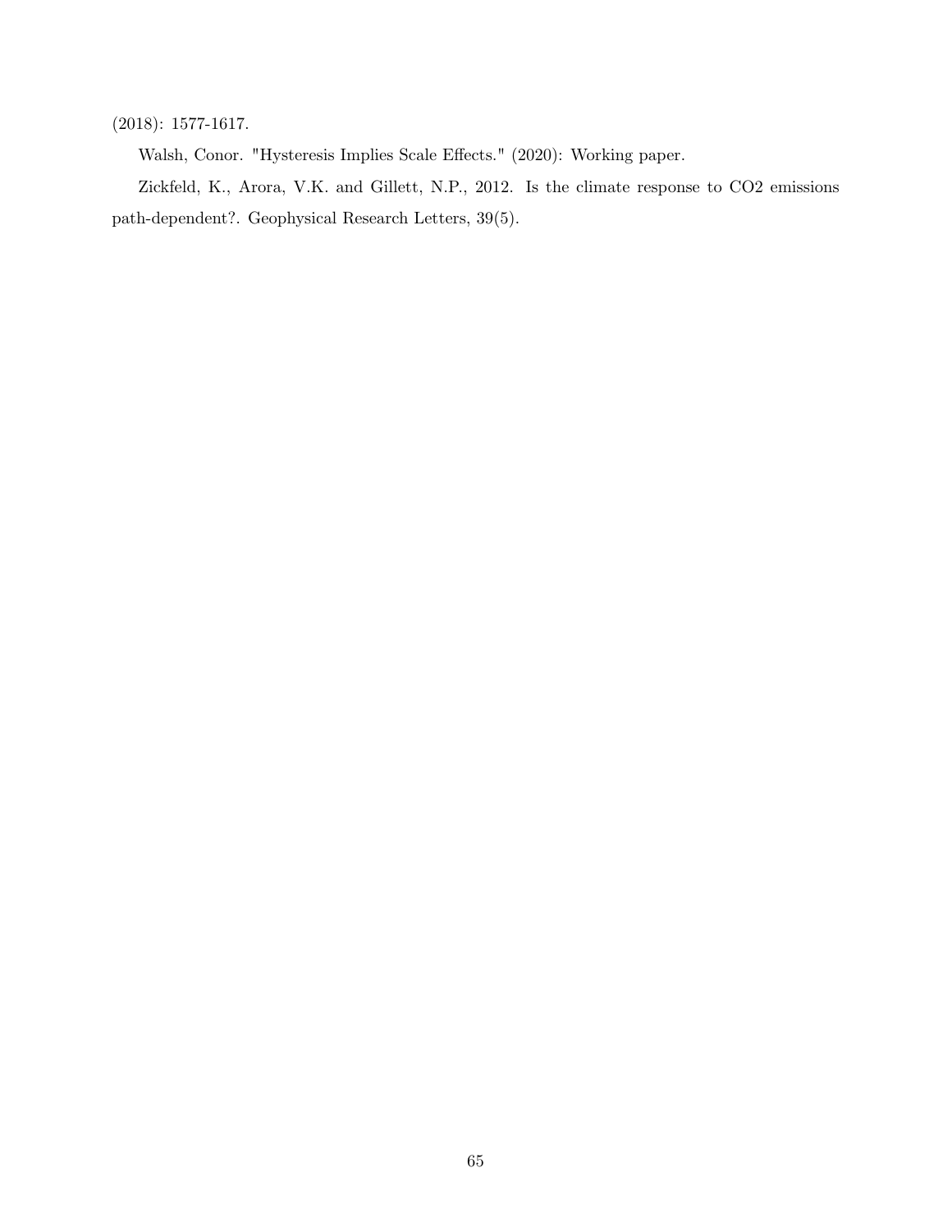(2018): 1577-1617.

Walsh, Conor. "Hysteresis Implies Scale Effects." (2020): Working paper.

Zickfeld, K., Arora, V.K. and Gillett, N.P., 2012. Is the climate response to CO2 emissions path-dependent?. Geophysical Research Letters, 39(5).